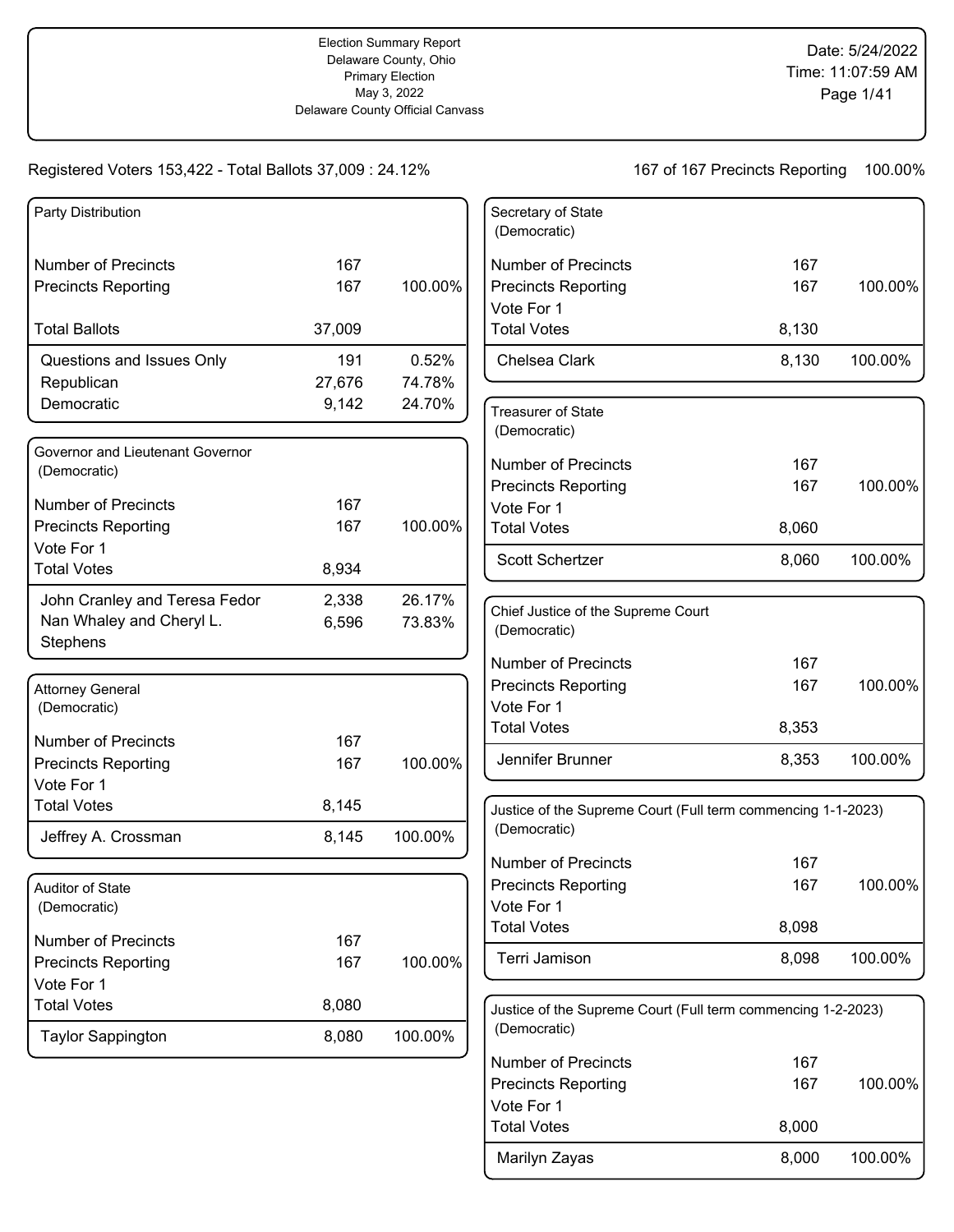Election Summary Report
Delaware County, Ohio
Primary Election
May 3, 2022
Delaware County Official Canvass

Date: 5/24/2022
Time: 11:07:59 AM

Registered Voters 153,422 - Total Ballots 37,009 : 24.12%

167 of 167 Precincts Reporting 100.00%

### Party Distribution

| | | |
|---|---|---|
| Number of Precincts | 167 | |
| Precincts Reporting | 167 | 100.00% |
| Total Ballots | 37,009 | |
| Questions and Issues Only | 191 | 0.52% |
| Republican | 27,676 | 74.78% |
| Democratic | 9,142 | 24.70% |

### Governor and Lieutenant Governor (Democratic)

| | | |
|---|---|---|
| Number of Precincts | 167 | |
| Precincts Reporting | 167 | 100.00% |
| Vote For 1 | | |
| Total Votes | 8,934 | |
| John Cranley and Teresa Fedor | 2,338 | 26.17% |
| Nan Whaley and Cheryl L. Stephens | 6,596 | 73.83% |

### Attorney General (Democratic)

| | | |
|---|---|---|
| Number of Precincts | 167 | |
| Precincts Reporting | 167 | 100.00% |
| Vote For 1 | | |
| Total Votes | 8,145 | |
| Jeffrey A. Crossman | 8,145 | 100.00% |

### Auditor of State (Democratic)

| | | |
|---|---|---|
| Number of Precincts | 167 | |
| Precincts Reporting | 167 | 100.00% |
| Vote For 1 | | |
| Total Votes | 8,080 | |
| Taylor Sappington | 8,080 | 100.00% |

### Secretary of State (Democratic)

| | | |
|---|---|---|
| Number of Precincts | 167 | |
| Precincts Reporting | 167 | 100.00% |
| Vote For 1 | | |
| Total Votes | 8,130 | |
| Chelsea Clark | 8,130 | 100.00% |

### Treasurer of State (Democratic)

| | | |
|---|---|---|
| Number of Precincts | 167 | |
| Precincts Reporting | 167 | 100.00% |
| Vote For 1 | | |
| Total Votes | 8,060 | |
| Scott Schertzer | 8,060 | 100.00% |

### Chief Justice of the Supreme Court (Democratic)

| | | |
|---|---|---|
| Number of Precincts | 167 | |
| Precincts Reporting | 167 | 100.00% |
| Vote For 1 | | |
| Total Votes | 8,353 | |
| Jennifer Brunner | 8,353 | 100.00% |

### Justice of the Supreme Court (Full term commencing 1-1-2023) (Democratic)

| | | |
|---|---|---|
| Number of Precincts | 167 | |
| Precincts Reporting | 167 | 100.00% |
| Vote For 1 | | |
| Total Votes | 8,098 | |
| Terri Jamison | 8,098 | 100.00% |

### Justice of the Supreme Court (Full term commencing 1-2-2023) (Democratic)

| | | |
|---|---|---|
| Number of Precincts | 167 | |
| Precincts Reporting | 167 | 100.00% |
| Vote For 1 | | |
| Total Votes | 8,000 | |
| Marilyn Zayas | 8,000 | 100.00% |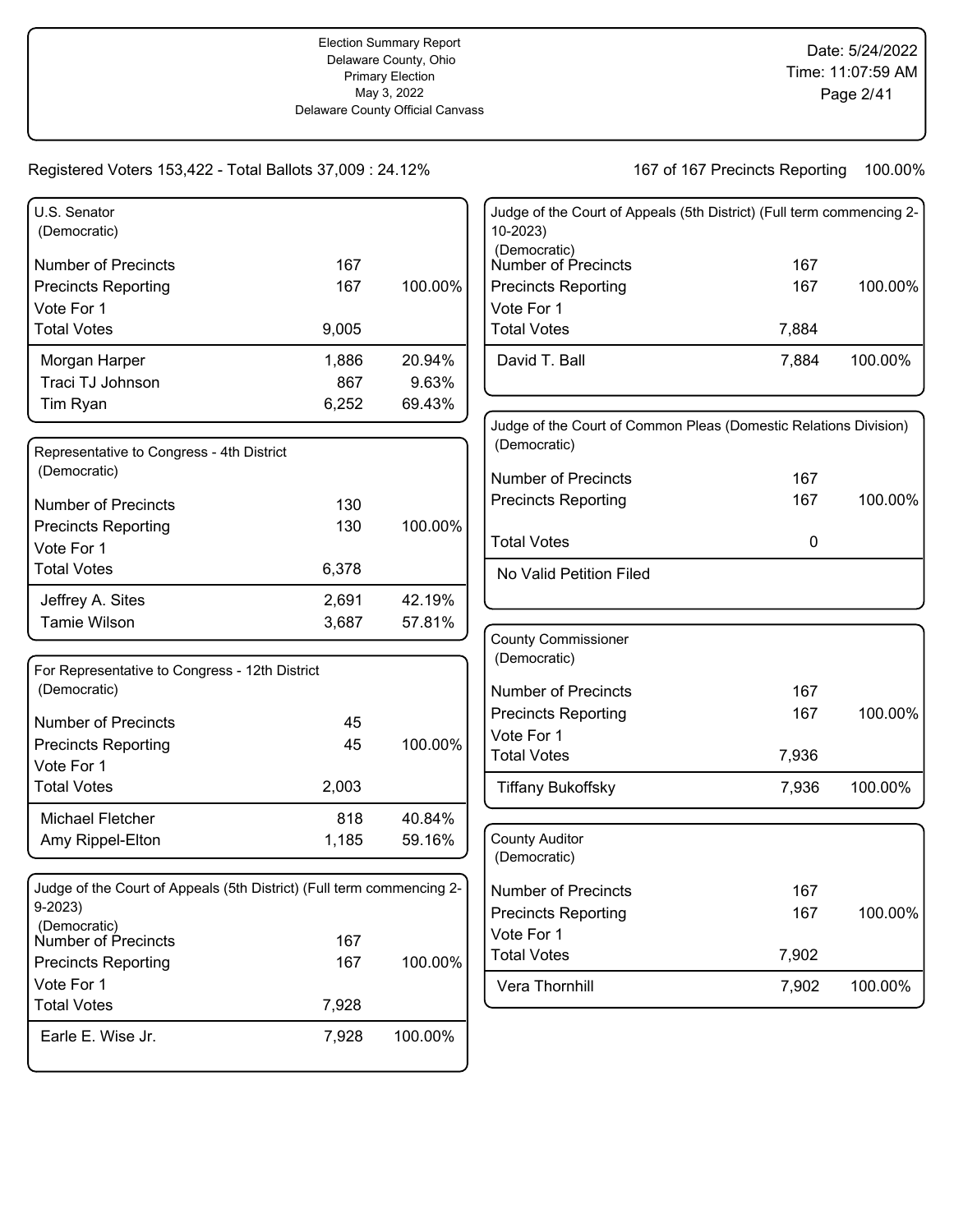Election Summary Report
Delaware County, Ohio
Primary Election
May 3, 2022
Delaware County Official Canvass

Date: 5/24/2022
Time: 11:07:59 AM

Registered Voters 153,422 - Total Ballots 37,009 : 24.12%

167 of 167 Precincts Reporting 100.00%

### U.S. Senator (Democratic)

| | | |
|---|---|---|
| Number of Precincts | 167 | |
| Precincts Reporting | 167 | 100.00% |
| Vote For 1 | | |
| Total Votes | 9,005 | |
| Morgan Harper | 1,886 | 20.94% |
| Traci TJ Johnson | 867 | 9.63% |
| Tim Ryan | 6,252 | 69.43% |

### Representative to Congress - 4th District (Democratic)

| | | |
|---|---|---|
| Number of Precincts | 130 | |
| Precincts Reporting | 130 | 100.00% |
| Vote For 1 | | |
| Total Votes | 6,378 | |
| Jeffrey A. Sites | 2,691 | 42.19% |
| Tamie Wilson | 3,687 | 57.81% |

### For Representative to Congress - 12th District (Democratic)

| | | |
|---|---|---|
| Number of Precincts | 45 | |
| Precincts Reporting | 45 | 100.00% |
| Vote For 1 | | |
| Total Votes | 2,003 | |
| Michael Fletcher | 818 | 40.84% |
| Amy Rippel-Elton | 1,185 | 59.16% |

### Judge of the Court of Appeals (5th District) (Full term commencing 2-9-2023) (Democratic)

| | | |
|---|---|---|
| Number of Precincts | 167 | |
| Precincts Reporting | 167 | 100.00% |
| Vote For 1 | | |
| Total Votes | 7,928 | |
| Earle E. Wise Jr. | 7,928 | 100.00% |

### Judge of the Court of Appeals (5th District) (Full term commencing 2-10-2023) (Democratic)

| | | |
|---|---|---|
| Number of Precincts | 167 | |
| Precincts Reporting | 167 | 100.00% |
| Vote For 1 | | |
| Total Votes | 7,884 | |
| David T. Ball | 7,884 | 100.00% |

### Judge of the Court of Common Pleas (Domestic Relations Division) (Democratic)

| | | |
|---|---|---|
| Number of Precincts | 167 | |
| Precincts Reporting | 167 | 100.00% |
| Total Votes | 0 | |
| No Valid Petition Filed | | |

### County Commissioner (Democratic)

| | | |
|---|---|---|
| Number of Precincts | 167 | |
| Precincts Reporting | 167 | 100.00% |
| Vote For 1 | | |
| Total Votes | 7,936 | |
| Tiffany Bukoffsky | 7,936 | 100.00% |

### County Auditor (Democratic)

| | | |
|---|---|---|
| Number of Precincts | 167 | |
| Precincts Reporting | 167 | 100.00% |
| Vote For 1 | | |
| Total Votes | 7,902 | |
| Vera Thornhill | 7,902 | 100.00% |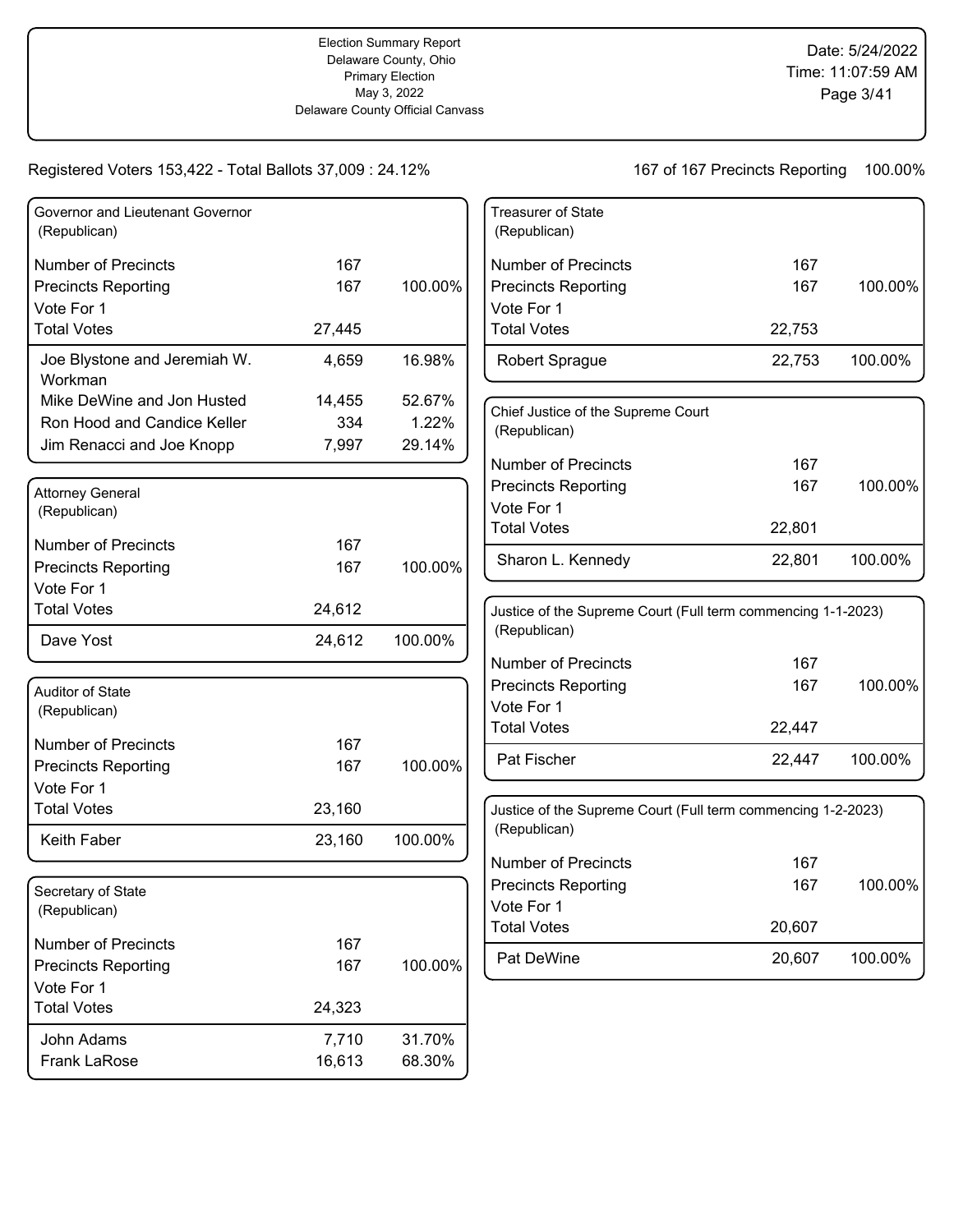Election Summary Report
Delaware County, Ohio
Primary Election
May 3, 2022
Delaware County Official Canvass

Date: 5/24/2022
Time: 11:07:59 AM

Registered Voters 153,422 - Total Ballots 37,009 : 24.12%

167 of 167 Precincts Reporting 100.00%

### Governor and Lieutenant Governor (Republican)

| | | |
|---|---|---|
| Number of Precincts | 167 | |
| Precincts Reporting | 167 | 100.00% |
| Vote For 1 | | |
| Total Votes | 27,445 | |
| Joe Blystone and Jeremiah W. Workman | 4,659 | 16.98% |
| Mike DeWine and Jon Husted | 14,455 | 52.67% |
| Ron Hood and Candice Keller | 334 | 1.22% |
| Jim Renacci and Joe Knopp | 7,997 | 29.14% |

### Attorney General (Republican)

| | | |
|---|---|---|
| Number of Precincts | 167 | |
| Precincts Reporting | 167 | 100.00% |
| Vote For 1 | | |
| Total Votes | 24,612 | |
| Dave Yost | 24,612 | 100.00% |

### Auditor of State (Republican)

| | | |
|---|---|---|
| Number of Precincts | 167 | |
| Precincts Reporting | 167 | 100.00% |
| Vote For 1 | | |
| Total Votes | 23,160 | |
| Keith Faber | 23,160 | 100.00% |

### Secretary of State (Republican)

| | | |
|---|---|---|
| Number of Precincts | 167 | |
| Precincts Reporting | 167 | 100.00% |
| Vote For 1 | | |
| Total Votes | 24,323 | |
| John Adams | 7,710 | 31.70% |
| Frank LaRose | 16,613 | 68.30% |

### Treasurer of State (Republican)

| | | |
|---|---|---|
| Number of Precincts | 167 | |
| Precincts Reporting | 167 | 100.00% |
| Vote For 1 | | |
| Total Votes | 22,753 | |
| Robert Sprague | 22,753 | 100.00% |

### Chief Justice of the Supreme Court (Republican)

| | | |
|---|---|---|
| Number of Precincts | 167 | |
| Precincts Reporting | 167 | 100.00% |
| Vote For 1 | | |
| Total Votes | 22,801 | |
| Sharon L. Kennedy | 22,801 | 100.00% |

### Justice of the Supreme Court (Full term commencing 1-1-2023) (Republican)

| | | |
|---|---|---|
| Number of Precincts | 167 | |
| Precincts Reporting | 167 | 100.00% |
| Vote For 1 | | |
| Total Votes | 22,447 | |
| Pat Fischer | 22,447 | 100.00% |

### Justice of the Supreme Court (Full term commencing 1-2-2023) (Republican)

| | | |
|---|---|---|
| Number of Precincts | 167 | |
| Precincts Reporting | 167 | 100.00% |
| Vote For 1 | | |
| Total Votes | 20,607 | |
| Pat DeWine | 20,607 | 100.00% |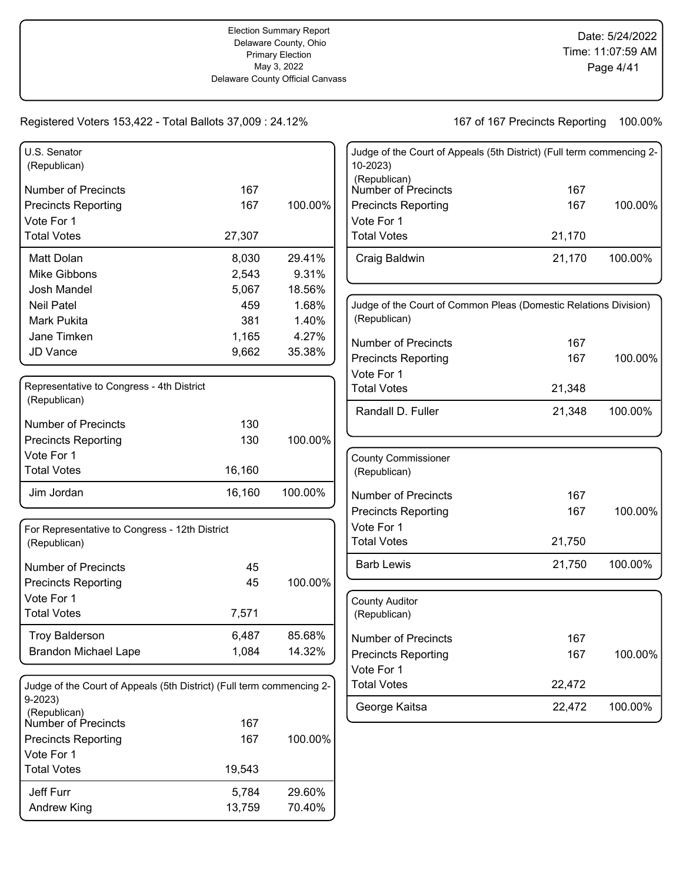Election Summary Report
Delaware County, Ohio
Primary Election
May 3, 2022
Delaware County Official Canvass

Date: 5/24/2022
Time: 11:07:59 AM

Registered Voters 153,422 - Total Ballots 37,009 : 24.12%

167 of 167 Precincts Reporting 100.00%

### U.S. Senator (Republican)

| | | |
|---|---|---|
| Number of Precincts | 167 | |
| Precincts Reporting | 167 | 100.00% |
| Vote For 1 | | |
| Total Votes | 27,307 | |
| Matt Dolan | 8,030 | 29.41% |
| Mike Gibbons | 2,543 | 9.31% |
| Josh Mandel | 5,067 | 18.56% |
| Neil Patel | 459 | 1.68% |
| Mark Pukita | 381 | 1.40% |
| Jane Timken | 1,165 | 4.27% |
| JD Vance | 9,662 | 35.38% |

### Representative to Congress - 4th District (Republican)

| | | |
|---|---|---|
| Number of Precincts | 130 | |
| Precincts Reporting | 130 | 100.00% |
| Vote For 1 | | |
| Total Votes | 16,160 | |
| Jim Jordan | 16,160 | 100.00% |

### For Representative to Congress - 12th District (Republican)

| | | |
|---|---|---|
| Number of Precincts | 45 | |
| Precincts Reporting | 45 | 100.00% |
| Vote For 1 | | |
| Total Votes | 7,571 | |
| Troy Balderson | 6,487 | 85.68% |
| Brandon Michael Lape | 1,084 | 14.32% |

### Judge of the Court of Appeals (5th District) (Full term commencing 2-9-2023) (Republican)

| | | |
|---|---|---|
| Number of Precincts | 167 | |
| Precincts Reporting | 167 | 100.00% |
| Vote For 1 | | |
| Total Votes | 19,543 | |
| Jeff Furr | 5,784 | 29.60% |
| Andrew King | 13,759 | 70.40% |

### Judge of the Court of Appeals (5th District) (Full term commencing 2-10-2023) (Republican)

| | | |
|---|---|---|
| Number of Precincts | 167 | |
| Precincts Reporting | 167 | 100.00% |
| Vote For 1 | | |
| Total Votes | 21,170 | |
| Craig Baldwin | 21,170 | 100.00% |

### Judge of the Court of Common Pleas (Domestic Relations Division) (Republican)

| | | |
|---|---|---|
| Number of Precincts | 167 | |
| Precincts Reporting | 167 | 100.00% |
| Vote For 1 | | |
| Total Votes | 21,348 | |
| Randall D. Fuller | 21,348 | 100.00% |

### County Commissioner (Republican)

| | | |
|---|---|---|
| Number of Precincts | 167 | |
| Precincts Reporting | 167 | 100.00% |
| Vote For 1 | | |
| Total Votes | 21,750 | |
| Barb Lewis | 21,750 | 100.00% |

### County Auditor (Republican)

| | | |
|---|---|---|
| Number of Precincts | 167 | |
| Precincts Reporting | 167 | 100.00% |
| Vote For 1 | | |
| Total Votes | 22,472 | |
| George Kaitsa | 22,472 | 100.00% |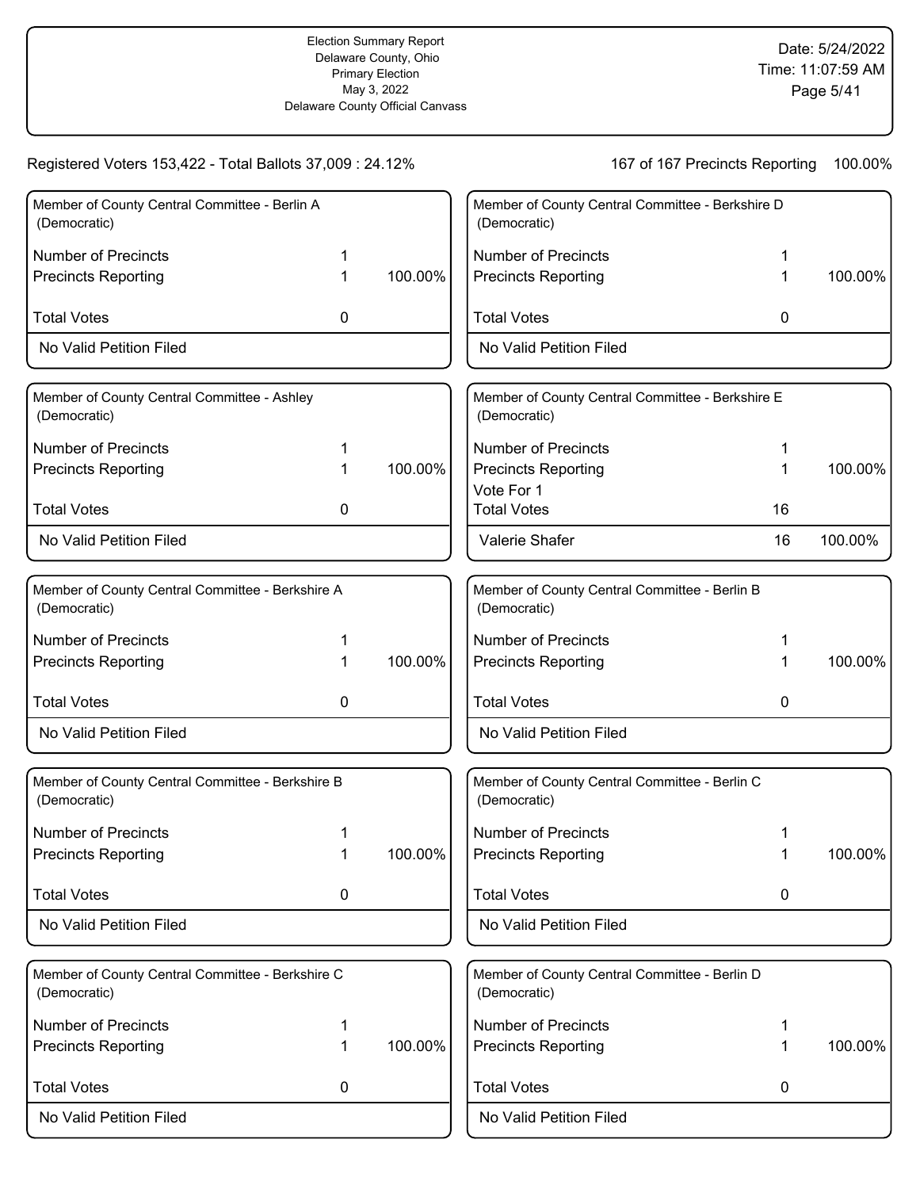Election Summary Report
Delaware County, Ohio
Primary Election
May 3, 2022
Delaware County Official Canvass

Date: 5/24/2022
Time: 11:07:59 AM

Registered Voters 153,422 - Total Ballots 37,009 : 24.12%

167 of 167 Precincts Reporting 100.00%

### Member of County Central Committee - Berlin A (Democratic)

| | | |
|---|---|---|
| Number of Precincts | 1 | |
| Precincts Reporting | 1 | 100.00% |
| Total Votes | 0 | |
| No Valid Petition Filed | | |

### Member of County Central Committee - Ashley (Democratic)

| | | |
|---|---|---|
| Number of Precincts | 1 | |
| Precincts Reporting | 1 | 100.00% |
| Total Votes | 0 | |
| No Valid Petition Filed | | |

### Member of County Central Committee - Berkshire A (Democratic)

| | | |
|---|---|---|
| Number of Precincts | 1 | |
| Precincts Reporting | 1 | 100.00% |
| Total Votes | 0 | |
| No Valid Petition Filed | | |

### Member of County Central Committee - Berkshire B (Democratic)

| | | |
|---|---|---|
| Number of Precincts | 1 | |
| Precincts Reporting | 1 | 100.00% |
| Total Votes | 0 | |
| No Valid Petition Filed | | |

### Member of County Central Committee - Berkshire C (Democratic)

| | | |
|---|---|---|
| Number of Precincts | 1 | |
| Precincts Reporting | 1 | 100.00% |
| Total Votes | 0 | |
| No Valid Petition Filed | | |

### Member of County Central Committee - Berkshire D (Democratic)

| | | |
|---|---|---|
| Number of Precincts | 1 | |
| Precincts Reporting | 1 | 100.00% |
| Total Votes | 0 | |
| No Valid Petition Filed | | |

### Member of County Central Committee - Berkshire E (Democratic)

| | | |
|---|---|---|
| Number of Precincts | 1 | |
| Precincts Reporting | 1 | 100.00% |
| Vote For 1 | | |
| Total Votes | 16 | |
| Valerie Shafer | 16 | 100.00% |

### Member of County Central Committee - Berlin B (Democratic)

| | | |
|---|---|---|
| Number of Precincts | 1 | |
| Precincts Reporting | 1 | 100.00% |
| Total Votes | 0 | |
| No Valid Petition Filed | | |

### Member of County Central Committee - Berlin C (Democratic)

| | | |
|---|---|---|
| Number of Precincts | 1 | |
| Precincts Reporting | 1 | 100.00% |
| Total Votes | 0 | |
| No Valid Petition Filed | | |

### Member of County Central Committee - Berlin D (Democratic)

| | | |
|---|---|---|
| Number of Precincts | 1 | |
| Precincts Reporting | 1 | 100.00% |
| Total Votes | 0 | |
| No Valid Petition Filed | | |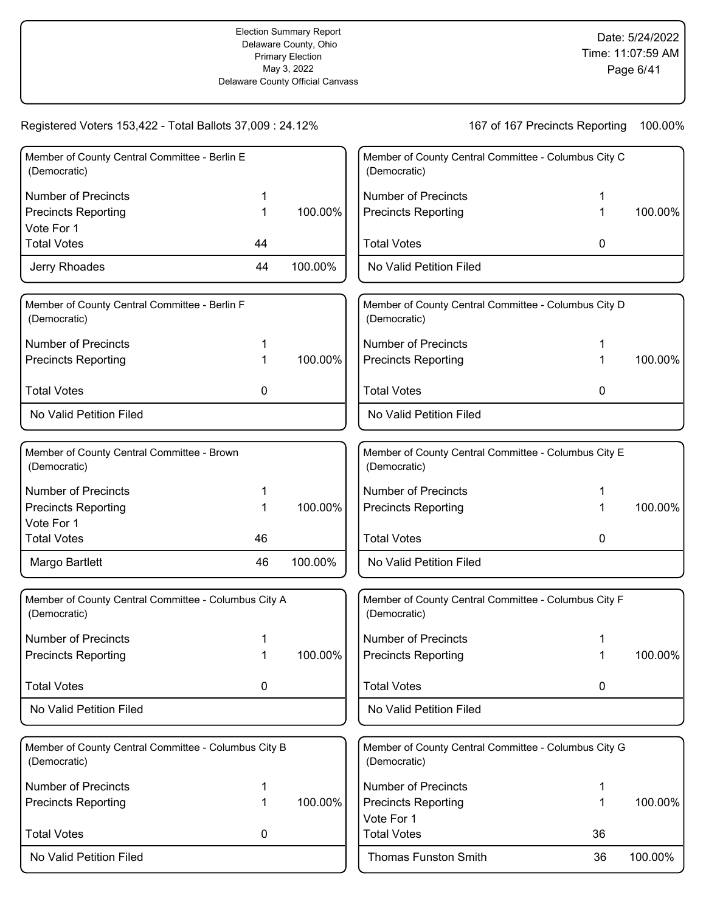Election Summary Report
Delaware County, Ohio
Primary Election
May 3, 2022
Delaware County Official Canvass

Date: 5/24/2022
Time: 11:07:59 AM

Registered Voters 153,422 - Total Ballots 37,009 : 24.12%

167 of 167 Precincts Reporting 100.00%

### Member of County Central Committee - Berlin E (Democratic)

| | | |
|---|---|---|
| Number of Precincts | 1 | |
| Precincts Reporting | 1 | 100.00% |
| Vote For 1 | | |
| Total Votes | 44 | |
| Jerry Rhoades | 44 | 100.00% |

### Member of County Central Committee - Berlin F (Democratic)

| | | |
|---|---|---|
| Number of Precincts | 1 | |
| Precincts Reporting | 1 | 100.00% |
| Total Votes | 0 | |
| No Valid Petition Filed | | |

### Member of County Central Committee - Brown (Democratic)

| | | |
|---|---|---|
| Number of Precincts | 1 | |
| Precincts Reporting | 1 | 100.00% |
| Vote For 1 | | |
| Total Votes | 46 | |
| Margo Bartlett | 46 | 100.00% |

### Member of County Central Committee - Columbus City A (Democratic)

| | | |
|---|---|---|
| Number of Precincts | 1 | |
| Precincts Reporting | 1 | 100.00% |
| Total Votes | 0 | |
| No Valid Petition Filed | | |

### Member of County Central Committee - Columbus City B (Democratic)

| | | |
|---|---|---|
| Number of Precincts | 1 | |
| Precincts Reporting | 1 | 100.00% |
| Total Votes | 0 | |
| No Valid Petition Filed | | |

### Member of County Central Committee - Columbus City C (Democratic)

| | | |
|---|---|---|
| Number of Precincts | 1 | |
| Precincts Reporting | 1 | 100.00% |
| Total Votes | 0 | |
| No Valid Petition Filed | | |

### Member of County Central Committee - Columbus City D (Democratic)

| | | |
|---|---|---|
| Number of Precincts | 1 | |
| Precincts Reporting | 1 | 100.00% |
| Total Votes | 0 | |
| No Valid Petition Filed | | |

### Member of County Central Committee - Columbus City E (Democratic)

| | | |
|---|---|---|
| Number of Precincts | 1 | |
| Precincts Reporting | 1 | 100.00% |
| Total Votes | 0 | |
| No Valid Petition Filed | | |

### Member of County Central Committee - Columbus City F (Democratic)

| | | |
|---|---|---|
| Number of Precincts | 1 | |
| Precincts Reporting | 1 | 100.00% |
| Total Votes | 0 | |
| No Valid Petition Filed | | |

### Member of County Central Committee - Columbus City G (Democratic)

| | | |
|---|---|---|
| Number of Precincts | 1 | |
| Precincts Reporting | 1 | 100.00% |
| Vote For 1 | | |
| Total Votes | 36 | |
| Thomas Funston Smith | 36 | 100.00% |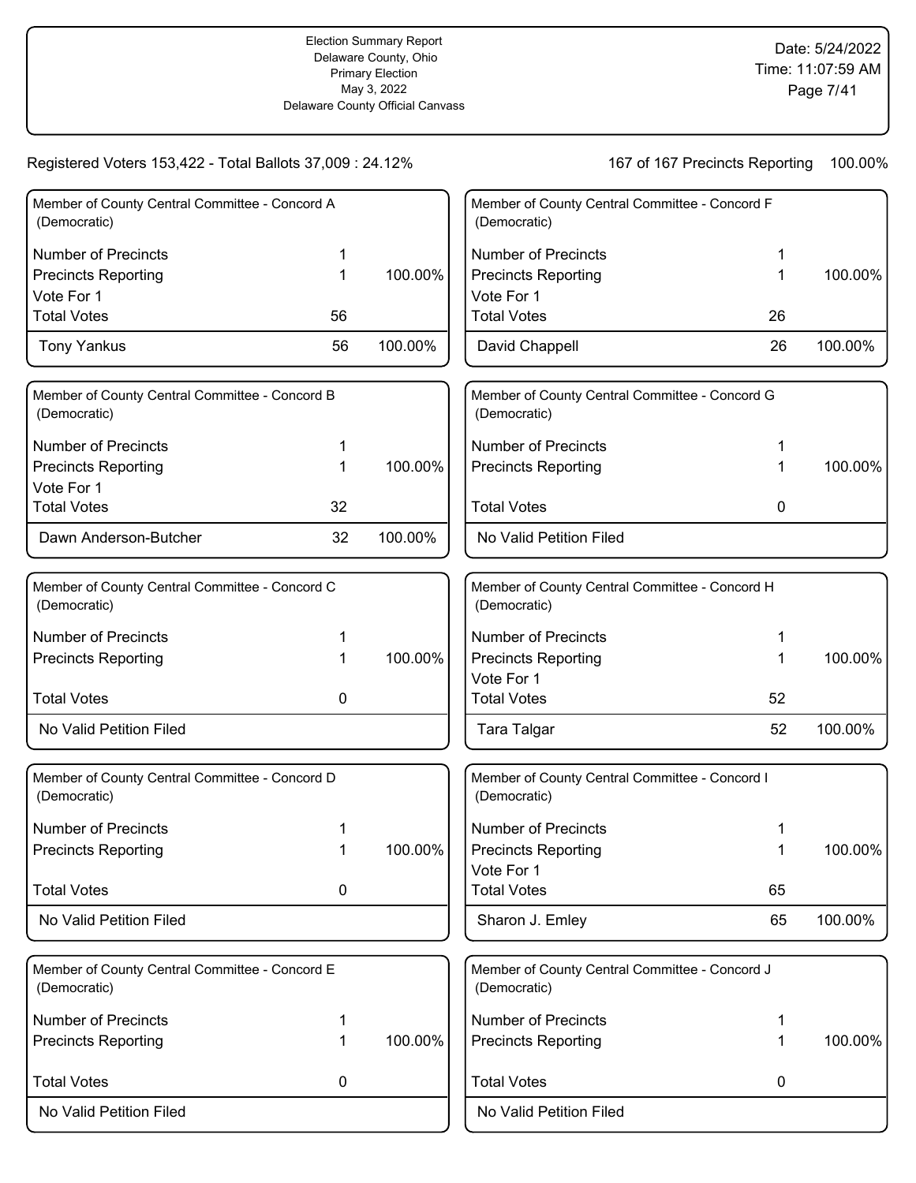Registered Voters 153,422 - Total Ballots 37,009 : 24.12%

167 of 167 Precincts Reporting 100.00%

### Member of County Central Committee - Concord A (Democratic)

| | | |
|---|---|---|
| Number of Precincts | 1 | |
| Precincts Reporting | 1 | 100.00% |
| Vote For 1 | | |
| Total Votes | 56 | |
| Tony Yankus | 56 | 100.00% |

### Member of County Central Committee - Concord B (Democratic)

| | | |
|---|---|---|
| Number of Precincts | 1 | |
| Precincts Reporting | 1 | 100.00% |
| Vote For 1 | | |
| Total Votes | 32 | |
| Dawn Anderson-Butcher | 32 | 100.00% |

### Member of County Central Committee - Concord C (Democratic)

| | | |
|---|---|---|
| Number of Precincts | 1 | |
| Precincts Reporting | 1 | 100.00% |
| Total Votes | 0 | |
| No Valid Petition Filed | | |

### Member of County Central Committee - Concord D (Democratic)

| | | |
|---|---|---|
| Number of Precincts | 1 | |
| Precincts Reporting | 1 | 100.00% |
| Total Votes | 0 | |
| No Valid Petition Filed | | |

### Member of County Central Committee - Concord E (Democratic)

| | | |
|---|---|---|
| Number of Precincts | 1 | |
| Precincts Reporting | 1 | 100.00% |
| Total Votes | 0 | |
| No Valid Petition Filed | | |

### Member of County Central Committee - Concord F (Democratic)

| | | |
|---|---|---|
| Number of Precincts | 1 | |
| Precincts Reporting | 1 | 100.00% |
| Vote For 1 | | |
| Total Votes | 26 | |
| David Chappell | 26 | 100.00% |

### Member of County Central Committee - Concord G (Democratic)

| | | |
|---|---|---|
| Number of Precincts | 1 | |
| Precincts Reporting | 1 | 100.00% |
| Total Votes | 0 | |
| No Valid Petition Filed | | |

### Member of County Central Committee - Concord H (Democratic)

| | | |
|---|---|---|
| Number of Precincts | 1 | |
| Precincts Reporting | 1 | 100.00% |
| Vote For 1 | | |
| Total Votes | 52 | |
| Tara Talgar | 52 | 100.00% |

### Member of County Central Committee - Concord I (Democratic)

| | | |
|---|---|---|
| Number of Precincts | 1 | |
| Precincts Reporting | 1 | 100.00% |
| Vote For 1 | | |
| Total Votes | 65 | |
| Sharon J. Emley | 65 | 100.00% |

### Member of County Central Committee - Concord J (Democratic)

| | | |
|---|---|---|
| Number of Precincts | 1 | |
| Precincts Reporting | 1 | 100.00% |
| Total Votes | 0 | |
| No Valid Petition Filed | | |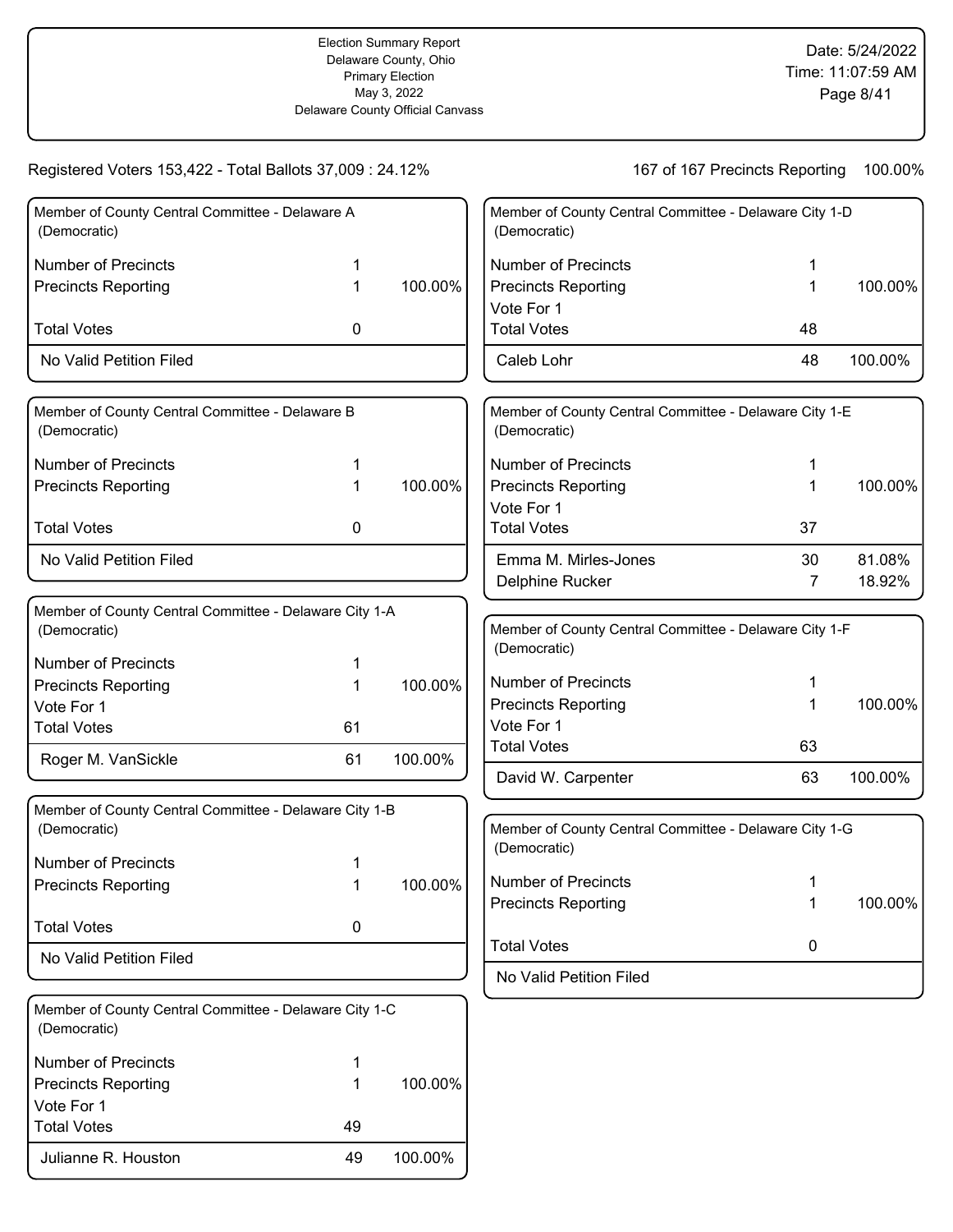Election Summary Report
Delaware County, Ohio
Primary Election
May 3, 2022
Delaware County Official Canvass

Date: 5/24/2022
Time: 11:07:59 AM

Registered Voters 153,422 - Total Ballots 37,009 : 24.12%

167 of 167 Precincts Reporting 100.00%

### Member of County Central Committee - Delaware A (Democratic)

| | | |
|---|---|---|
| Number of Precincts | 1 | |
| Precincts Reporting | 1 | 100.00% |
| Total Votes | 0 | |
| No Valid Petition Filed | | |

### Member of County Central Committee - Delaware B (Democratic)

| | | |
|---|---|---|
| Number of Precincts | 1 | |
| Precincts Reporting | 1 | 100.00% |
| Total Votes | 0 | |
| No Valid Petition Filed | | |

### Member of County Central Committee - Delaware City 1-A (Democratic)

| | | |
|---|---|---|
| Number of Precincts | 1 | |
| Precincts Reporting | 1 | 100.00% |
| Vote For 1 | | |
| Total Votes | 61 | |
| Roger M. VanSickle | 61 | 100.00% |

### Member of County Central Committee - Delaware City 1-B (Democratic)

| | | |
|---|---|---|
| Number of Precincts | 1 | |
| Precincts Reporting | 1 | 100.00% |
| Total Votes | 0 | |
| No Valid Petition Filed | | |

### Member of County Central Committee - Delaware City 1-C (Democratic)

| | | |
|---|---|---|
| Number of Precincts | 1 | |
| Precincts Reporting | 1 | 100.00% |
| Vote For 1 | | |
| Total Votes | 49 | |
| Julianne R. Houston | 49 | 100.00% |

### Member of County Central Committee - Delaware City 1-D (Democratic)

| | | |
|---|---|---|
| Number of Precincts | 1 | |
| Precincts Reporting | 1 | 100.00% |
| Vote For 1 | | |
| Total Votes | 48 | |
| Caleb Lohr | 48 | 100.00% |

### Member of County Central Committee - Delaware City 1-E (Democratic)

| | | |
|---|---|---|
| Number of Precincts | 1 | |
| Precincts Reporting | 1 | 100.00% |
| Vote For 1 | | |
| Total Votes | 37 | |
| Emma M. Mirles-Jones | 30 | 81.08% |
| Delphine Rucker | 7 | 18.92% |

### Member of County Central Committee - Delaware City 1-F (Democratic)

| | | |
|---|---|---|
| Number of Precincts | 1 | |
| Precincts Reporting | 1 | 100.00% |
| Vote For 1 | | |
| Total Votes | 63 | |
| David W. Carpenter | 63 | 100.00% |

### Member of County Central Committee - Delaware City 1-G (Democratic)

| | | |
|---|---|---|
| Number of Precincts | 1 | |
| Precincts Reporting | 1 | 100.00% |
| Total Votes | 0 | |
| No Valid Petition Filed | | |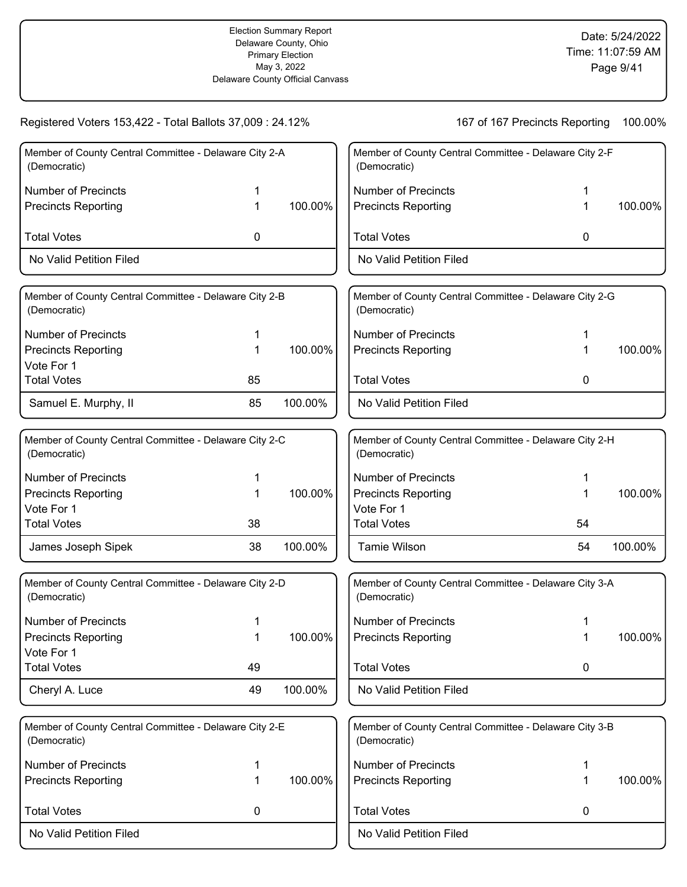Election Summary Report
Delaware County, Ohio
Primary Election
May 3, 2022
Delaware County Official Canvass

Date: 5/24/2022
Time: 11:07:59 AM

Registered Voters 153,422 - Total Ballots 37,009 : 24.12%

167 of 167 Precincts Reporting 100.00%

### Member of County Central Committee - Delaware City 2-A (Democratic)

| | | |
|---|---|---|
| Number of Precincts | 1 | |
| Precincts Reporting | 1 | 100.00% |
| Total Votes | 0 | |
| No Valid Petition Filed | | |

### Member of County Central Committee - Delaware City 2-B (Democratic)

| | | |
|---|---|---|
| Number of Precincts | 1 | |
| Precincts Reporting | 1 | 100.00% |
| Vote For 1 | | |
| Total Votes | 85 | |
| Samuel E. Murphy, II | 85 | 100.00% |

### Member of County Central Committee - Delaware City 2-C (Democratic)

| | | |
|---|---|---|
| Number of Precincts | 1 | |
| Precincts Reporting | 1 | 100.00% |
| Vote For 1 | | |
| Total Votes | 38 | |
| James Joseph Sipek | 38 | 100.00% |

### Member of County Central Committee - Delaware City 2-D (Democratic)

| | | |
|---|---|---|
| Number of Precincts | 1 | |
| Precincts Reporting | 1 | 100.00% |
| Vote For 1 | | |
| Total Votes | 49 | |
| Cheryl A. Luce | 49 | 100.00% |

### Member of County Central Committee - Delaware City 2-E (Democratic)

| | | |
|---|---|---|
| Number of Precincts | 1 | |
| Precincts Reporting | 1 | 100.00% |
| Total Votes | 0 | |
| No Valid Petition Filed | | |

### Member of County Central Committee - Delaware City 2-F (Democratic)

| | | |
|---|---|---|
| Number of Precincts | 1 | |
| Precincts Reporting | 1 | 100.00% |
| Total Votes | 0 | |
| No Valid Petition Filed | | |

### Member of County Central Committee - Delaware City 2-G (Democratic)

| | | |
|---|---|---|
| Number of Precincts | 1 | |
| Precincts Reporting | 1 | 100.00% |
| Total Votes | 0 | |
| No Valid Petition Filed | | |

### Member of County Central Committee - Delaware City 2-H (Democratic)

| | | |
|---|---|---|
| Number of Precincts | 1 | |
| Precincts Reporting | 1 | 100.00% |
| Vote For 1 | | |
| Total Votes | 54 | |
| Tamie Wilson | 54 | 100.00% |

### Member of County Central Committee - Delaware City 3-A (Democratic)

| | | |
|---|---|---|
| Number of Precincts | 1 | |
| Precincts Reporting | 1 | 100.00% |
| Total Votes | 0 | |
| No Valid Petition Filed | | |

### Member of County Central Committee - Delaware City 3-B (Democratic)

| | | |
|---|---|---|
| Number of Precincts | 1 | |
| Precincts Reporting | 1 | 100.00% |
| Total Votes | 0 | |
| No Valid Petition Filed | | |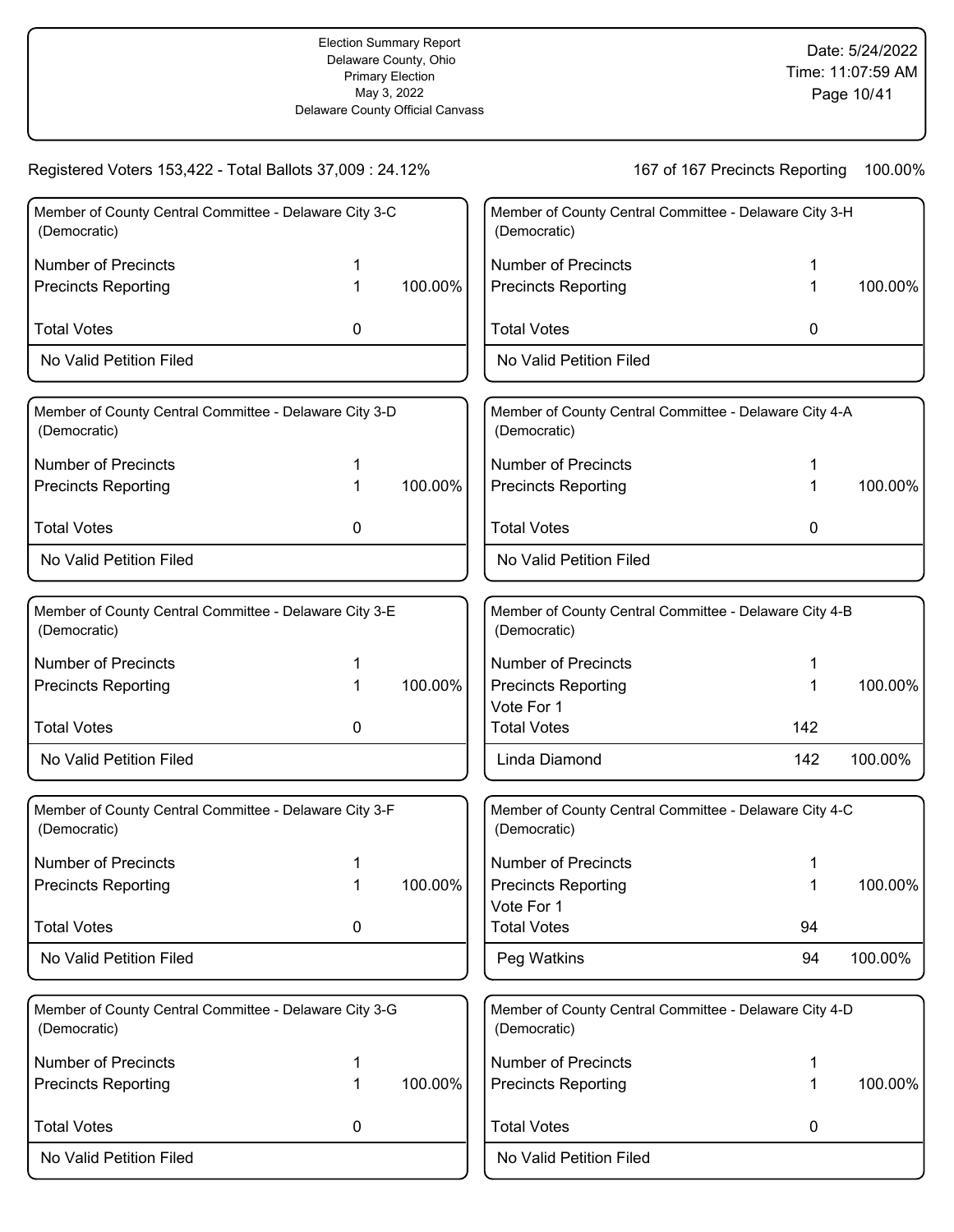Election Summary Report
Delaware County, Ohio
Primary Election
May 3, 2022
Delaware County Official Canvass

Date: 5/24/2022
Time: 11:07:59 AM

Registered Voters 153,422 - Total Ballots 37,009 : 24.12%

167 of 167 Precincts Reporting 100.00%

### Member of County Central Committee - Delaware City 3-C (Democratic)

| | | |
|---|---|---|
| Number of Precincts | 1 | |
| Precincts Reporting | 1 | 100.00% |
| Total Votes | 0 | |
| No Valid Petition Filed | | |

### Member of County Central Committee - Delaware City 3-D (Democratic)

| | | |
|---|---|---|
| Number of Precincts | 1 | |
| Precincts Reporting | 1 | 100.00% |
| Total Votes | 0 | |
| No Valid Petition Filed | | |

### Member of County Central Committee - Delaware City 3-E (Democratic)

| | | |
|---|---|---|
| Number of Precincts | 1 | |
| Precincts Reporting | 1 | 100.00% |
| Total Votes | 0 | |
| No Valid Petition Filed | | |

### Member of County Central Committee - Delaware City 3-F (Democratic)

| | | |
|---|---|---|
| Number of Precincts | 1 | |
| Precincts Reporting | 1 | 100.00% |
| Total Votes | 0 | |
| No Valid Petition Filed | | |

### Member of County Central Committee - Delaware City 3-G (Democratic)

| | | |
|---|---|---|
| Number of Precincts | 1 | |
| Precincts Reporting | 1 | 100.00% |
| Total Votes | 0 | |
| No Valid Petition Filed | | |

### Member of County Central Committee - Delaware City 3-H (Democratic)

| | | |
|---|---|---|
| Number of Precincts | 1 | |
| Precincts Reporting | 1 | 100.00% |
| Total Votes | 0 | |
| No Valid Petition Filed | | |

### Member of County Central Committee - Delaware City 4-A (Democratic)

| | | |
|---|---|---|
| Number of Precincts | 1 | |
| Precincts Reporting | 1 | 100.00% |
| Total Votes | 0 | |
| No Valid Petition Filed | | |

### Member of County Central Committee - Delaware City 4-B (Democratic)

| | | |
|---|---|---|
| Number of Precincts | 1 | |
| Precincts Reporting | 1 | 100.00% |
| Vote For 1 | | |
| Total Votes | 142 | |
| Linda Diamond | 142 | 100.00% |

### Member of County Central Committee - Delaware City 4-C (Democratic)

| | | |
|---|---|---|
| Number of Precincts | 1 | |
| Precincts Reporting | 1 | 100.00% |
| Vote For 1 | | |
| Total Votes | 94 | |
| Peg Watkins | 94 | 100.00% |

### Member of County Central Committee - Delaware City 4-D (Democratic)

| | | |
|---|---|---|
| Number of Precincts | 1 | |
| Precincts Reporting | 1 | 100.00% |
| Total Votes | 0 | |
| No Valid Petition Filed | | |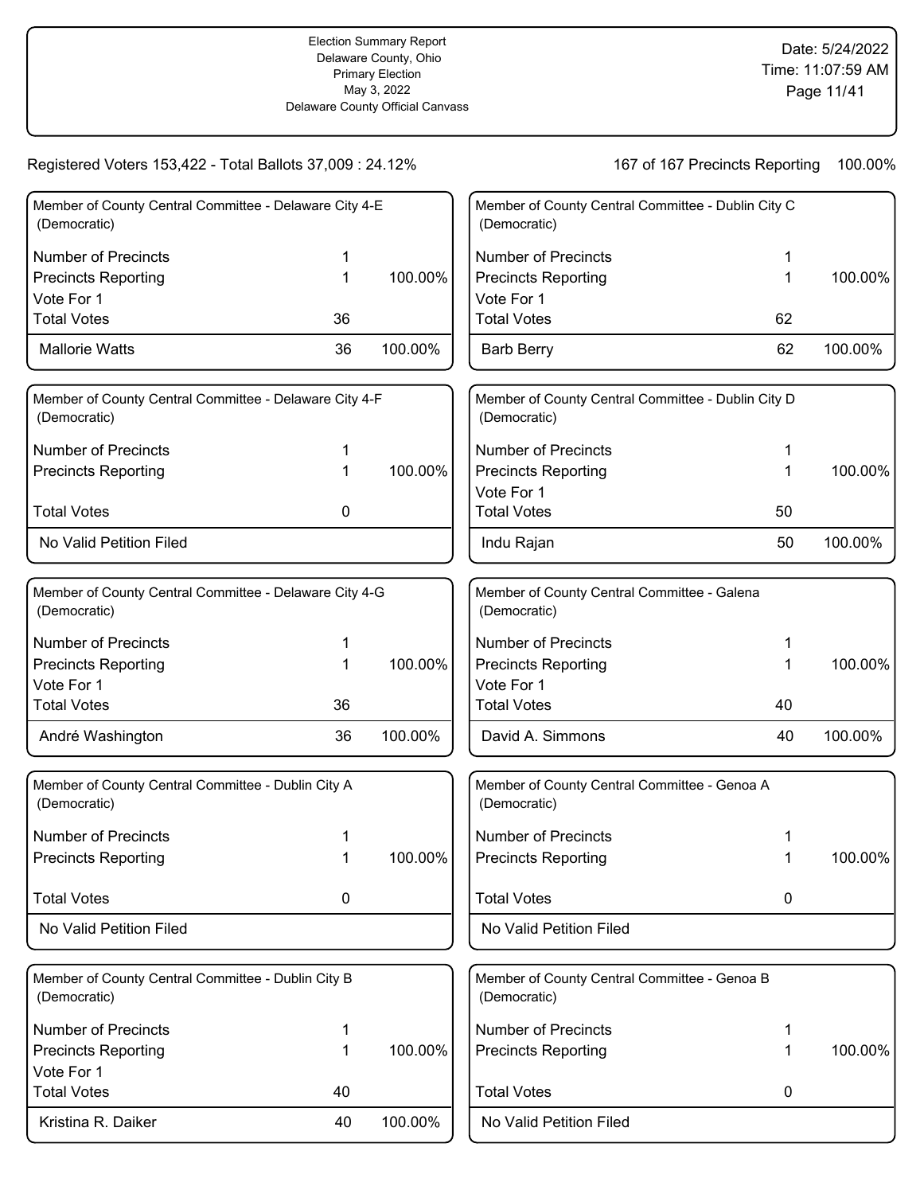Election Summary Report
Delaware County, Ohio
Primary Election
May 3, 2022
Delaware County Official Canvass

Date: 5/24/2022
Time: 11:07:59 AM

Registered Voters 153,422 - Total Ballots 37,009 : 24.12%

167 of 167 Precincts Reporting 100.00%

### Member of County Central Committee - Delaware City 4-E (Democratic)

| | | |
|---|---|---|
| Number of Precincts | 1 | |
| Precincts Reporting | 1 | 100.00% |
| Vote For 1 | | |
| Total Votes | 36 | |
| Mallorie Watts | 36 | 100.00% |

### Member of County Central Committee - Delaware City 4-F (Democratic)

| | | |
|---|---|---|
| Number of Precincts | 1 | |
| Precincts Reporting | 1 | 100.00% |
| Total Votes | 0 | |
| No Valid Petition Filed | | |

### Member of County Central Committee - Delaware City 4-G (Democratic)

| | | |
|---|---|---|
| Number of Precincts | 1 | |
| Precincts Reporting | 1 | 100.00% |
| Vote For 1 | | |
| Total Votes | 36 | |
| André Washington | 36 | 100.00% |

### Member of County Central Committee - Dublin City A (Democratic)

| | | |
|---|---|---|
| Number of Precincts | 1 | |
| Precincts Reporting | 1 | 100.00% |
| Total Votes | 0 | |
| No Valid Petition Filed | | |

### Member of County Central Committee - Dublin City B (Democratic)

| | | |
|---|---|---|
| Number of Precincts | 1 | |
| Precincts Reporting | 1 | 100.00% |
| Vote For 1 | | |
| Total Votes | 40 | |
| Kristina R. Daiker | 40 | 100.00% |

### Member of County Central Committee - Dublin City C (Democratic)

| | | |
|---|---|---|
| Number of Precincts | 1 | |
| Precincts Reporting | 1 | 100.00% |
| Vote For 1 | | |
| Total Votes | 62 | |
| Barb Berry | 62 | 100.00% |

### Member of County Central Committee - Dublin City D (Democratic)

| | | |
|---|---|---|
| Number of Precincts | 1 | |
| Precincts Reporting | 1 | 100.00% |
| Vote For 1 | | |
| Total Votes | 50 | |
| Indu Rajan | 50 | 100.00% |

### Member of County Central Committee - Galena (Democratic)

| | | |
|---|---|---|
| Number of Precincts | 1 | |
| Precincts Reporting | 1 | 100.00% |
| Vote For 1 | | |
| Total Votes | 40 | |
| David A. Simmons | 40 | 100.00% |

### Member of County Central Committee - Genoa A (Democratic)

| | | |
|---|---|---|
| Number of Precincts | 1 | |
| Precincts Reporting | 1 | 100.00% |
| Total Votes | 0 | |
| No Valid Petition Filed | | |

### Member of County Central Committee - Genoa B (Democratic)

| | | |
|---|---|---|
| Number of Precincts | 1 | |
| Precincts Reporting | 1 | 100.00% |
| Total Votes | 0 | |
| No Valid Petition Filed | | |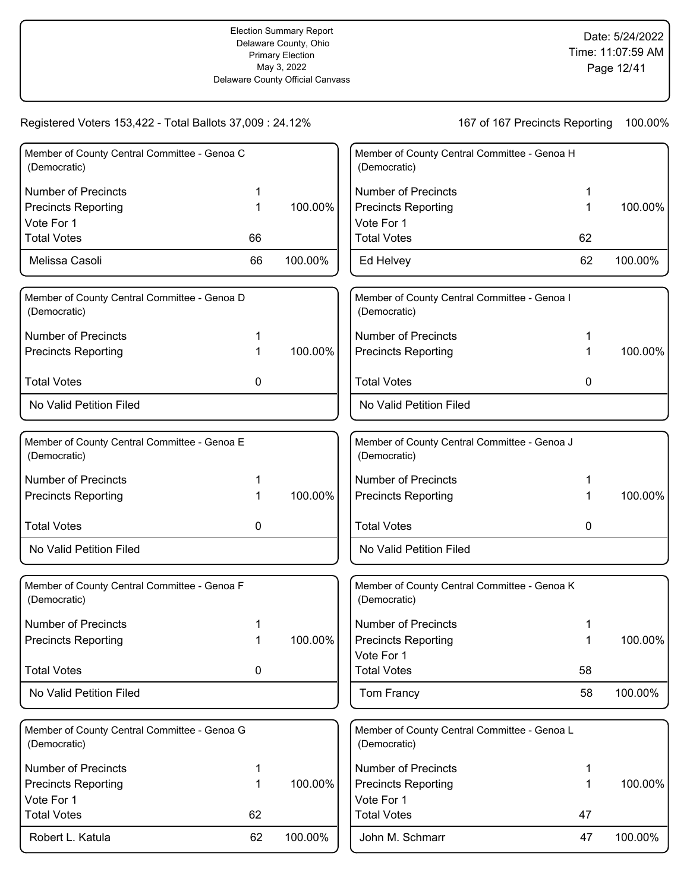Election Summary Report
Delaware County, Ohio
Primary Election
May 3, 2022
Delaware County Official Canvass

Date: 5/24/2022
Time: 11:07:59 AM

Registered Voters 153,422 - Total Ballots 37,009 : 24.12%

167 of 167 Precincts Reporting 100.00%

### Member of County Central Committee - Genoa C (Democratic)

| | | |
|---|---|---|
| Number of Precincts | 1 | |
| Precincts Reporting | 1 | 100.00% |
| Vote For 1 | | |
| Total Votes | 66 | |
| Melissa Casoli | 66 | 100.00% |

### Member of County Central Committee - Genoa D (Democratic)

| | | |
|---|---|---|
| Number of Precincts | 1 | |
| Precincts Reporting | 1 | 100.00% |
| Total Votes | 0 | |
| No Valid Petition Filed | | |

### Member of County Central Committee - Genoa E (Democratic)

| | | |
|---|---|---|
| Number of Precincts | 1 | |
| Precincts Reporting | 1 | 100.00% |
| Total Votes | 0 | |
| No Valid Petition Filed | | |

### Member of County Central Committee - Genoa F (Democratic)

| | | |
|---|---|---|
| Number of Precincts | 1 | |
| Precincts Reporting | 1 | 100.00% |
| Total Votes | 0 | |
| No Valid Petition Filed | | |

### Member of County Central Committee - Genoa G (Democratic)

| | | |
|---|---|---|
| Number of Precincts | 1 | |
| Precincts Reporting | 1 | 100.00% |
| Vote For 1 | | |
| Total Votes | 62 | |
| Robert L. Katula | 62 | 100.00% |

### Member of County Central Committee - Genoa H (Democratic)

| | | |
|---|---|---|
| Number of Precincts | 1 | |
| Precincts Reporting | 1 | 100.00% |
| Vote For 1 | | |
| Total Votes | 62 | |
| Ed Helvey | 62 | 100.00% |

### Member of County Central Committee - Genoa I (Democratic)

| | | |
|---|---|---|
| Number of Precincts | 1 | |
| Precincts Reporting | 1 | 100.00% |
| Total Votes | 0 | |
| No Valid Petition Filed | | |

### Member of County Central Committee - Genoa J (Democratic)

| | | |
|---|---|---|
| Number of Precincts | 1 | |
| Precincts Reporting | 1 | 100.00% |
| Total Votes | 0 | |
| No Valid Petition Filed | | |

### Member of County Central Committee - Genoa K (Democratic)

| | | |
|---|---|---|
| Number of Precincts | 1 | |
| Precincts Reporting | 1 | 100.00% |
| Vote For 1 | | |
| Total Votes | 58 | |
| Tom Francy | 58 | 100.00% |

### Member of County Central Committee - Genoa L (Democratic)

| | | |
|---|---|---|
| Number of Precincts | 1 | |
| Precincts Reporting | 1 | 100.00% |
| Vote For 1 | | |
| Total Votes | 47 | |
| John M. Schmarr | 47 | 100.00% |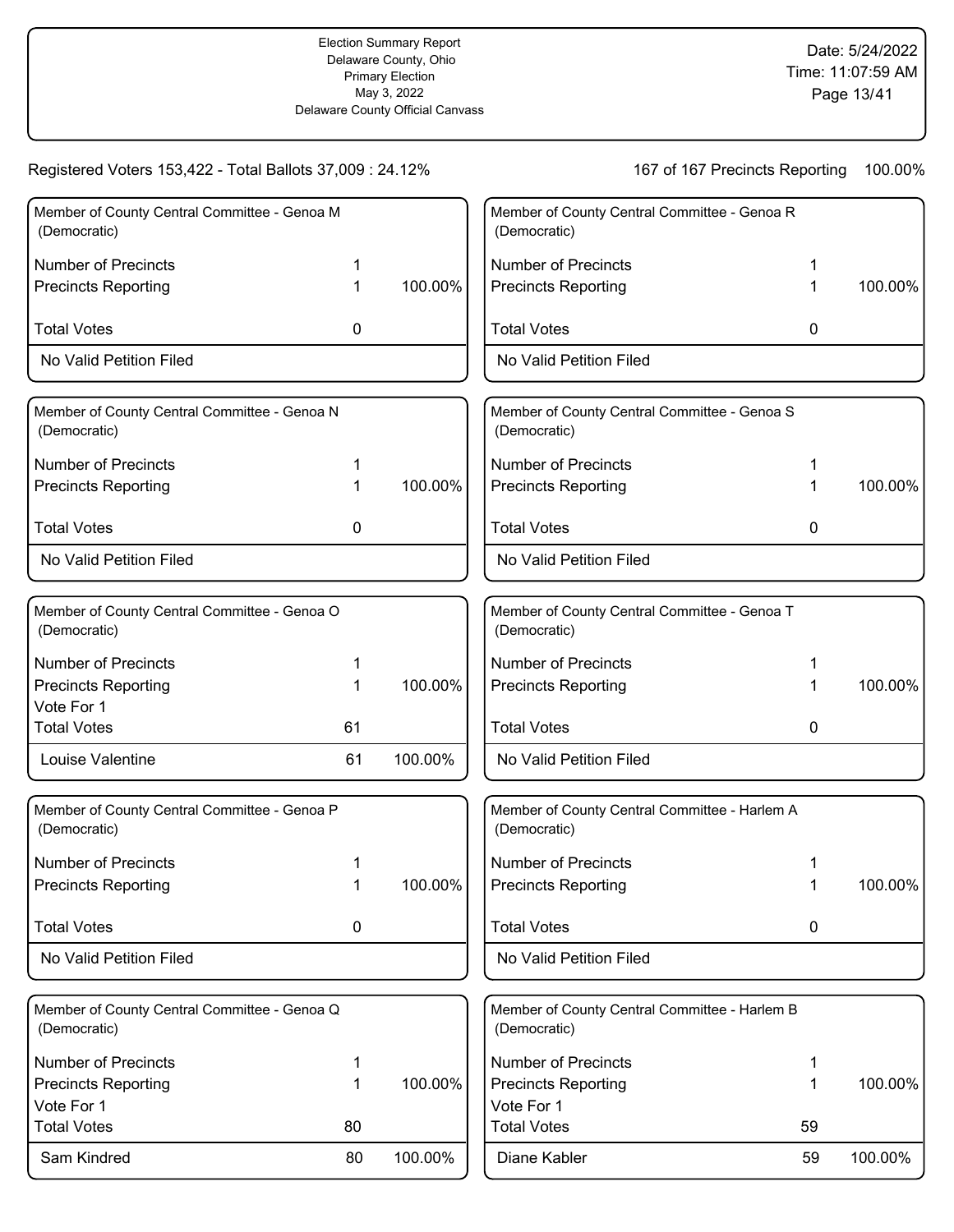Election Summary Report
Delaware County, Ohio
Primary Election
May 3, 2022
Delaware County Official Canvass

Date: 5/24/2022
Time: 11:07:59 AM

Registered Voters 153,422 - Total Ballots 37,009 : 24.12%

167 of 167 Precincts Reporting 100.00%

### Member of County Central Committee - Genoa M (Democratic)

| | | |
|---|---|---|
| Number of Precincts | 1 | |
| Precincts Reporting | 1 | 100.00% |
| Total Votes | 0 | |
| No Valid Petition Filed | | |

### Member of County Central Committee - Genoa N (Democratic)

| | | |
|---|---|---|
| Number of Precincts | 1 | |
| Precincts Reporting | 1 | 100.00% |
| Total Votes | 0 | |
| No Valid Petition Filed | | |

### Member of County Central Committee - Genoa O (Democratic)

| | | |
|---|---|---|
| Number of Precincts | 1 | |
| Precincts Reporting | 1 | 100.00% |
| Vote For 1 | | |
| Total Votes | 61 | |
| Louise Valentine | 61 | 100.00% |

### Member of County Central Committee - Genoa P (Democratic)

| | | |
|---|---|---|
| Number of Precincts | 1 | |
| Precincts Reporting | 1 | 100.00% |
| Total Votes | 0 | |
| No Valid Petition Filed | | |

### Member of County Central Committee - Genoa Q (Democratic)

| | | |
|---|---|---|
| Number of Precincts | 1 | |
| Precincts Reporting | 1 | 100.00% |
| Vote For 1 | | |
| Total Votes | 80 | |
| Sam Kindred | 80 | 100.00% |

### Member of County Central Committee - Genoa R (Democratic)

| | | |
|---|---|---|
| Number of Precincts | 1 | |
| Precincts Reporting | 1 | 100.00% |
| Total Votes | 0 | |
| No Valid Petition Filed | | |

### Member of County Central Committee - Genoa S (Democratic)

| | | |
|---|---|---|
| Number of Precincts | 1 | |
| Precincts Reporting | 1 | 100.00% |
| Total Votes | 0 | |
| No Valid Petition Filed | | |

### Member of County Central Committee - Genoa T (Democratic)

| | | |
|---|---|---|
| Number of Precincts | 1 | |
| Precincts Reporting | 1 | 100.00% |
| Total Votes | 0 | |
| No Valid Petition Filed | | |

### Member of County Central Committee - Harlem A (Democratic)

| | | |
|---|---|---|
| Number of Precincts | 1 | |
| Precincts Reporting | 1 | 100.00% |
| Total Votes | 0 | |
| No Valid Petition Filed | | |

### Member of County Central Committee - Harlem B (Democratic)

| | | |
|---|---|---|
| Number of Precincts | 1 | |
| Precincts Reporting | 1 | 100.00% |
| Vote For 1 | | |
| Total Votes | 59 | |
| Diane Kabler | 59 | 100.00% |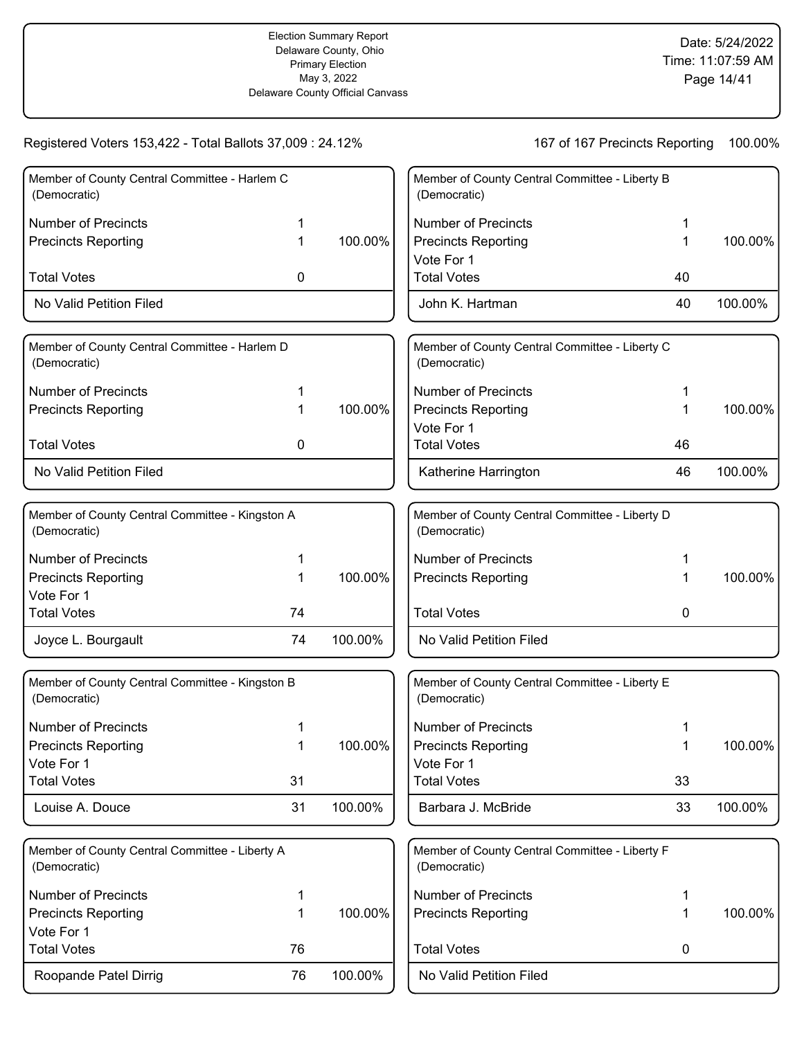Election Summary Report
Delaware County, Ohio
Primary Election
May 3, 2022
Delaware County Official Canvass

Date: 5/24/2022
Time: 11:07:59 AM

Registered Voters 153,422 - Total Ballots 37,009 : 24.12%

167 of 167 Precincts Reporting 100.00%

### Member of County Central Committee - Harlem C (Democratic)

| | | |
|---|---|---|
| Number of Precincts | 1 | |
| Precincts Reporting | 1 | 100.00% |
| Total Votes | 0 | |
| No Valid Petition Filed | | |

### Member of County Central Committee - Harlem D (Democratic)

| | | |
|---|---|---|
| Number of Precincts | 1 | |
| Precincts Reporting | 1 | 100.00% |
| Total Votes | 0 | |
| No Valid Petition Filed | | |

### Member of County Central Committee - Kingston A (Democratic)

| | | |
|---|---|---|
| Number of Precincts | 1 | |
| Precincts Reporting | 1 | 100.00% |
| Vote For 1 | | |
| Total Votes | 74 | |
| Joyce L. Bourgault | 74 | 100.00% |

### Member of County Central Committee - Kingston B (Democratic)

| | | |
|---|---|---|
| Number of Precincts | 1 | |
| Precincts Reporting | 1 | 100.00% |
| Vote For 1 | | |
| Total Votes | 31 | |
| Louise A. Douce | 31 | 100.00% |

### Member of County Central Committee - Liberty A (Democratic)

| | | |
|---|---|---|
| Number of Precincts | 1 | |
| Precincts Reporting | 1 | 100.00% |
| Vote For 1 | | |
| Total Votes | 76 | |
| Roopande Patel Dirrig | 76 | 100.00% |

### Member of County Central Committee - Liberty B (Democratic)

| | | |
|---|---|---|
| Number of Precincts | 1 | |
| Precincts Reporting | 1 | 100.00% |
| Vote For 1 | | |
| Total Votes | 40 | |
| John K. Hartman | 40 | 100.00% |

### Member of County Central Committee - Liberty C (Democratic)

| | | |
|---|---|---|
| Number of Precincts | 1 | |
| Precincts Reporting | 1 | 100.00% |
| Vote For 1 | | |
| Total Votes | 46 | |
| Katherine Harrington | 46 | 100.00% |

### Member of County Central Committee - Liberty D (Democratic)

| | | |
|---|---|---|
| Number of Precincts | 1 | |
| Precincts Reporting | 1 | 100.00% |
| Total Votes | 0 | |
| No Valid Petition Filed | | |

### Member of County Central Committee - Liberty E (Democratic)

| | | |
|---|---|---|
| Number of Precincts | 1 | |
| Precincts Reporting | 1 | 100.00% |
| Vote For 1 | | |
| Total Votes | 33 | |
| Barbara J. McBride | 33 | 100.00% |

### Member of County Central Committee - Liberty F (Democratic)

| | | |
|---|---|---|
| Number of Precincts | 1 | |
| Precincts Reporting | 1 | 100.00% |
| Total Votes | 0 | |
| No Valid Petition Filed | | |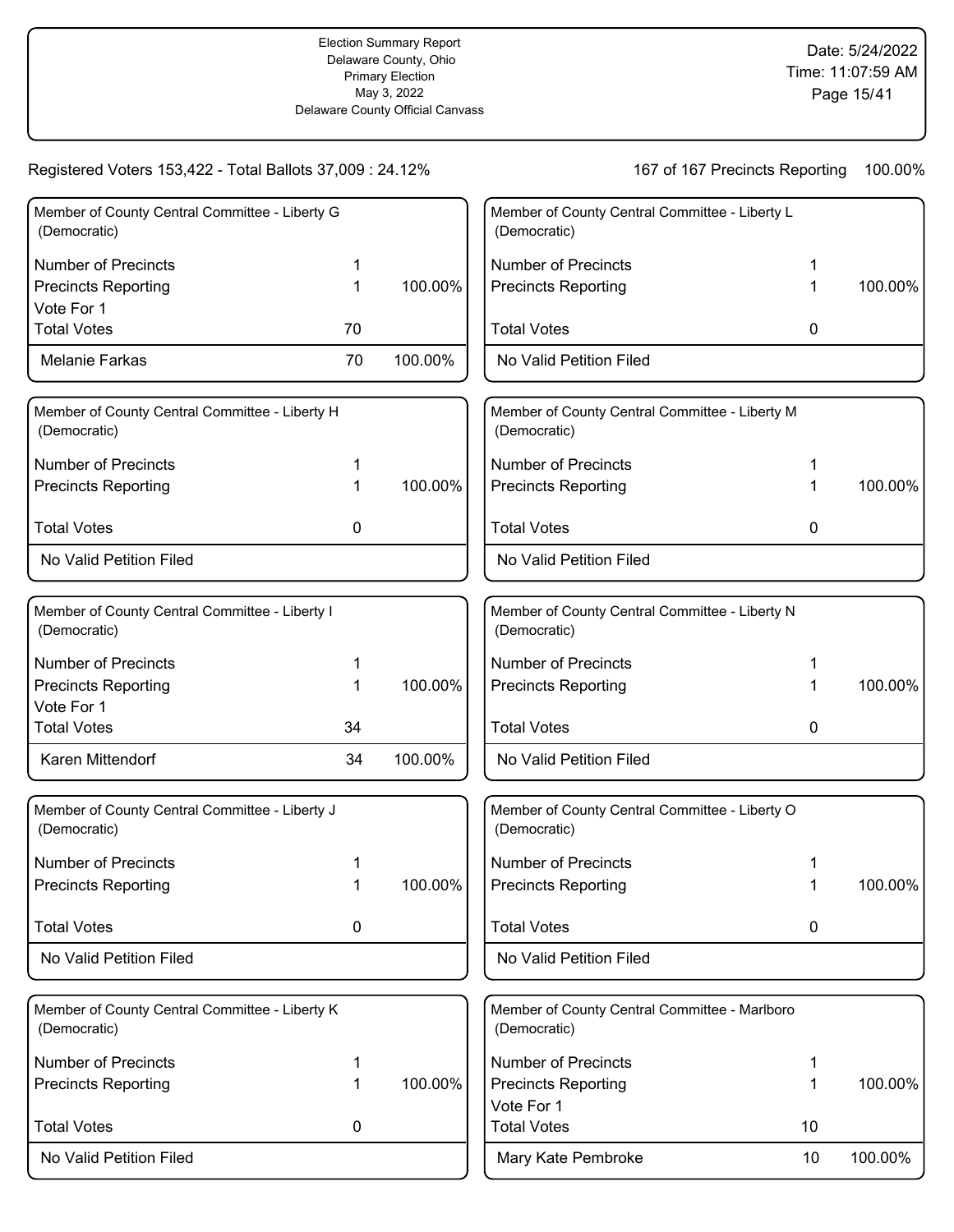Election Summary Report
Delaware County, Ohio
Primary Election
May 3, 2022
Delaware County Official Canvass

Date: 5/24/2022
Time: 11:07:59 AM

Registered Voters 153,422 - Total Ballots 37,009 : 24.12%

167 of 167 Precincts Reporting 100.00%

### Member of County Central Committee - Liberty G (Democratic)

| | | |
|---|---|---|
| Number of Precincts | 1 | |
| Precincts Reporting | 1 | 100.00% |
| Vote For 1 | | |
| Total Votes | 70 | |
| Melanie Farkas | 70 | 100.00% |

### Member of County Central Committee - Liberty H (Democratic)

| | | |
|---|---|---|
| Number of Precincts | 1 | |
| Precincts Reporting | 1 | 100.00% |
| Total Votes | 0 | |
| No Valid Petition Filed | | |

### Member of County Central Committee - Liberty I (Democratic)

| | | |
|---|---|---|
| Number of Precincts | 1 | |
| Precincts Reporting | 1 | 100.00% |
| Vote For 1 | | |
| Total Votes | 34 | |
| Karen Mittendorf | 34 | 100.00% |

### Member of County Central Committee - Liberty J (Democratic)

| | | |
|---|---|---|
| Number of Precincts | 1 | |
| Precincts Reporting | 1 | 100.00% |
| Total Votes | 0 | |
| No Valid Petition Filed | | |

### Member of County Central Committee - Liberty K (Democratic)

| | | |
|---|---|---|
| Number of Precincts | 1 | |
| Precincts Reporting | 1 | 100.00% |
| Total Votes | 0 | |
| No Valid Petition Filed | | |

### Member of County Central Committee - Liberty L (Democratic)

| | | |
|---|---|---|
| Number of Precincts | 1 | |
| Precincts Reporting | 1 | 100.00% |
| Total Votes | 0 | |
| No Valid Petition Filed | | |

### Member of County Central Committee - Liberty M (Democratic)

| | | |
|---|---|---|
| Number of Precincts | 1 | |
| Precincts Reporting | 1 | 100.00% |
| Total Votes | 0 | |
| No Valid Petition Filed | | |

### Member of County Central Committee - Liberty N (Democratic)

| | | |
|---|---|---|
| Number of Precincts | 1 | |
| Precincts Reporting | 1 | 100.00% |
| Total Votes | 0 | |
| No Valid Petition Filed | | |

### Member of County Central Committee - Liberty O (Democratic)

| | | |
|---|---|---|
| Number of Precincts | 1 | |
| Precincts Reporting | 1 | 100.00% |
| Total Votes | 0 | |
| No Valid Petition Filed | | |

### Member of County Central Committee - Marlboro (Democratic)

| | | |
|---|---|---|
| Number of Precincts | 1 | |
| Precincts Reporting | 1 | 100.00% |
| Vote For 1 | | |
| Total Votes | 10 | |
| Mary Kate Pembroke | 10 | 100.00% |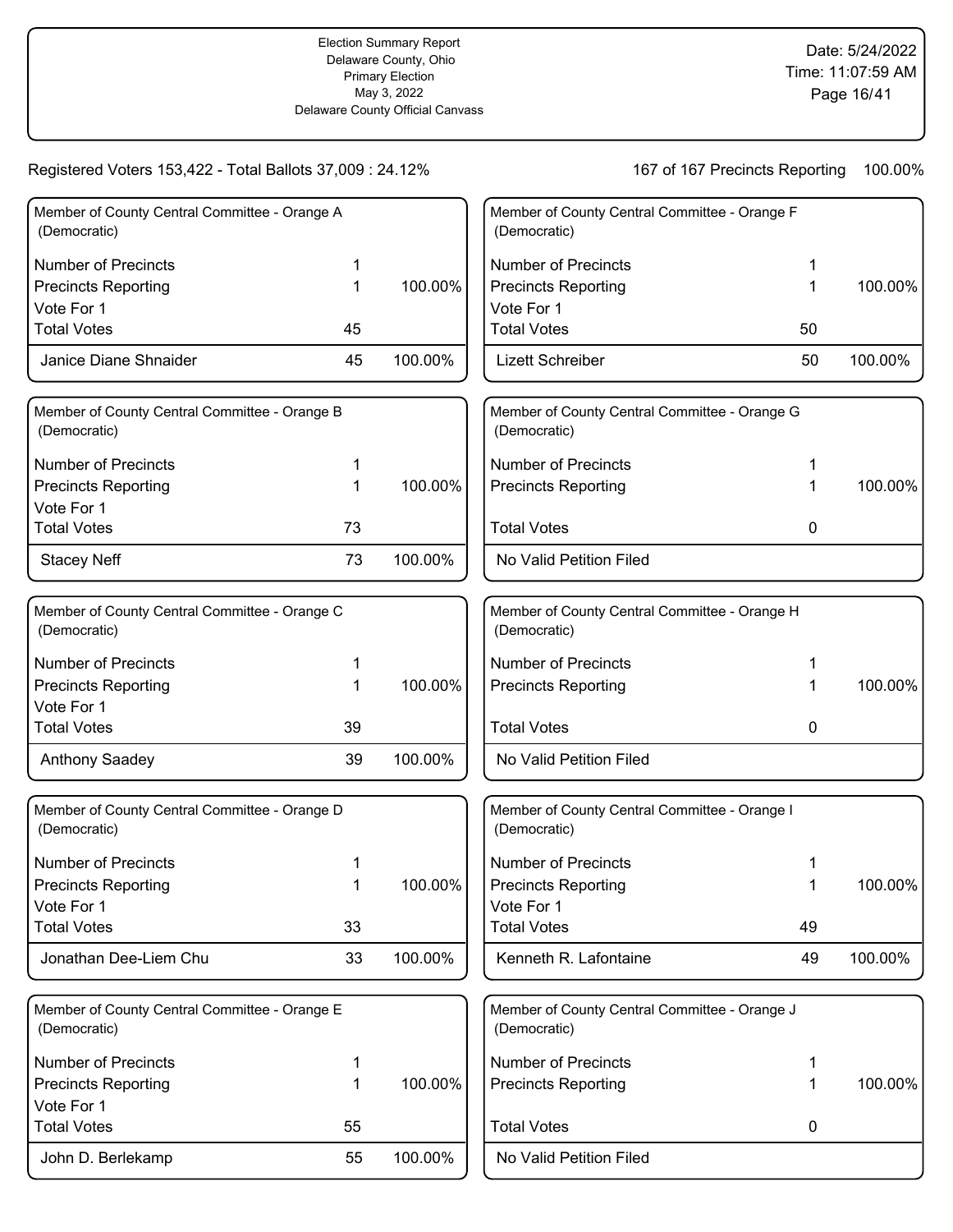Election Summary Report
Delaware County, Ohio
Primary Election
May 3, 2022
Delaware County Official Canvass

Date: 5/24/2022
Time: 11:07:59 AM

Registered Voters 153,422 - Total Ballots 37,009 : 24.12%

167 of 167 Precincts Reporting 100.00%

### Member of County Central Committee - Orange A (Democratic)

| | | |
|---|---|---|
| Number of Precincts | 1 | |
| Precincts Reporting | 1 | 100.00% |
| Vote For 1 | | |
| Total Votes | 45 | |
| Janice Diane Shnaider | 45 | 100.00% |

### Member of County Central Committee - Orange B (Democratic)

| | | |
|---|---|---|
| Number of Precincts | 1 | |
| Precincts Reporting | 1 | 100.00% |
| Vote For 1 | | |
| Total Votes | 73 | |
| Stacey Neff | 73 | 100.00% |

### Member of County Central Committee - Orange C (Democratic)

| | | |
|---|---|---|
| Number of Precincts | 1 | |
| Precincts Reporting | 1 | 100.00% |
| Vote For 1 | | |
| Total Votes | 39 | |
| Anthony Saadey | 39 | 100.00% |

### Member of County Central Committee - Orange D (Democratic)

| | | |
|---|---|---|
| Number of Precincts | 1 | |
| Precincts Reporting | 1 | 100.00% |
| Vote For 1 | | |
| Total Votes | 33 | |
| Jonathan Dee-Liem Chu | 33 | 100.00% |

### Member of County Central Committee - Orange E (Democratic)

| | | |
|---|---|---|
| Number of Precincts | 1 | |
| Precincts Reporting | 1 | 100.00% |
| Vote For 1 | | |
| Total Votes | 55 | |
| John D. Berlekamp | 55 | 100.00% |

### Member of County Central Committee - Orange F (Democratic)

| | | |
|---|---|---|
| Number of Precincts | 1 | |
| Precincts Reporting | 1 | 100.00% |
| Vote For 1 | | |
| Total Votes | 50 | |
| Lizett Schreiber | 50 | 100.00% |

### Member of County Central Committee - Orange G (Democratic)

| | | |
|---|---|---|
| Number of Precincts | 1 | |
| Precincts Reporting | 1 | 100.00% |
| Total Votes | 0 | |
| No Valid Petition Filed | | |

### Member of County Central Committee - Orange H (Democratic)

| | | |
|---|---|---|
| Number of Precincts | 1 | |
| Precincts Reporting | 1 | 100.00% |
| Total Votes | 0 | |
| No Valid Petition Filed | | |

### Member of County Central Committee - Orange I (Democratic)

| | | |
|---|---|---|
| Number of Precincts | 1 | |
| Precincts Reporting | 1 | 100.00% |
| Vote For 1 | | |
| Total Votes | 49 | |
| Kenneth R. Lafontaine | 49 | 100.00% |

### Member of County Central Committee - Orange J (Democratic)

| | | |
|---|---|---|
| Number of Precincts | 1 | |
| Precincts Reporting | 1 | 100.00% |
| Total Votes | 0 | |
| No Valid Petition Filed | | |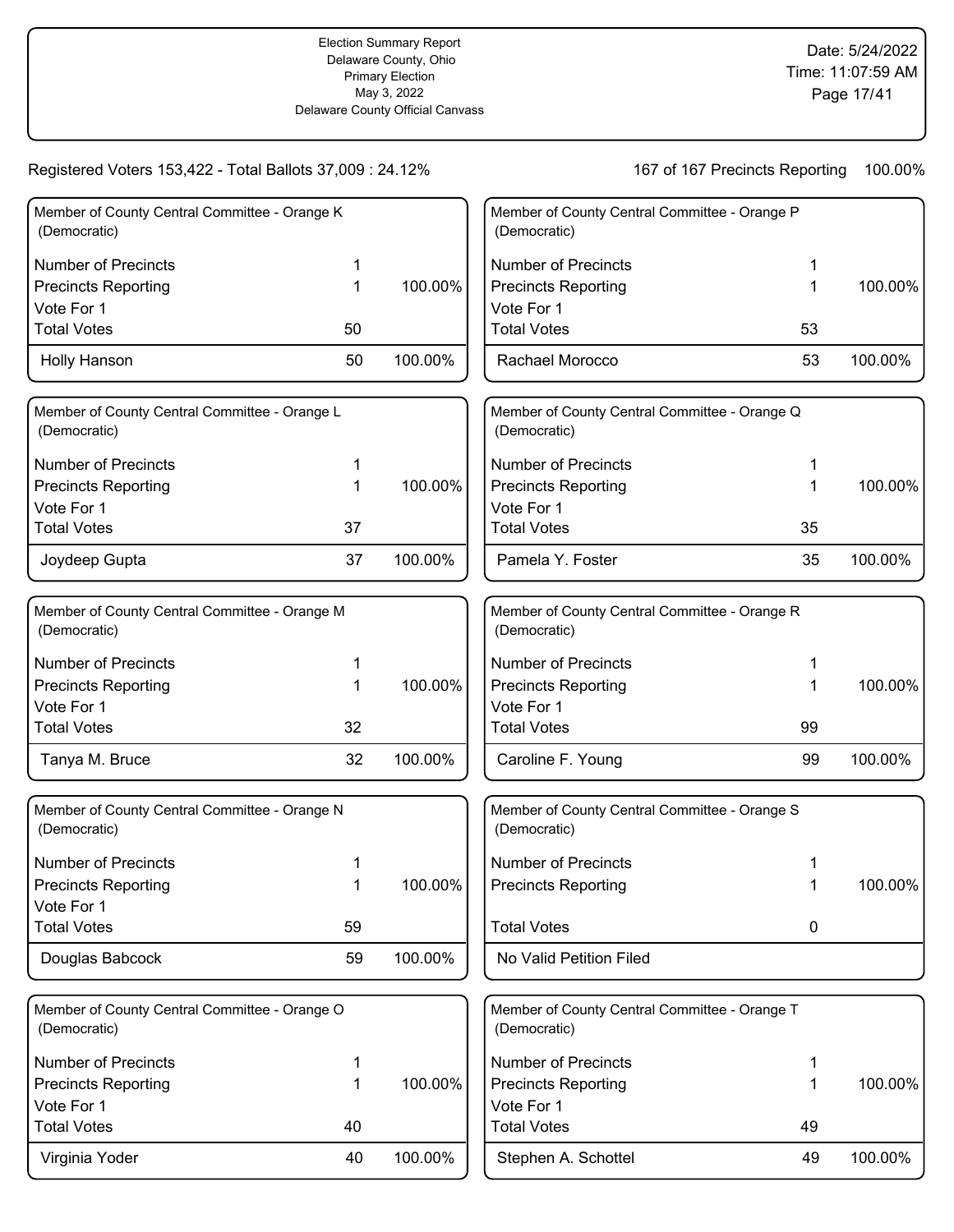Election Summary Report
Delaware County, Ohio
Primary Election
May 3, 2022
Delaware County Official Canvass

Date: 5/24/2022
Time: 11:07:59 AM

Registered Voters 153,422 - Total Ballots 37,009 : 24.12%

167 of 167 Precincts Reporting 100.00%

### Member of County Central Committee - Orange K (Democratic)

| | | |
|---|---|---|
| Number of Precincts | 1 | |
| Precincts Reporting | 1 | 100.00% |
| Vote For 1 | | |
| Total Votes | 50 | |
| Holly Hanson | 50 | 100.00% |

### Member of County Central Committee - Orange L (Democratic)

| | | |
|---|---|---|
| Number of Precincts | 1 | |
| Precincts Reporting | 1 | 100.00% |
| Vote For 1 | | |
| Total Votes | 37 | |
| Joydeep Gupta | 37 | 100.00% |

### Member of County Central Committee - Orange M (Democratic)

| | | |
|---|---|---|
| Number of Precincts | 1 | |
| Precincts Reporting | 1 | 100.00% |
| Vote For 1 | | |
| Total Votes | 32 | |
| Tanya M. Bruce | 32 | 100.00% |

### Member of County Central Committee - Orange N (Democratic)

| | | |
|---|---|---|
| Number of Precincts | 1 | |
| Precincts Reporting | 1 | 100.00% |
| Vote For 1 | | |
| Total Votes | 59 | |
| Douglas Babcock | 59 | 100.00% |

### Member of County Central Committee - Orange O (Democratic)

| | | |
|---|---|---|
| Number of Precincts | 1 | |
| Precincts Reporting | 1 | 100.00% |
| Vote For 1 | | |
| Total Votes | 40 | |
| Virginia Yoder | 40 | 100.00% |

### Member of County Central Committee - Orange P (Democratic)

| | | |
|---|---|---|
| Number of Precincts | 1 | |
| Precincts Reporting | 1 | 100.00% |
| Vote For 1 | | |
| Total Votes | 53 | |
| Rachael Morocco | 53 | 100.00% |

### Member of County Central Committee - Orange Q (Democratic)

| | | |
|---|---|---|
| Number of Precincts | 1 | |
| Precincts Reporting | 1 | 100.00% |
| Vote For 1 | | |
| Total Votes | 35 | |
| Pamela Y. Foster | 35 | 100.00% |

### Member of County Central Committee - Orange R (Democratic)

| | | |
|---|---|---|
| Number of Precincts | 1 | |
| Precincts Reporting | 1 | 100.00% |
| Vote For 1 | | |
| Total Votes | 99 | |
| Caroline F. Young | 99 | 100.00% |

### Member of County Central Committee - Orange S (Democratic)

| | | |
|---|---|---|
| Number of Precincts | 1 | |
| Precincts Reporting | 1 | 100.00% |
| Total Votes | 0 | |
| No Valid Petition Filed | | |

### Member of County Central Committee - Orange T (Democratic)

| | | |
|---|---|---|
| Number of Precincts | 1 | |
| Precincts Reporting | 1 | 100.00% |
| Vote For 1 | | |
| Total Votes | 49 | |
| Stephen A. Schottel | 49 | 100.00% |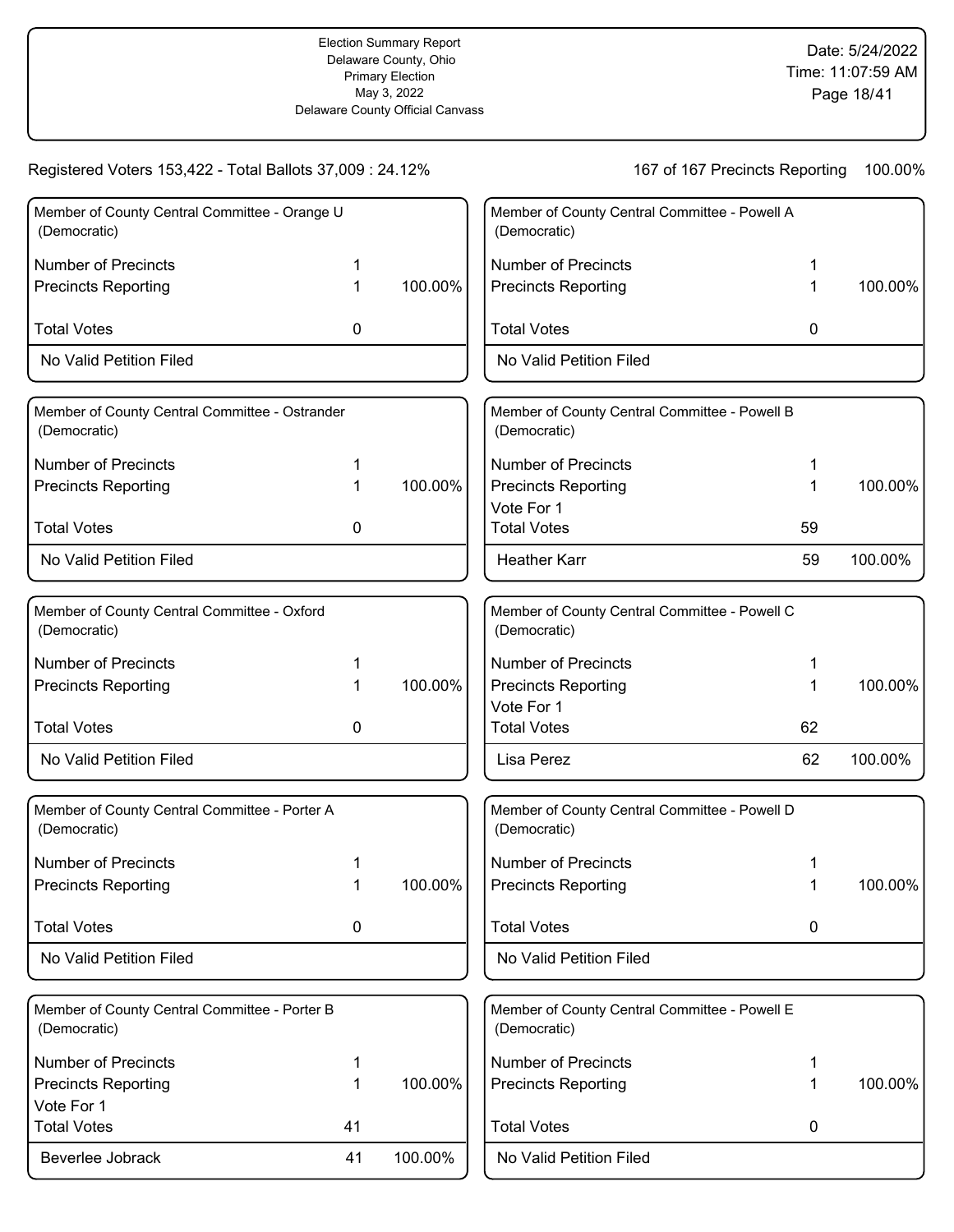Election Summary Report
Delaware County, Ohio
Primary Election
May 3, 2022
Delaware County Official Canvass

Date: 5/24/2022
Time: 11:07:59 AM

Registered Voters 153,422 - Total Ballots 37,009 : 24.12%

167 of 167 Precincts Reporting 100.00%

### Member of County Central Committee - Orange U (Democratic)

| | | |
|---|---|---|
| Number of Precincts | 1 | |
| Precincts Reporting | 1 | 100.00% |
| Total Votes | 0 | |
| No Valid Petition Filed | | |

### Member of County Central Committee - Ostrander (Democratic)

| | | |
|---|---|---|
| Number of Precincts | 1 | |
| Precincts Reporting | 1 | 100.00% |
| Total Votes | 0 | |
| No Valid Petition Filed | | |

### Member of County Central Committee - Oxford (Democratic)

| | | |
|---|---|---|
| Number of Precincts | 1 | |
| Precincts Reporting | 1 | 100.00% |
| Total Votes | 0 | |
| No Valid Petition Filed | | |

### Member of County Central Committee - Porter A (Democratic)

| | | |
|---|---|---|
| Number of Precincts | 1 | |
| Precincts Reporting | 1 | 100.00% |
| Total Votes | 0 | |
| No Valid Petition Filed | | |

### Member of County Central Committee - Porter B (Democratic)

| | | |
|---|---|---|
| Number of Precincts | 1 | |
| Precincts Reporting | 1 | 100.00% |
| Vote For 1 | | |
| Total Votes | 41 | |
| Beverlee Jobrack | 41 | 100.00% |

### Member of County Central Committee - Powell A (Democratic)

| | | |
|---|---|---|
| Number of Precincts | 1 | |
| Precincts Reporting | 1 | 100.00% |
| Total Votes | 0 | |
| No Valid Petition Filed | | |

### Member of County Central Committee - Powell B (Democratic)

| | | |
|---|---|---|
| Number of Precincts | 1 | |
| Precincts Reporting | 1 | 100.00% |
| Vote For 1 | | |
| Total Votes | 59 | |
| Heather Karr | 59 | 100.00% |

### Member of County Central Committee - Powell C (Democratic)

| | | |
|---|---|---|
| Number of Precincts | 1 | |
| Precincts Reporting | 1 | 100.00% |
| Vote For 1 | | |
| Total Votes | 62 | |
| Lisa Perez | 62 | 100.00% |

### Member of County Central Committee - Powell D (Democratic)

| | | |
|---|---|---|
| Number of Precincts | 1 | |
| Precincts Reporting | 1 | 100.00% |
| Total Votes | 0 | |
| No Valid Petition Filed | | |

### Member of County Central Committee - Powell E (Democratic)

| | | |
|---|---|---|
| Number of Precincts | 1 | |
| Precincts Reporting | 1 | 100.00% |
| Total Votes | 0 | |
| No Valid Petition Filed | | |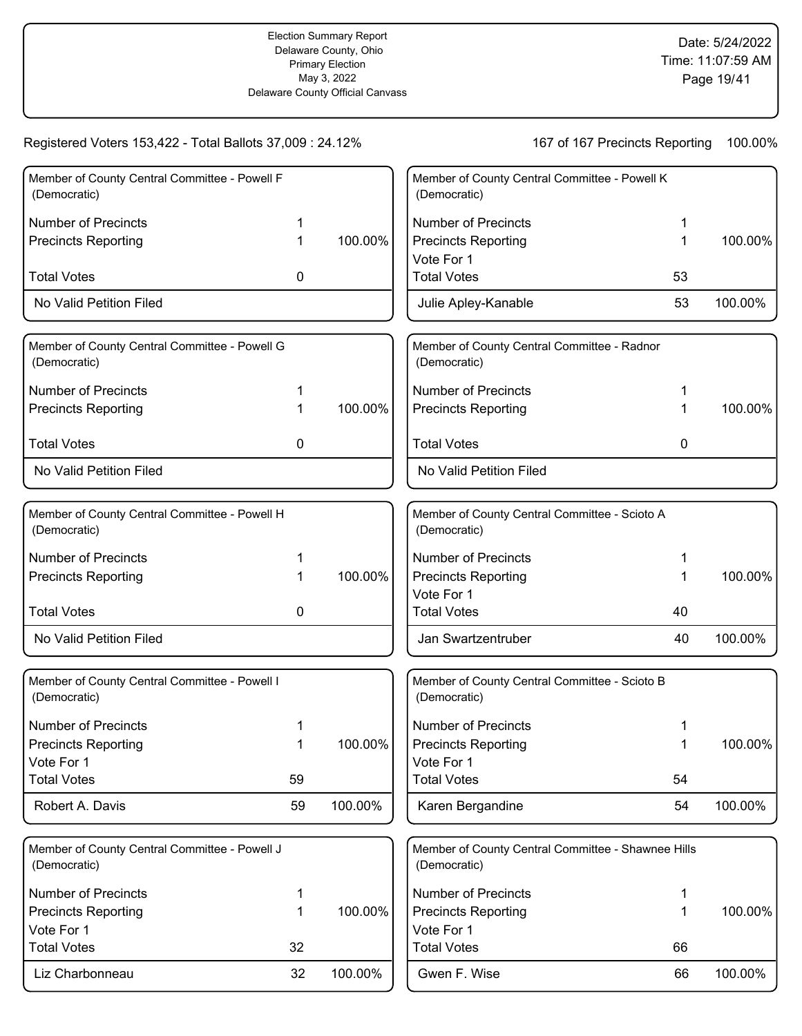Election Summary Report
Delaware County, Ohio
Primary Election
May 3, 2022
Delaware County Official Canvass

Date: 5/24/2022
Time: 11:07:59 AM

Registered Voters 153,422 - Total Ballots 37,009 : 24.12%

167 of 167 Precincts Reporting 100.00%

### Member of County Central Committee - Powell F (Democratic)

| | | |
|---|---|---|
| Number of Precincts | 1 | |
| Precincts Reporting | 1 | 100.00% |
| Total Votes | 0 | |
| No Valid Petition Filed | | |

### Member of County Central Committee - Powell G (Democratic)

| | | |
|---|---|---|
| Number of Precincts | 1 | |
| Precincts Reporting | 1 | 100.00% |
| Total Votes | 0 | |
| No Valid Petition Filed | | |

### Member of County Central Committee - Powell H (Democratic)

| | | |
|---|---|---|
| Number of Precincts | 1 | |
| Precincts Reporting | 1 | 100.00% |
| Total Votes | 0 | |
| No Valid Petition Filed | | |

### Member of County Central Committee - Powell I (Democratic)

| | | |
|---|---|---|
| Number of Precincts | 1 | |
| Precincts Reporting | 1 | 100.00% |
| Vote For 1 | | |
| Total Votes | 59 | |
| Robert A. Davis | 59 | 100.00% |

### Member of County Central Committee - Powell J (Democratic)

| | | |
|---|---|---|
| Number of Precincts | 1 | |
| Precincts Reporting | 1 | 100.00% |
| Vote For 1 | | |
| Total Votes | 32 | |
| Liz Charbonneau | 32 | 100.00% |

### Member of County Central Committee - Powell K (Democratic)

| | | |
|---|---|---|
| Number of Precincts | 1 | |
| Precincts Reporting | 1 | 100.00% |
| Vote For 1 | | |
| Total Votes | 53 | |
| Julie Apley-Kanable | 53 | 100.00% |

### Member of County Central Committee - Radnor (Democratic)

| | | |
|---|---|---|
| Number of Precincts | 1 | |
| Precincts Reporting | 1 | 100.00% |
| Total Votes | 0 | |
| No Valid Petition Filed | | |

### Member of County Central Committee - Scioto A (Democratic)

| | | |
|---|---|---|
| Number of Precincts | 1 | |
| Precincts Reporting | 1 | 100.00% |
| Vote For 1 | | |
| Total Votes | 40 | |
| Jan Swartzentruber | 40 | 100.00% |

### Member of County Central Committee - Scioto B (Democratic)

| | | |
|---|---|---|
| Number of Precincts | 1 | |
| Precincts Reporting | 1 | 100.00% |
| Vote For 1 | | |
| Total Votes | 54 | |
| Karen Bergandine | 54 | 100.00% |

### Member of County Central Committee - Shawnee Hills (Democratic)

| | | |
|---|---|---|
| Number of Precincts | 1 | |
| Precincts Reporting | 1 | 100.00% |
| Vote For 1 | | |
| Total Votes | 66 | |
| Gwen F. Wise | 66 | 100.00% |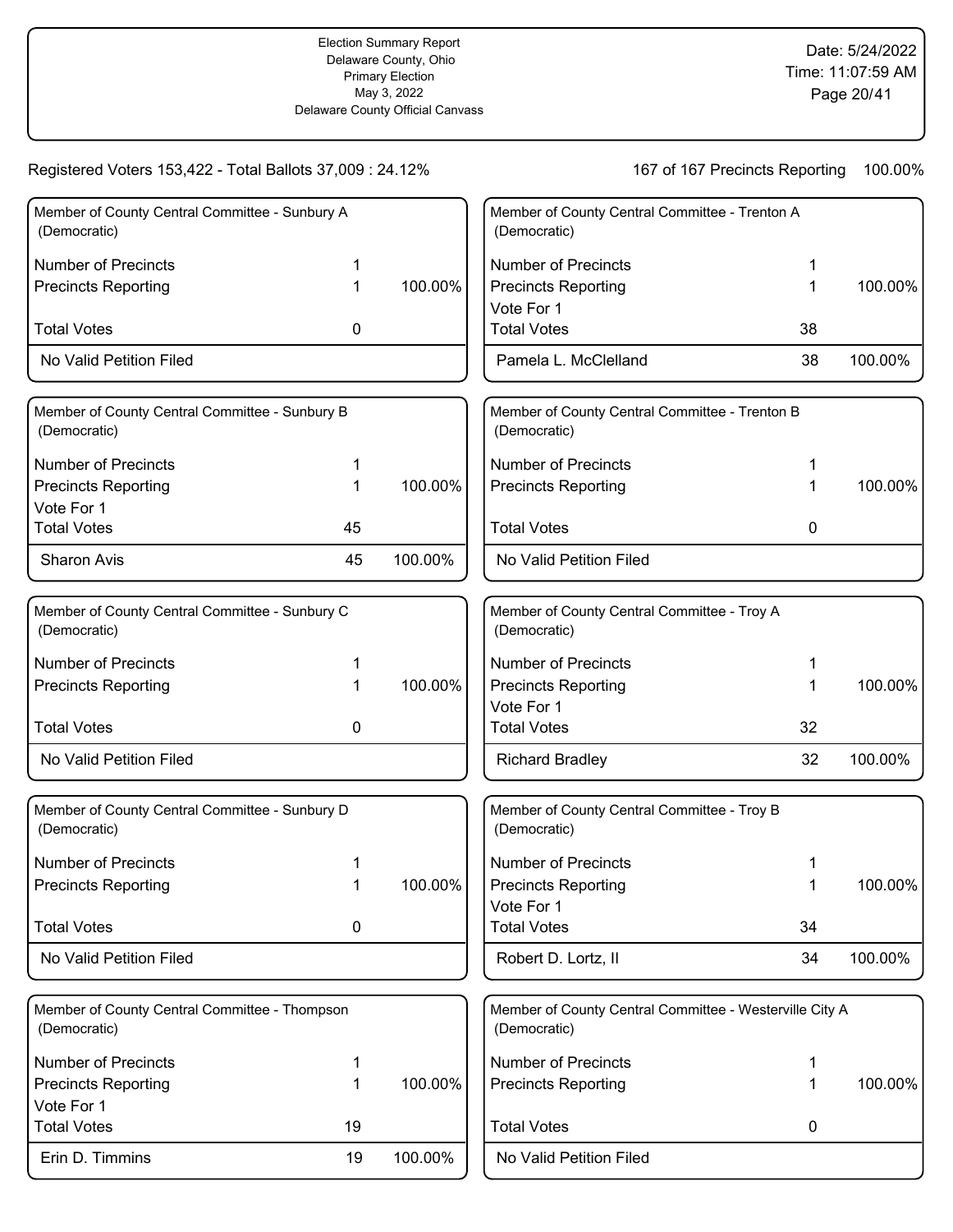Election Summary Report
Delaware County, Ohio
Primary Election
May 3, 2022
Delaware County Official Canvass

Date: 5/24/2022
Time: 11:07:59 AM

Registered Voters 153,422 - Total Ballots 37,009 : 24.12%

167 of 167 Precincts Reporting 100.00%

### Member of County Central Committee - Sunbury A (Democratic)

| | | |
|---|---|---|
| Number of Precincts | 1 | |
| Precincts Reporting | 1 | 100.00% |
| Total Votes | 0 | |
| No Valid Petition Filed | | |

### Member of County Central Committee - Sunbury B (Democratic)

| | | |
|---|---|---|
| Number of Precincts | 1 | |
| Precincts Reporting | 1 | 100.00% |
| Vote For 1 | | |
| Total Votes | 45 | |
| Sharon Avis | 45 | 100.00% |

### Member of County Central Committee - Sunbury C (Democratic)

| | | |
|---|---|---|
| Number of Precincts | 1 | |
| Precincts Reporting | 1 | 100.00% |
| Total Votes | 0 | |
| No Valid Petition Filed | | |

### Member of County Central Committee - Sunbury D (Democratic)

| | | |
|---|---|---|
| Number of Precincts | 1 | |
| Precincts Reporting | 1 | 100.00% |
| Total Votes | 0 | |
| No Valid Petition Filed | | |

### Member of County Central Committee - Thompson (Democratic)

| | | |
|---|---|---|
| Number of Precincts | 1 | |
| Precincts Reporting | 1 | 100.00% |
| Vote For 1 | | |
| Total Votes | 19 | |
| Erin D. Timmins | 19 | 100.00% |

### Member of County Central Committee - Trenton A (Democratic)

| | | |
|---|---|---|
| Number of Precincts | 1 | |
| Precincts Reporting | 1 | 100.00% |
| Vote For 1 | | |
| Total Votes | 38 | |
| Pamela L. McClelland | 38 | 100.00% |

### Member of County Central Committee - Trenton B (Democratic)

| | | |
|---|---|---|
| Number of Precincts | 1 | |
| Precincts Reporting | 1 | 100.00% |
| Total Votes | 0 | |
| No Valid Petition Filed | | |

### Member of County Central Committee - Troy A (Democratic)

| | | |
|---|---|---|
| Number of Precincts | 1 | |
| Precincts Reporting | 1 | 100.00% |
| Vote For 1 | | |
| Total Votes | 32 | |
| Richard Bradley | 32 | 100.00% |

### Member of County Central Committee - Troy B (Democratic)

| | | |
|---|---|---|
| Number of Precincts | 1 | |
| Precincts Reporting | 1 | 100.00% |
| Vote For 1 | | |
| Total Votes | 34 | |
| Robert D. Lortz, II | 34 | 100.00% |

### Member of County Central Committee - Westerville City A (Democratic)

| | | |
|---|---|---|
| Number of Precincts | 1 | |
| Precincts Reporting | 1 | 100.00% |
| Total Votes | 0 | |
| No Valid Petition Filed | | |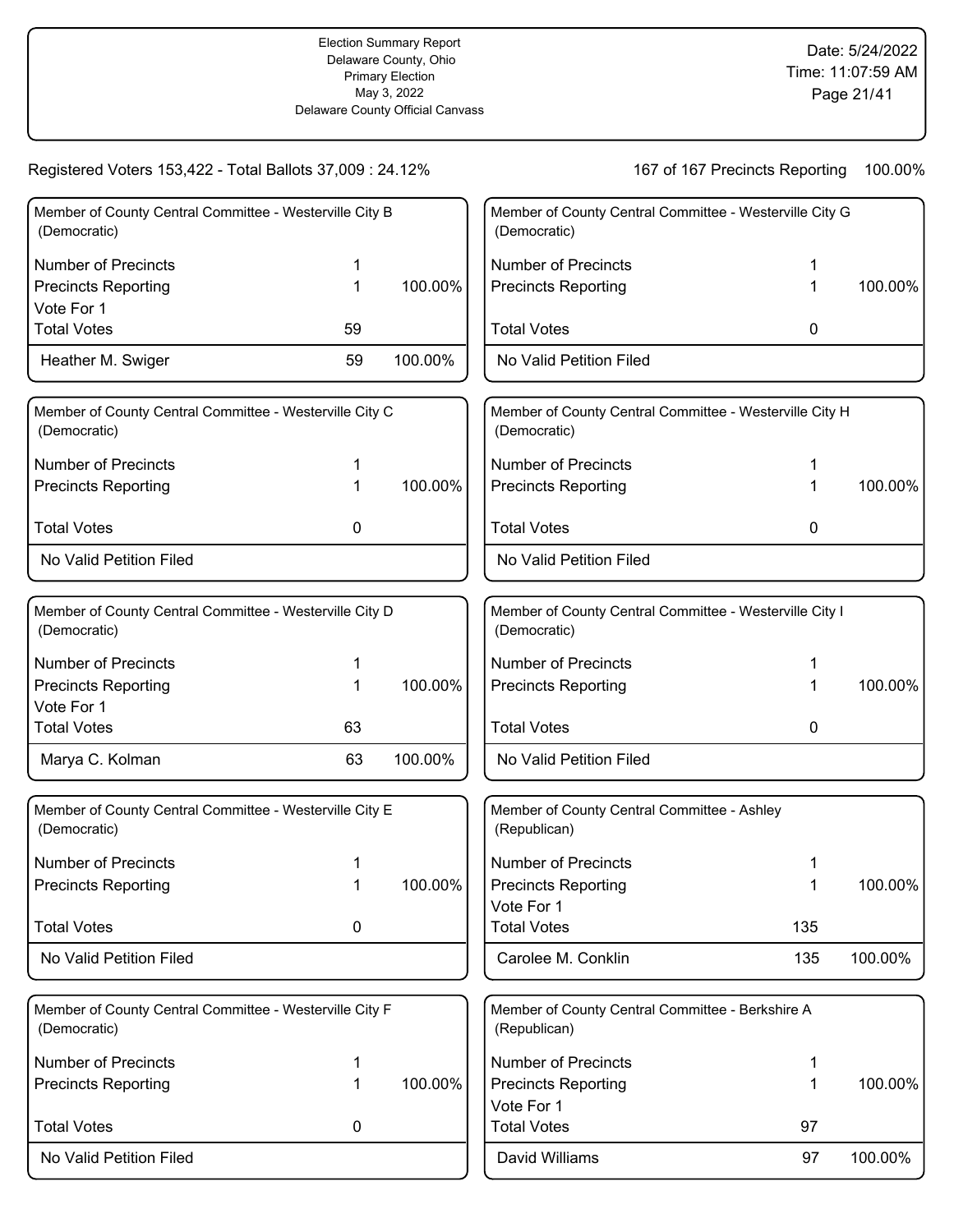Election Summary Report
Delaware County, Ohio
Primary Election
May 3, 2022
Delaware County Official Canvass

Date: 5/24/2022
Time: 11:07:59 AM

Registered Voters 153,422 - Total Ballots 37,009 : 24.12%

167 of 167 Precincts Reporting 100.00%

### Member of County Central Committee - Westerville City B (Democratic)

| | | |
|---|---|---|
| Number of Precincts | 1 | |
| Precincts Reporting | 1 | 100.00% |
| Vote For 1 | | |
| Total Votes | 59 | |
| Heather M. Swiger | 59 | 100.00% |

### Member of County Central Committee - Westerville City C (Democratic)

| | | |
|---|---|---|
| Number of Precincts | 1 | |
| Precincts Reporting | 1 | 100.00% |
| Total Votes | 0 | |
| No Valid Petition Filed | | |

### Member of County Central Committee - Westerville City D (Democratic)

| | | |
|---|---|---|
| Number of Precincts | 1 | |
| Precincts Reporting | 1 | 100.00% |
| Vote For 1 | | |
| Total Votes | 63 | |
| Marya C. Kolman | 63 | 100.00% |

### Member of County Central Committee - Westerville City E (Democratic)

| | | |
|---|---|---|
| Number of Precincts | 1 | |
| Precincts Reporting | 1 | 100.00% |
| Total Votes | 0 | |
| No Valid Petition Filed | | |

### Member of County Central Committee - Westerville City F (Democratic)

| | | |
|---|---|---|
| Number of Precincts | 1 | |
| Precincts Reporting | 1 | 100.00% |
| Total Votes | 0 | |
| No Valid Petition Filed | | |

### Member of County Central Committee - Westerville City G (Democratic)

| | | |
|---|---|---|
| Number of Precincts | 1 | |
| Precincts Reporting | 1 | 100.00% |
| Total Votes | 0 | |
| No Valid Petition Filed | | |

### Member of County Central Committee - Westerville City H (Democratic)

| | | |
|---|---|---|
| Number of Precincts | 1 | |
| Precincts Reporting | 1 | 100.00% |
| Total Votes | 0 | |
| No Valid Petition Filed | | |

### Member of County Central Committee - Westerville City I (Democratic)

| | | |
|---|---|---|
| Number of Precincts | 1 | |
| Precincts Reporting | 1 | 100.00% |
| Total Votes | 0 | |
| No Valid Petition Filed | | |

### Member of County Central Committee - Ashley (Republican)

| | | |
|---|---|---|
| Number of Precincts | 1 | |
| Precincts Reporting | 1 | 100.00% |
| Vote For 1 | | |
| Total Votes | 135 | |
| Carolee M. Conklin | 135 | 100.00% |

### Member of County Central Committee - Berkshire A (Republican)

| | | |
|---|---|---|
| Number of Precincts | 1 | |
| Precincts Reporting | 1 | 100.00% |
| Vote For 1 | | |
| Total Votes | 97 | |
| David Williams | 97 | 100.00% |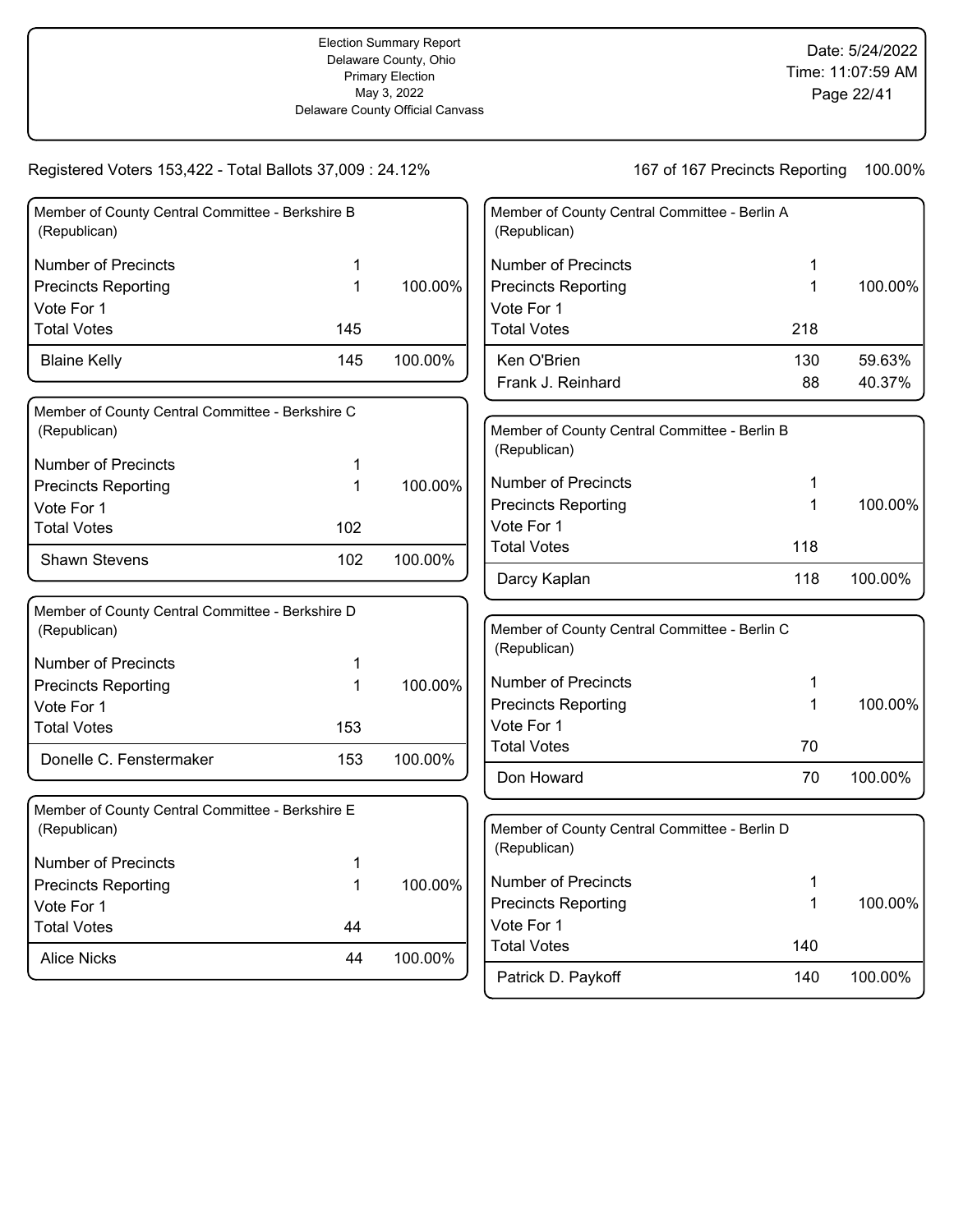Election Summary Report
Delaware County, Ohio
Primary Election
May 3, 2022
Delaware County Official Canvass

Date: 5/24/2022
Time: 11:07:59 AM

Registered Voters 153,422 - Total Ballots 37,009 : 24.12%

167 of 167 Precincts Reporting 100.00%

### Member of County Central Committee - Berkshire B (Republican)

| | | |
|---|---|---|
| Number of Precincts | 1 | |
| Precincts Reporting | 1 | 100.00% |
| Vote For 1 | | |
| Total Votes | 145 | |
| Blaine Kelly | 145 | 100.00% |

### Member of County Central Committee - Berkshire C (Republican)

| | | |
|---|---|---|
| Number of Precincts | 1 | |
| Precincts Reporting | 1 | 100.00% |
| Vote For 1 | | |
| Total Votes | 102 | |
| Shawn Stevens | 102 | 100.00% |

### Member of County Central Committee - Berkshire D (Republican)

| | | |
|---|---|---|
| Number of Precincts | 1 | |
| Precincts Reporting | 1 | 100.00% |
| Vote For 1 | | |
| Total Votes | 153 | |
| Donelle C. Fenstermaker | 153 | 100.00% |

### Member of County Central Committee - Berkshire E (Republican)

| | | |
|---|---|---|
| Number of Precincts | 1 | |
| Precincts Reporting | 1 | 100.00% |
| Vote For 1 | | |
| Total Votes | 44 | |
| Alice Nicks | 44 | 100.00% |

### Member of County Central Committee - Berlin A (Republican)

| | | |
|---|---|---|
| Number of Precincts | 1 | |
| Precincts Reporting | 1 | 100.00% |
| Vote For 1 | | |
| Total Votes | 218 | |
| Ken O'Brien | 130 | 59.63% |
| Frank J. Reinhard | 88 | 40.37% |

### Member of County Central Committee - Berlin B (Republican)

| | | |
|---|---|---|
| Number of Precincts | 1 | |
| Precincts Reporting | 1 | 100.00% |
| Vote For 1 | | |
| Total Votes | 118 | |
| Darcy Kaplan | 118 | 100.00% |

### Member of County Central Committee - Berlin C (Republican)

| | | |
|---|---|---|
| Number of Precincts | 1 | |
| Precincts Reporting | 1 | 100.00% |
| Vote For 1 | | |
| Total Votes | 70 | |
| Don Howard | 70 | 100.00% |

### Member of County Central Committee - Berlin D (Republican)

| | | |
|---|---|---|
| Number of Precincts | 1 | |
| Precincts Reporting | 1 | 100.00% |
| Vote For 1 | | |
| Total Votes | 140 | |
| Patrick D. Paykoff | 140 | 100.00% |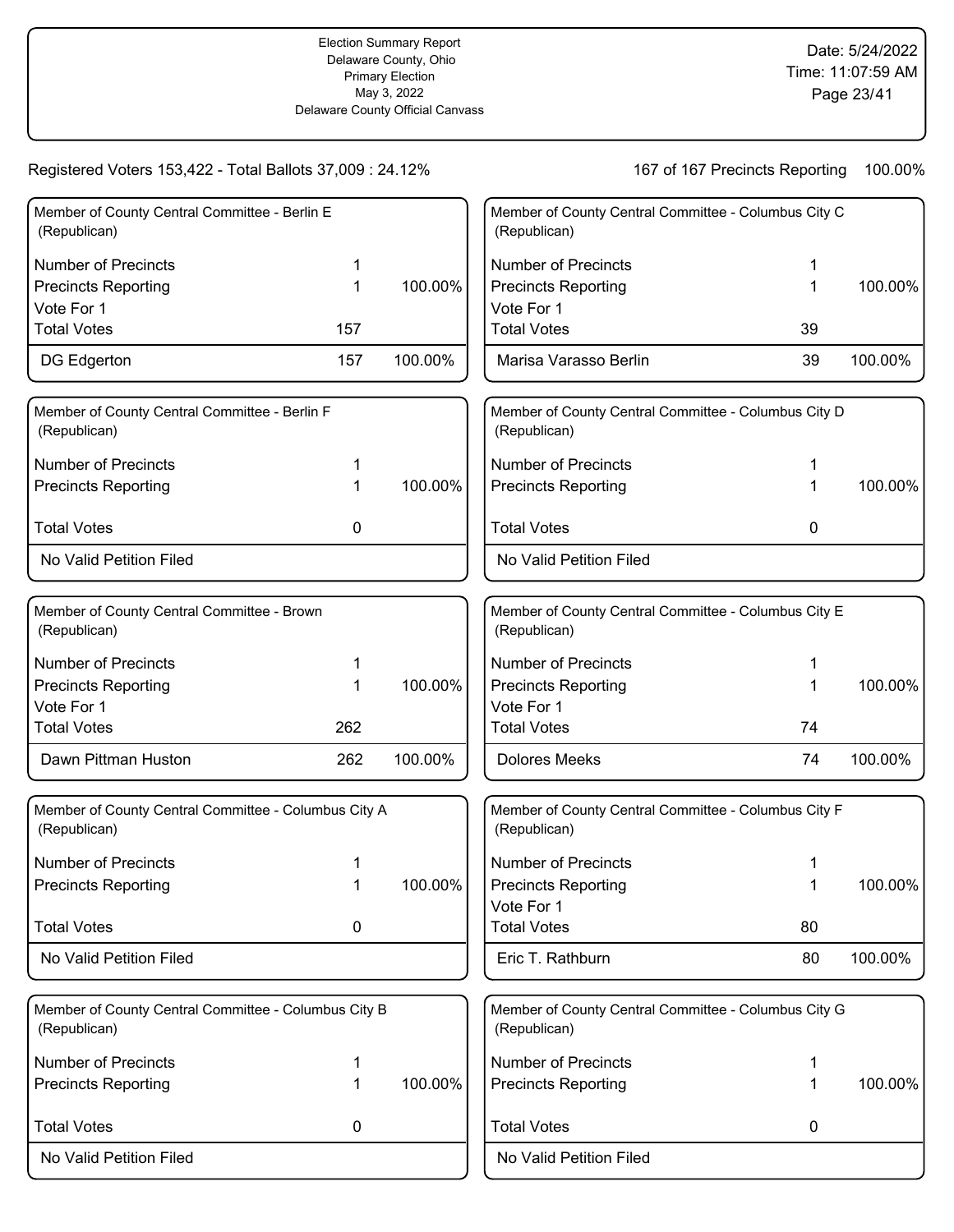Election Summary Report
Delaware County, Ohio
Primary Election
May 3, 2022
Delaware County Official Canvass

Date: 5/24/2022
Time: 11:07:59 AM

Registered Voters 153,422 - Total Ballots 37,009 : 24.12%

167 of 167 Precincts Reporting 100.00%

### Member of County Central Committee - Berlin E (Republican)

| | | |
|---|---|---|
| Number of Precincts | 1 | |
| Precincts Reporting | 1 | 100.00% |
| Vote For 1 | | |
| Total Votes | 157 | |
| DG Edgerton | 157 | 100.00% |

### Member of County Central Committee - Berlin F (Republican)

| | | |
|---|---|---|
| Number of Precincts | 1 | |
| Precincts Reporting | 1 | 100.00% |
| Total Votes | 0 | |
| No Valid Petition Filed | | |

### Member of County Central Committee - Brown (Republican)

| | | |
|---|---|---|
| Number of Precincts | 1 | |
| Precincts Reporting | 1 | 100.00% |
| Vote For 1 | | |
| Total Votes | 262 | |
| Dawn Pittman Huston | 262 | 100.00% |

### Member of County Central Committee - Columbus City A (Republican)

| | | |
|---|---|---|
| Number of Precincts | 1 | |
| Precincts Reporting | 1 | 100.00% |
| Total Votes | 0 | |
| No Valid Petition Filed | | |

### Member of County Central Committee - Columbus City B (Republican)

| | | |
|---|---|---|
| Number of Precincts | 1 | |
| Precincts Reporting | 1 | 100.00% |
| Total Votes | 0 | |
| No Valid Petition Filed | | |

### Member of County Central Committee - Columbus City C (Republican)

| | | |
|---|---|---|
| Number of Precincts | 1 | |
| Precincts Reporting | 1 | 100.00% |
| Vote For 1 | | |
| Total Votes | 39 | |
| Marisa Varasso Berlin | 39 | 100.00% |

### Member of County Central Committee - Columbus City D (Republican)

| | | |
|---|---|---|
| Number of Precincts | 1 | |
| Precincts Reporting | 1 | 100.00% |
| Total Votes | 0 | |
| No Valid Petition Filed | | |

### Member of County Central Committee - Columbus City E (Republican)

| | | |
|---|---|---|
| Number of Precincts | 1 | |
| Precincts Reporting | 1 | 100.00% |
| Vote For 1 | | |
| Total Votes | 74 | |
| Dolores Meeks | 74 | 100.00% |

### Member of County Central Committee - Columbus City F (Republican)

| | | |
|---|---|---|
| Number of Precincts | 1 | |
| Precincts Reporting | 1 | 100.00% |
| Vote For 1 | | |
| Total Votes | 80 | |
| Eric T. Rathburn | 80 | 100.00% |

### Member of County Central Committee - Columbus City G (Republican)

| | | |
|---|---|---|
| Number of Precincts | 1 | |
| Precincts Reporting | 1 | 100.00% |
| Total Votes | 0 | |
| No Valid Petition Filed | | |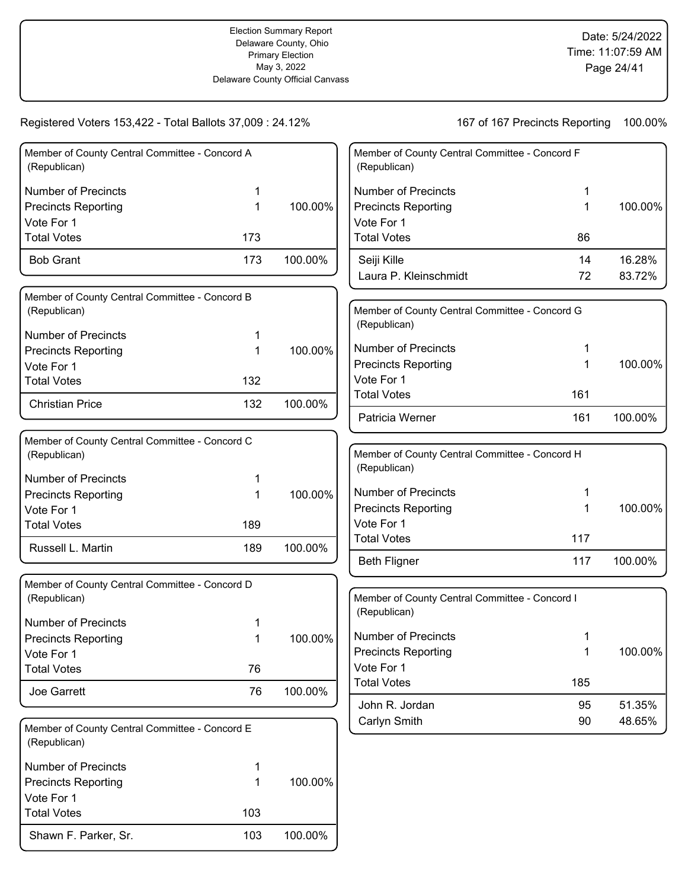Election Summary Report
Delaware County, Ohio
Primary Election
May 3, 2022
Delaware County Official Canvass

Date: 5/24/2022
Time: 11:07:59 AM

Registered Voters 153,422 - Total Ballots 37,009 : 24.12%

167 of 167 Precincts Reporting 100.00%

### Member of County Central Committee - Concord A (Republican)

| | | |
|---|---|---|
| Number of Precincts | 1 | |
| Precincts Reporting | 1 | 100.00% |
| Vote For 1 | | |
| Total Votes | 173 | |
| Bob Grant | 173 | 100.00% |

### Member of County Central Committee - Concord B (Republican)

| | | |
|---|---|---|
| Number of Precincts | 1 | |
| Precincts Reporting | 1 | 100.00% |
| Vote For 1 | | |
| Total Votes | 132 | |
| Christian Price | 132 | 100.00% |

### Member of County Central Committee - Concord C (Republican)

| | | |
|---|---|---|
| Number of Precincts | 1 | |
| Precincts Reporting | 1 | 100.00% |
| Vote For 1 | | |
| Total Votes | 189 | |
| Russell L. Martin | 189 | 100.00% |

### Member of County Central Committee - Concord D (Republican)

| | | |
|---|---|---|
| Number of Precincts | 1 | |
| Precincts Reporting | 1 | 100.00% |
| Vote For 1 | | |
| Total Votes | 76 | |
| Joe Garrett | 76 | 100.00% |

### Member of County Central Committee - Concord E (Republican)

| | | |
|---|---|---|
| Number of Precincts | 1 | |
| Precincts Reporting | 1 | 100.00% |
| Vote For 1 | | |
| Total Votes | 103 | |
| Shawn F. Parker, Sr. | 103 | 100.00% |

### Member of County Central Committee - Concord F (Republican)

| | | |
|---|---|---|
| Number of Precincts | 1 | |
| Precincts Reporting | 1 | 100.00% |
| Vote For 1 | | |
| Total Votes | 86 | |
| Seiji Kille | 14 | 16.28% |
| Laura P. Kleinschmidt | 72 | 83.72% |

### Member of County Central Committee - Concord G (Republican)

| | | |
|---|---|---|
| Number of Precincts | 1 | |
| Precincts Reporting | 1 | 100.00% |
| Vote For 1 | | |
| Total Votes | 161 | |
| Patricia Werner | 161 | 100.00% |

### Member of County Central Committee - Concord H (Republican)

| | | |
|---|---|---|
| Number of Precincts | 1 | |
| Precincts Reporting | 1 | 100.00% |
| Vote For 1 | | |
| Total Votes | 117 | |
| Beth Fligner | 117 | 100.00% |

### Member of County Central Committee - Concord I (Republican)

| | | |
|---|---|---|
| Number of Precincts | 1 | |
| Precincts Reporting | 1 | 100.00% |
| Vote For 1 | | |
| Total Votes | 185 | |
| John R. Jordan | 95 | 51.35% |
| Carlyn Smith | 90 | 48.65% |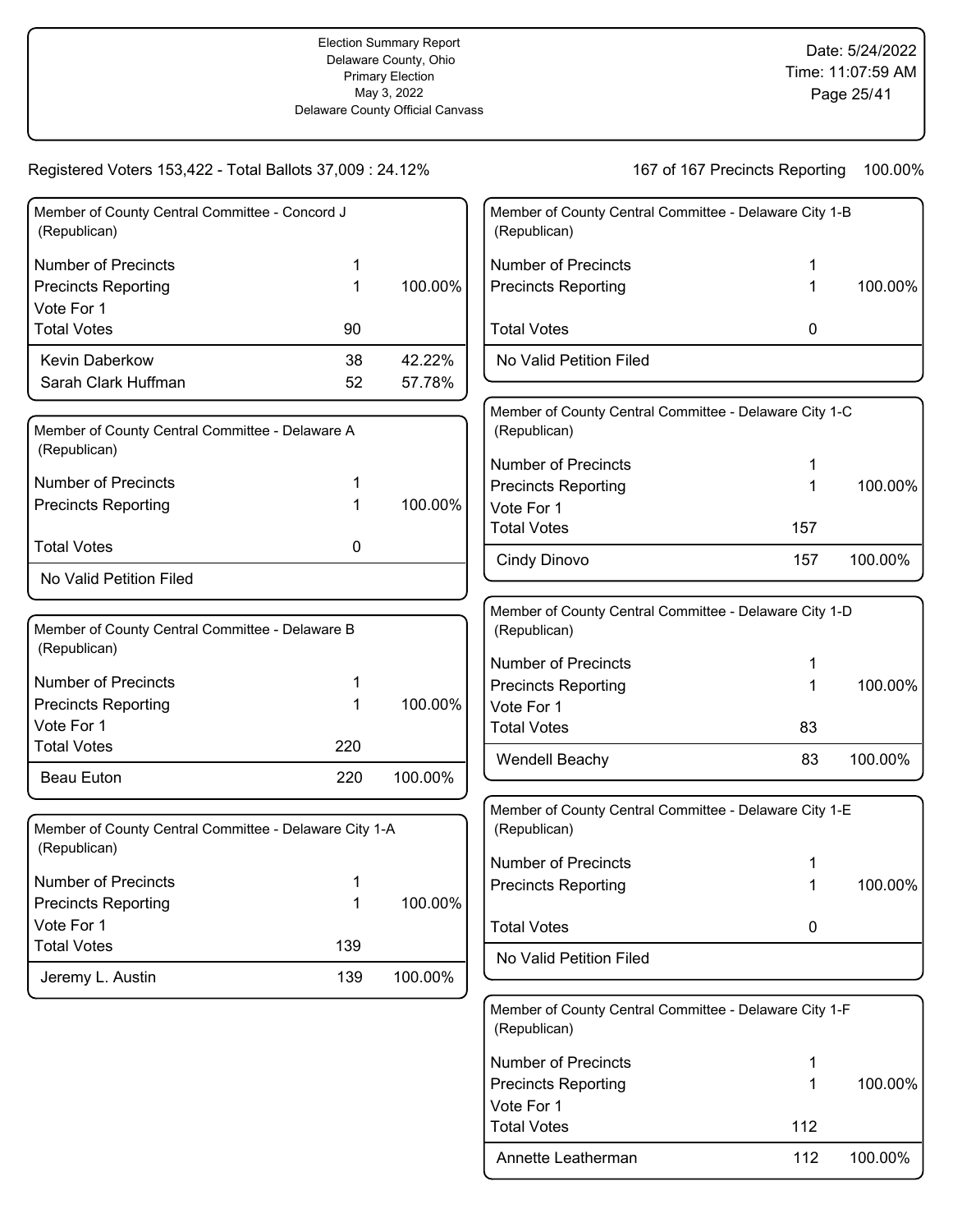Election Summary Report
Delaware County, Ohio
Primary Election
May 3, 2022
Delaware County Official Canvass

Date: 5/24/2022
Time: 11:07:59 AM

Registered Voters 153,422 - Total Ballots 37,009 : 24.12%

167 of 167 Precincts Reporting 100.00%

### Member of County Central Committee - Concord J (Republican)

| | | |
|---|---|---|
| Number of Precincts | 1 | |
| Precincts Reporting | 1 | 100.00% |
| Vote For 1 | | |
| Total Votes | 90 | |
| Kevin Daberkow | 38 | 42.22% |
| Sarah Clark Huffman | 52 | 57.78% |

### Member of County Central Committee - Delaware A (Republican)

| | | |
|---|---|---|
| Number of Precincts | 1 | |
| Precincts Reporting | 1 | 100.00% |
| Total Votes | 0 | |
| No Valid Petition Filed | | |

### Member of County Central Committee - Delaware B (Republican)

| | | |
|---|---|---|
| Number of Precincts | 1 | |
| Precincts Reporting | 1 | 100.00% |
| Vote For 1 | | |
| Total Votes | 220 | |
| Beau Euton | 220 | 100.00% |

### Member of County Central Committee - Delaware City 1-A (Republican)

| | | |
|---|---|---|
| Number of Precincts | 1 | |
| Precincts Reporting | 1 | 100.00% |
| Vote For 1 | | |
| Total Votes | 139 | |
| Jeremy L. Austin | 139 | 100.00% |

### Member of County Central Committee - Delaware City 1-B (Republican)

| | | |
|---|---|---|
| Number of Precincts | 1 | |
| Precincts Reporting | 1 | 100.00% |
| Total Votes | 0 | |
| No Valid Petition Filed | | |

### Member of County Central Committee - Delaware City 1-C (Republican)

| | | |
|---|---|---|
| Number of Precincts | 1 | |
| Precincts Reporting | 1 | 100.00% |
| Vote For 1 | | |
| Total Votes | 157 | |
| Cindy Dinovo | 157 | 100.00% |

### Member of County Central Committee - Delaware City 1-D (Republican)

| | | |
|---|---|---|
| Number of Precincts | 1 | |
| Precincts Reporting | 1 | 100.00% |
| Vote For 1 | | |
| Total Votes | 83 | |
| Wendell Beachy | 83 | 100.00% |

### Member of County Central Committee - Delaware City 1-E (Republican)

| | | |
|---|---|---|
| Number of Precincts | 1 | |
| Precincts Reporting | 1 | 100.00% |
| Total Votes | 0 | |
| No Valid Petition Filed | | |

### Member of County Central Committee - Delaware City 1-F (Republican)

| | | |
|---|---|---|
| Number of Precincts | 1 | |
| Precincts Reporting | 1 | 100.00% |
| Vote For 1 | | |
| Total Votes | 112 | |
| Annette Leatherman | 112 | 100.00% |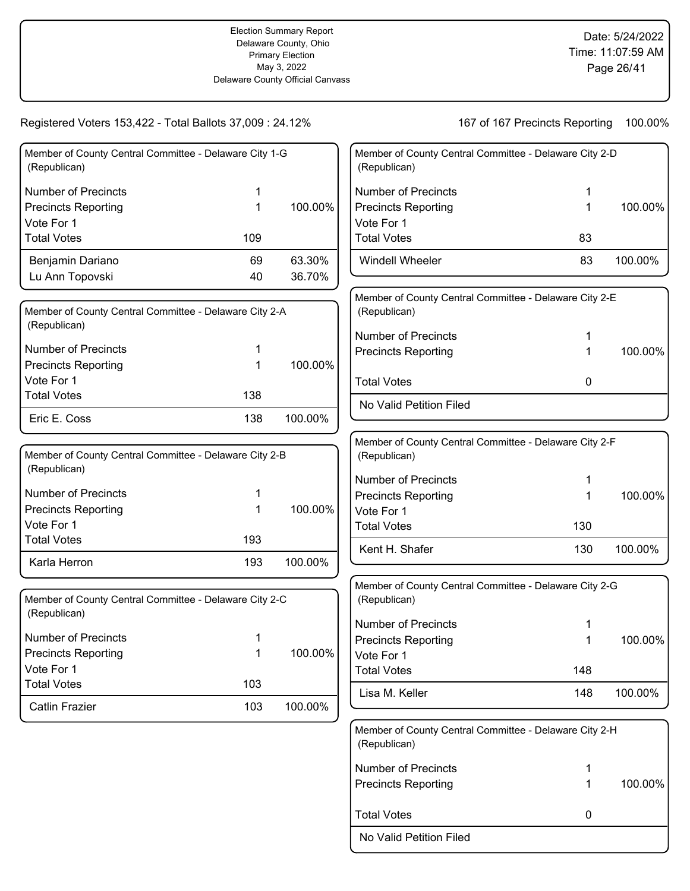Election Summary Report
Delaware County, Ohio
Primary Election
May 3, 2022
Delaware County Official Canvass

Date: 5/24/2022
Time: 11:07:59 AM

Registered Voters 153,422 - Total Ballots 37,009 : 24.12%

167 of 167 Precincts Reporting 100.00%

### Member of County Central Committee - Delaware City 1-G (Republican)

| | | |
|---|---|---|
| Number of Precincts | 1 | |
| Precincts Reporting | 1 | 100.00% |
| Vote For 1 | | |
| Total Votes | 109 | |
| Benjamin Dariano | 69 | 63.30% |
| Lu Ann Topovski | 40 | 36.70% |

### Member of County Central Committee - Delaware City 2-A (Republican)

| | | |
|---|---|---|
| Number of Precincts | 1 | |
| Precincts Reporting | 1 | 100.00% |
| Vote For 1 | | |
| Total Votes | 138 | |
| Eric E. Coss | 138 | 100.00% |

### Member of County Central Committee - Delaware City 2-B (Republican)

| | | |
|---|---|---|
| Number of Precincts | 1 | |
| Precincts Reporting | 1 | 100.00% |
| Vote For 1 | | |
| Total Votes | 193 | |
| Karla Herron | 193 | 100.00% |

### Member of County Central Committee - Delaware City 2-C (Republican)

| | | |
|---|---|---|
| Number of Precincts | 1 | |
| Precincts Reporting | 1 | 100.00% |
| Vote For 1 | | |
| Total Votes | 103 | |
| Catlin Frazier | 103 | 100.00% |

### Member of County Central Committee - Delaware City 2-D (Republican)

| | | |
|---|---|---|
| Number of Precincts | 1 | |
| Precincts Reporting | 1 | 100.00% |
| Vote For 1 | | |
| Total Votes | 83 | |
| Windell Wheeler | 83 | 100.00% |

### Member of County Central Committee - Delaware City 2-E (Republican)

| | | |
|---|---|---|
| Number of Precincts | 1 | |
| Precincts Reporting | 1 | 100.00% |
| Total Votes | 0 | |
| No Valid Petition Filed | | |

### Member of County Central Committee - Delaware City 2-F (Republican)

| | | |
|---|---|---|
| Number of Precincts | 1 | |
| Precincts Reporting | 1 | 100.00% |
| Vote For 1 | | |
| Total Votes | 130 | |
| Kent H. Shafer | 130 | 100.00% |

### Member of County Central Committee - Delaware City 2-G (Republican)

| | | |
|---|---|---|
| Number of Precincts | 1 | |
| Precincts Reporting | 1 | 100.00% |
| Vote For 1 | | |
| Total Votes | 148 | |
| Lisa M. Keller | 148 | 100.00% |

### Member of County Central Committee - Delaware City 2-H (Republican)

| | | |
|---|---|---|
| Number of Precincts | 1 | |
| Precincts Reporting | 1 | 100.00% |
| Total Votes | 0 | |
| No Valid Petition Filed | | |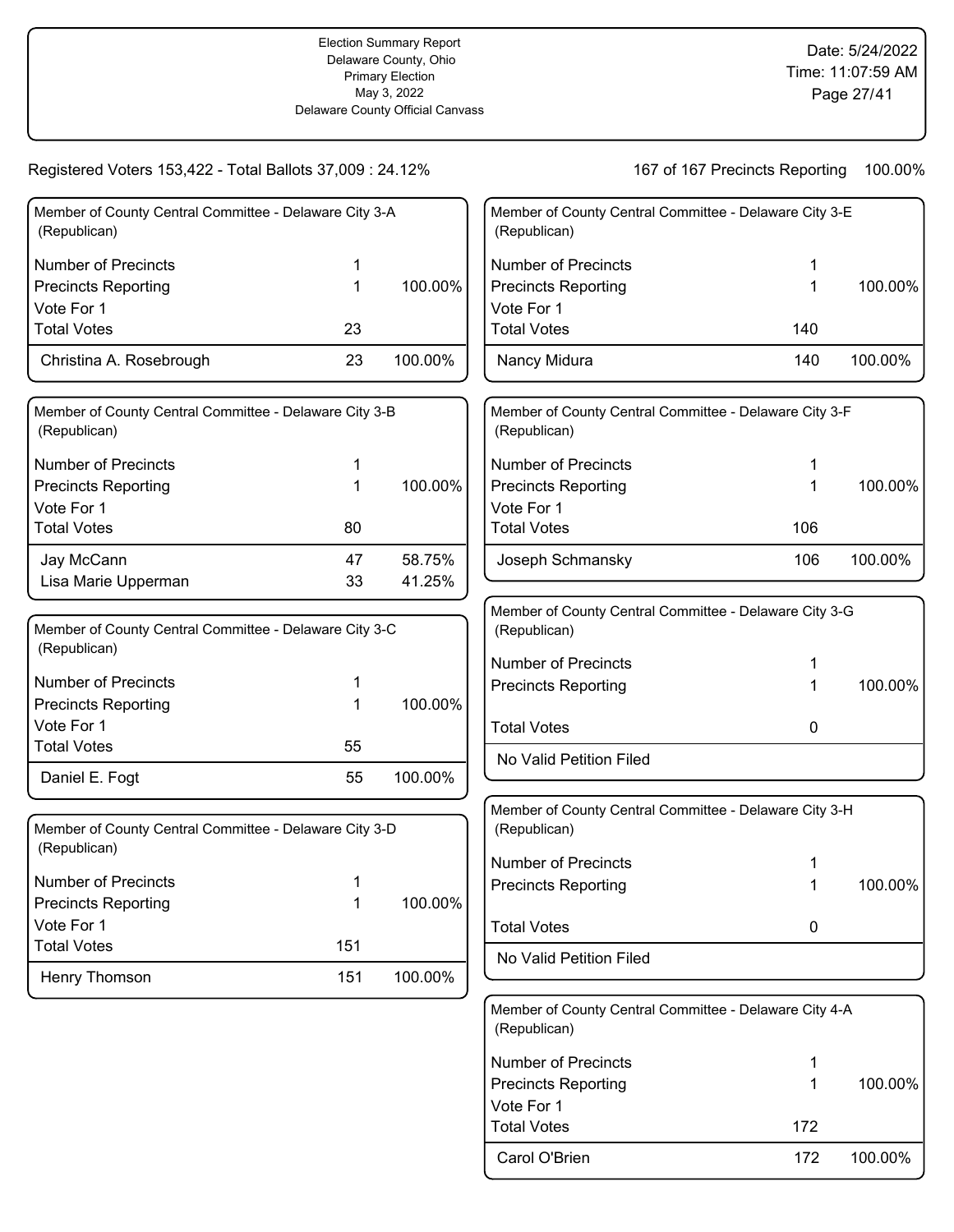Election Summary Report
Delaware County, Ohio
Primary Election
May 3, 2022
Delaware County Official Canvass

Date: 5/24/2022
Time: 11:07:59 AM

Registered Voters 153,422 - Total Ballots 37,009 : 24.12%

167 of 167 Precincts Reporting 100.00%

### Member of County Central Committee - Delaware City 3-A (Republican)

| | | |
|---|---|---|
| Number of Precincts | 1 | |
| Precincts Reporting | 1 | 100.00% |
| Vote For 1 | | |
| Total Votes | 23 | |
| Christina A. Rosebrough | 23 | 100.00% |

### Member of County Central Committee - Delaware City 3-B (Republican)

| | | |
|---|---|---|
| Number of Precincts | 1 | |
| Precincts Reporting | 1 | 100.00% |
| Vote For 1 | | |
| Total Votes | 80 | |
| Jay McCann | 47 | 58.75% |
| Lisa Marie Upperman | 33 | 41.25% |

### Member of County Central Committee - Delaware City 3-C (Republican)

| | | |
|---|---|---|
| Number of Precincts | 1 | |
| Precincts Reporting | 1 | 100.00% |
| Vote For 1 | | |
| Total Votes | 55 | |
| Daniel E. Fogt | 55 | 100.00% |

### Member of County Central Committee - Delaware City 3-D (Republican)

| | | |
|---|---|---|
| Number of Precincts | 1 | |
| Precincts Reporting | 1 | 100.00% |
| Vote For 1 | | |
| Total Votes | 151 | |
| Henry Thomson | 151 | 100.00% |

### Member of County Central Committee - Delaware City 3-E (Republican)

| | | |
|---|---|---|
| Number of Precincts | 1 | |
| Precincts Reporting | 1 | 100.00% |
| Vote For 1 | | |
| Total Votes | 140 | |
| Nancy Midura | 140 | 100.00% |

### Member of County Central Committee - Delaware City 3-F (Republican)

| | | |
|---|---|---|
| Number of Precincts | 1 | |
| Precincts Reporting | 1 | 100.00% |
| Vote For 1 | | |
| Total Votes | 106 | |
| Joseph Schmansky | 106 | 100.00% |

### Member of County Central Committee - Delaware City 3-G (Republican)

| | | |
|---|---|---|
| Number of Precincts | 1 | |
| Precincts Reporting | 1 | 100.00% |
| Total Votes | 0 | |
| No Valid Petition Filed | | |

### Member of County Central Committee - Delaware City 3-H (Republican)

| | | |
|---|---|---|
| Number of Precincts | 1 | |
| Precincts Reporting | 1 | 100.00% |
| Total Votes | 0 | |
| No Valid Petition Filed | | |

### Member of County Central Committee - Delaware City 4-A (Republican)

| | | |
|---|---|---|
| Number of Precincts | 1 | |
| Precincts Reporting | 1 | 100.00% |
| Vote For 1 | | |
| Total Votes | 172 | |
| Carol O'Brien | 172 | 100.00% |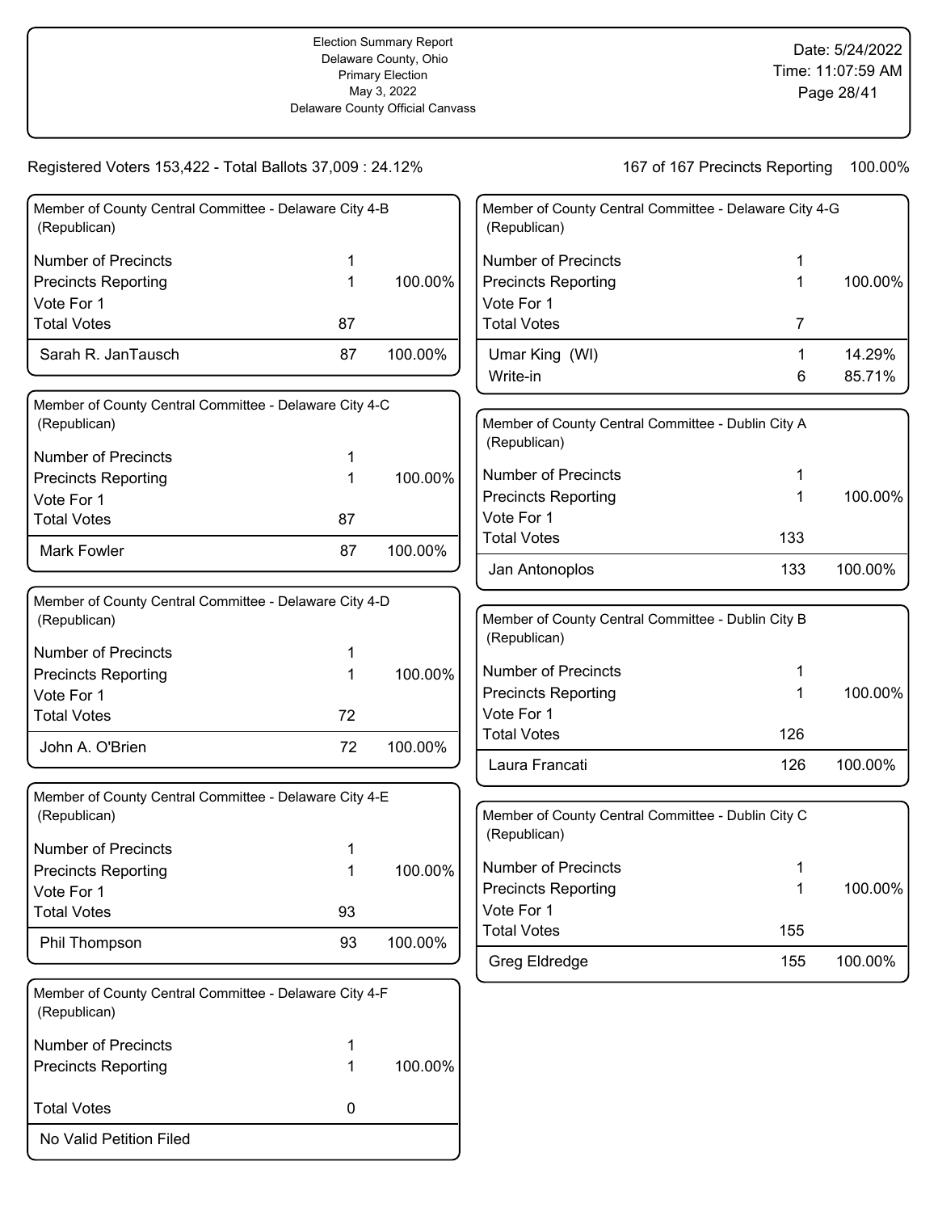Election Summary Report
Delaware County, Ohio
Primary Election
May 3, 2022
Delaware County Official Canvass

Date: 5/24/2022
Time: 11:07:59 AM

Registered Voters 153,422 - Total Ballots 37,009 : 24.12%

167 of 167 Precincts Reporting 100.00%

### Member of County Central Committee - Delaware City 4-B (Republican)

| | | |
|---|---|---|
| Number of Precincts | 1 | |
| Precincts Reporting | 1 | 100.00% |
| Vote For 1 | | |
| Total Votes | 87 | |
| Sarah R. JanTausch | 87 | 100.00% |

### Member of County Central Committee - Delaware City 4-C (Republican)

| | | |
|---|---|---|
| Number of Precincts | 1 | |
| Precincts Reporting | 1 | 100.00% |
| Vote For 1 | | |
| Total Votes | 87 | |
| Mark Fowler | 87 | 100.00% |

### Member of County Central Committee - Delaware City 4-D (Republican)

| | | |
|---|---|---|
| Number of Precincts | 1 | |
| Precincts Reporting | 1 | 100.00% |
| Vote For 1 | | |
| Total Votes | 72 | |
| John A. O'Brien | 72 | 100.00% |

### Member of County Central Committee - Delaware City 4-E (Republican)

| | | |
|---|---|---|
| Number of Precincts | 1 | |
| Precincts Reporting | 1 | 100.00% |
| Vote For 1 | | |
| Total Votes | 93 | |
| Phil Thompson | 93 | 100.00% |

### Member of County Central Committee - Delaware City 4-F (Republican)

| | | |
|---|---|---|
| Number of Precincts | 1 | |
| Precincts Reporting | 1 | 100.00% |
| Total Votes | 0 | |
| No Valid Petition Filed | | |

### Member of County Central Committee - Delaware City 4-G (Republican)

| | | |
|---|---|---|
| Number of Precincts | 1 | |
| Precincts Reporting | 1 | 100.00% |
| Vote For 1 | | |
| Total Votes | 7 | |
| Umar King (WI) | 1 | 14.29% |
| Write-in | 6 | 85.71% |

### Member of County Central Committee - Dublin City A (Republican)

| | | |
|---|---|---|
| Number of Precincts | 1 | |
| Precincts Reporting | 1 | 100.00% |
| Vote For 1 | | |
| Total Votes | 133 | |
| Jan Antonoplos | 133 | 100.00% |

### Member of County Central Committee - Dublin City B (Republican)

| | | |
|---|---|---|
| Number of Precincts | 1 | |
| Precincts Reporting | 1 | 100.00% |
| Vote For 1 | | |
| Total Votes | 126 | |
| Laura Francati | 126 | 100.00% |

### Member of County Central Committee - Dublin City C (Republican)

| | | |
|---|---|---|
| Number of Precincts | 1 | |
| Precincts Reporting | 1 | 100.00% |
| Vote For 1 | | |
| Total Votes | 155 | |
| Greg Eldredge | 155 | 100.00% |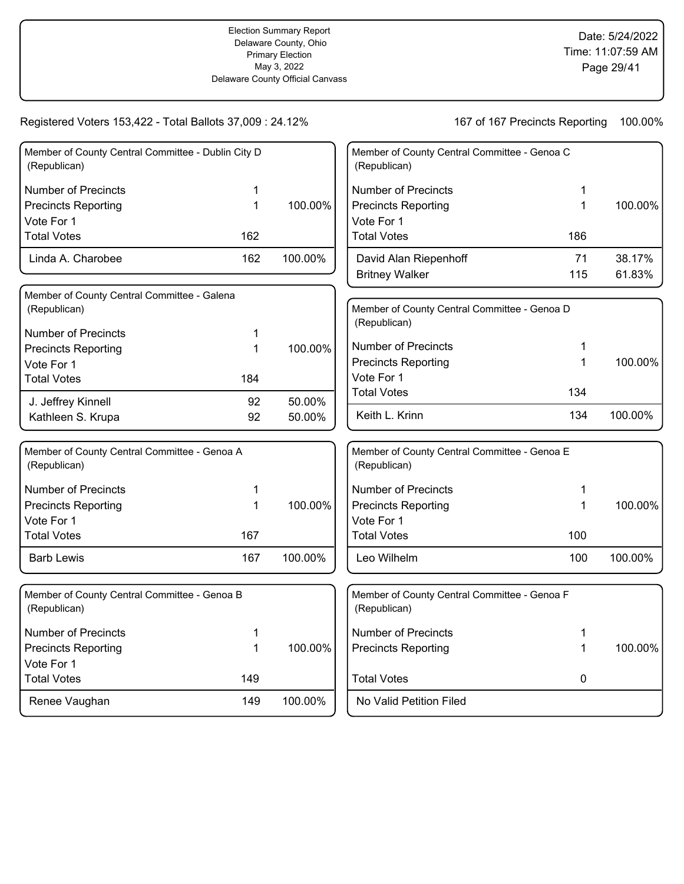Election Summary Report
Delaware County, Ohio
Primary Election
May 3, 2022
Delaware County Official Canvass

Date: 5/24/2022
Time: 11:07:59 AM

Registered Voters 153,422 - Total Ballots 37,009 : 24.12%

167 of 167 Precincts Reporting 100.00%

### Member of County Central Committee - Dublin City D (Republican)

| | | |
|---|---|---|
| Number of Precincts | 1 | |
| Precincts Reporting | 1 | 100.00% |
| Vote For 1 | | |
| Total Votes | 162 | |
| Linda A. Charobee | 162 | 100.00% |

### Member of County Central Committee - Galena (Republican)

| | | |
|---|---|---|
| Number of Precincts | 1 | |
| Precincts Reporting | 1 | 100.00% |
| Vote For 1 | | |
| Total Votes | 184 | |
| J. Jeffrey Kinnell | 92 | 50.00% |
| Kathleen S. Krupa | 92 | 50.00% |

### Member of County Central Committee - Genoa A (Republican)

| | | |
|---|---|---|
| Number of Precincts | 1 | |
| Precincts Reporting | 1 | 100.00% |
| Vote For 1 | | |
| Total Votes | 167 | |
| Barb Lewis | 167 | 100.00% |

### Member of County Central Committee - Genoa B (Republican)

| | | |
|---|---|---|
| Number of Precincts | 1 | |
| Precincts Reporting | 1 | 100.00% |
| Vote For 1 | | |
| Total Votes | 149 | |
| Renee Vaughan | 149 | 100.00% |

### Member of County Central Committee - Genoa C (Republican)

| | | |
|---|---|---|
| Number of Precincts | 1 | |
| Precincts Reporting | 1 | 100.00% |
| Vote For 1 | | |
| Total Votes | 186 | |
| David Alan Riepenhoff | 71 | 38.17% |
| Britney Walker | 115 | 61.83% |

### Member of County Central Committee - Genoa D (Republican)

| | | |
|---|---|---|
| Number of Precincts | 1 | |
| Precincts Reporting | 1 | 100.00% |
| Vote For 1 | | |
| Total Votes | 134 | |
| Keith L. Krinn | 134 | 100.00% |

### Member of County Central Committee - Genoa E (Republican)

| | | |
|---|---|---|
| Number of Precincts | 1 | |
| Precincts Reporting | 1 | 100.00% |
| Vote For 1 | | |
| Total Votes | 100 | |
| Leo Wilhelm | 100 | 100.00% |

### Member of County Central Committee - Genoa F (Republican)

| | | |
|---|---|---|
| Number of Precincts | 1 | |
| Precincts Reporting | 1 | 100.00% |
| Total Votes | 0 | |
| No Valid Petition Filed | | |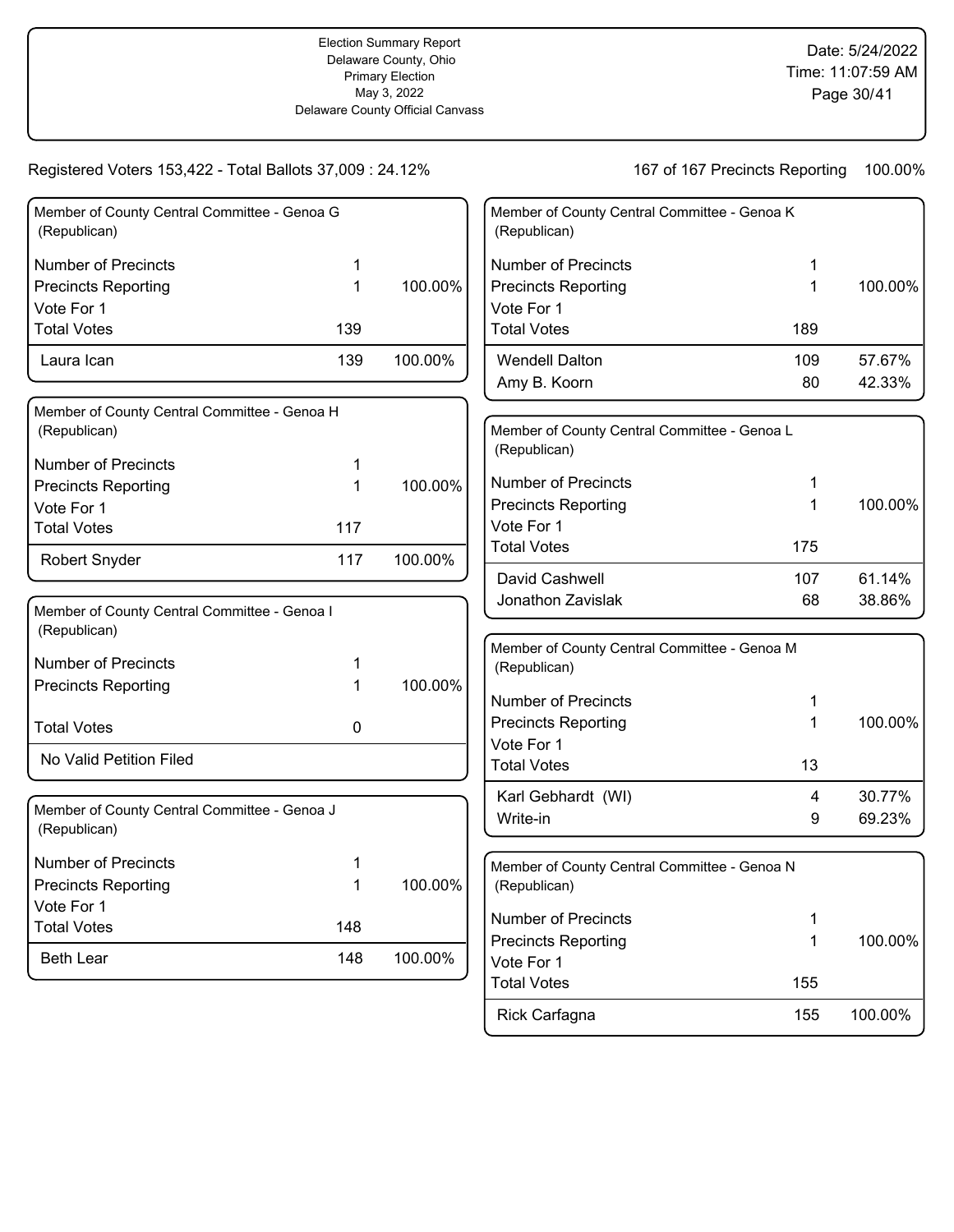Election Summary Report
Delaware County, Ohio
Primary Election
May 3, 2022
Delaware County Official Canvass

Date: 5/24/2022
Time: 11:07:59 AM

Registered Voters 153,422 - Total Ballots 37,009 : 24.12%

167 of 167 Precincts Reporting 100.00%

### Member of County Central Committee - Genoa G (Republican)

| | | |
|---|---|---|
| Number of Precincts | 1 | |
| Precincts Reporting | 1 | 100.00% |
| Vote For 1 | | |
| Total Votes | 139 | |
| Laura Ican | 139 | 100.00% |

### Member of County Central Committee - Genoa H (Republican)

| | | |
|---|---|---|
| Number of Precincts | 1 | |
| Precincts Reporting | 1 | 100.00% |
| Vote For 1 | | |
| Total Votes | 117 | |
| Robert Snyder | 117 | 100.00% |

### Member of County Central Committee - Genoa I (Republican)

| | | |
|---|---|---|
| Number of Precincts | 1 | |
| Precincts Reporting | 1 | 100.00% |
| Total Votes | 0 | |
| No Valid Petition Filed | | |

### Member of County Central Committee - Genoa J (Republican)

| | | |
|---|---|---|
| Number of Precincts | 1 | |
| Precincts Reporting | 1 | 100.00% |
| Vote For 1 | | |
| Total Votes | 148 | |
| Beth Lear | 148 | 100.00% |

### Member of County Central Committee - Genoa K (Republican)

| | | |
|---|---|---|
| Number of Precincts | 1 | |
| Precincts Reporting | 1 | 100.00% |
| Vote For 1 | | |
| Total Votes | 189 | |
| Wendell Dalton | 109 | 57.67% |
| Amy B. Koorn | 80 | 42.33% |

### Member of County Central Committee - Genoa L (Republican)

| | | |
|---|---|---|
| Number of Precincts | 1 | |
| Precincts Reporting | 1 | 100.00% |
| Vote For 1 | | |
| Total Votes | 175 | |
| David Cashwell | 107 | 61.14% |
| Jonathon Zavislak | 68 | 38.86% |

### Member of County Central Committee - Genoa M (Republican)

| | | |
|---|---|---|
| Number of Precincts | 1 | |
| Precincts Reporting | 1 | 100.00% |
| Vote For 1 | | |
| Total Votes | 13 | |
| Karl Gebhardt (WI) | 4 | 30.77% |
| Write-in | 9 | 69.23% |

### Member of County Central Committee - Genoa N (Republican)

| | | |
|---|---|---|
| Number of Precincts | 1 | |
| Precincts Reporting | 1 | 100.00% |
| Vote For 1 | | |
| Total Votes | 155 | |
| Rick Carfagna | 155 | 100.00% |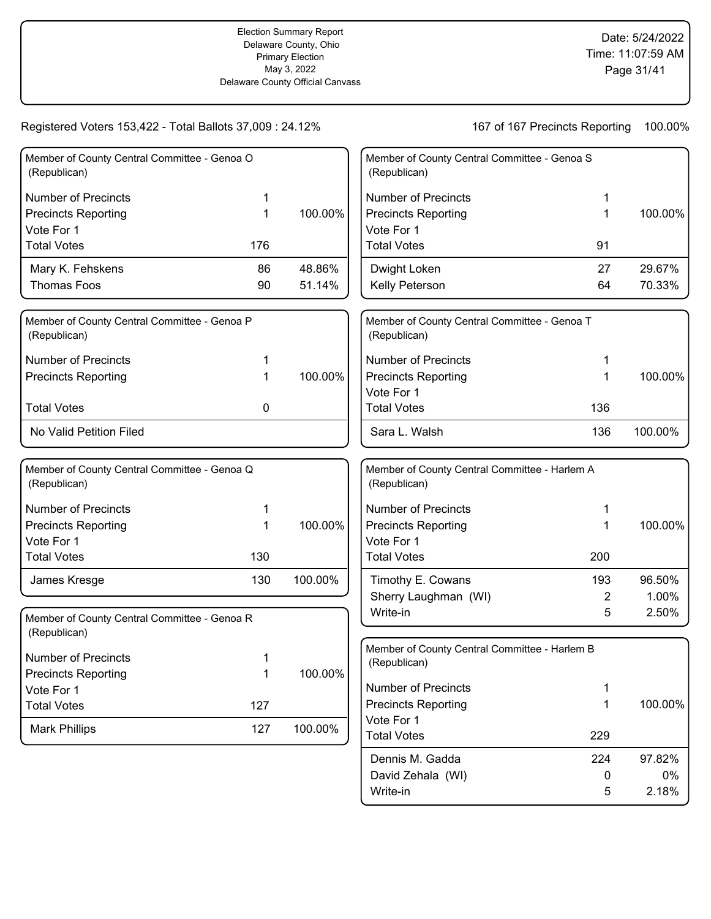Registered Voters 153,422 - Total Ballots 37,009 : 24.12%

167 of 167 Precincts Reporting 100.00%

### Member of County Central Committee - Genoa O (Republican)

| | | |
|---|---|---|
| Number of Precincts | 1 | |
| Precincts Reporting | 1 | 100.00% |
| Vote For 1 | | |
| Total Votes | 176 | |
| Mary K. Fehskens | 86 | 48.86% |
| Thomas Foos | 90 | 51.14% |

### Member of County Central Committee - Genoa P (Republican)

| | | |
|---|---|---|
| Number of Precincts | 1 | |
| Precincts Reporting | 1 | 100.00% |
| Total Votes | 0 | |
| No Valid Petition Filed | | |

### Member of County Central Committee - Genoa Q (Republican)

| | | |
|---|---|---|
| Number of Precincts | 1 | |
| Precincts Reporting | 1 | 100.00% |
| Vote For 1 | | |
| Total Votes | 130 | |
| James Kresge | 130 | 100.00% |

### Member of County Central Committee - Genoa R (Republican)

| | | |
|---|---|---|
| Number of Precincts | 1 | |
| Precincts Reporting | 1 | 100.00% |
| Vote For 1 | | |
| Total Votes | 127 | |
| Mark Phillips | 127 | 100.00% |

### Member of County Central Committee - Genoa S (Republican)

| | | |
|---|---|---|
| Number of Precincts | 1 | |
| Precincts Reporting | 1 | 100.00% |
| Vote For 1 | | |
| Total Votes | 91 | |
| Dwight Loken | 27 | 29.67% |
| Kelly Peterson | 64 | 70.33% |

### Member of County Central Committee - Genoa T (Republican)

| | | |
|---|---|---|
| Number of Precincts | 1 | |
| Precincts Reporting | 1 | 100.00% |
| Vote For 1 | | |
| Total Votes | 136 | |
| Sara L. Walsh | 136 | 100.00% |

### Member of County Central Committee - Harlem A (Republican)

| | | |
|---|---|---|
| Number of Precincts | 1 | |
| Precincts Reporting | 1 | 100.00% |
| Vote For 1 | | |
| Total Votes | 200 | |
| Timothy E. Cowans | 193 | 96.50% |
| Sherry Laughman (WI) | 2 | 1.00% |
| Write-in | 5 | 2.50% |

### Member of County Central Committee - Harlem B (Republican)

| | | |
|---|---|---|
| Number of Precincts | 1 | |
| Precincts Reporting | 1 | 100.00% |
| Vote For 1 | | |
| Total Votes | 229 | |
| Dennis M. Gadda | 224 | 97.82% |
| David Zehala (WI) | 0 | 0% |
| Write-in | 5 | 2.18% |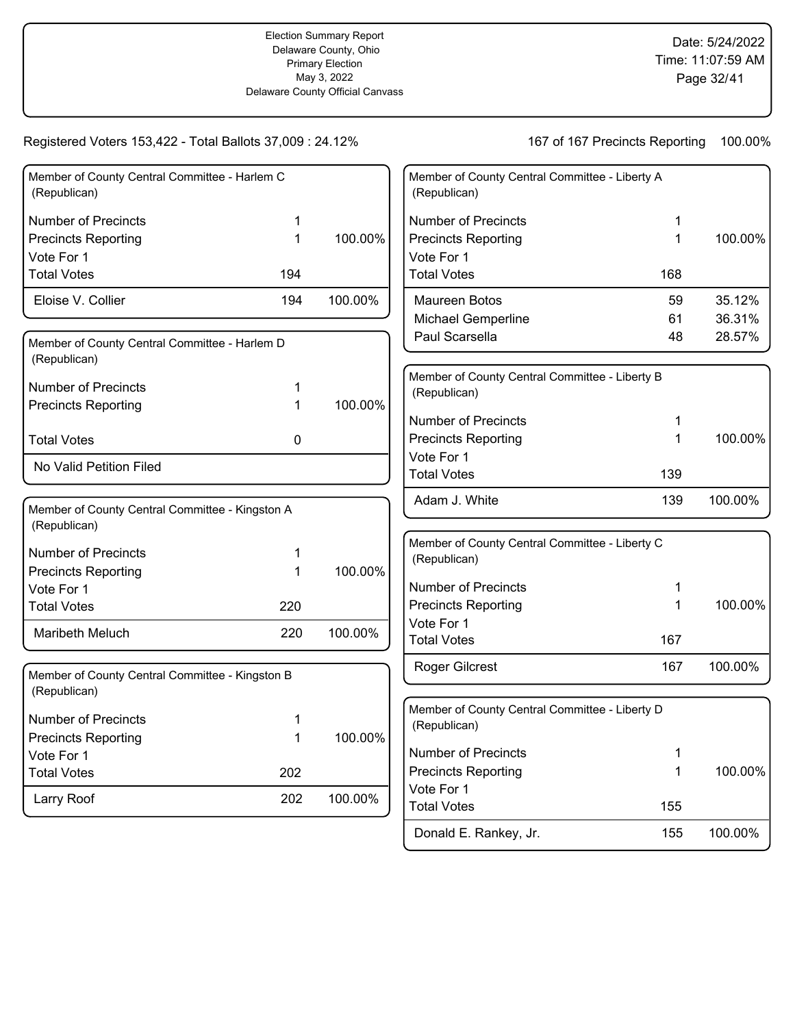Election Summary Report
Delaware County, Ohio
Primary Election
May 3, 2022
Delaware County Official Canvass

Date: 5/24/2022
Time: 11:07:59 AM

Registered Voters 153,422 - Total Ballots 37,009 : 24.12%

167 of 167 Precincts Reporting 100.00%

### Member of County Central Committee - Harlem C (Republican)

| | | |
|---|---|---|
| Number of Precincts | 1 | |
| Precincts Reporting | 1 | 100.00% |
| Vote For 1 | | |
| Total Votes | 194 | |
| Eloise V. Collier | 194 | 100.00% |

### Member of County Central Committee - Harlem D (Republican)

| | | |
|---|---|---|
| Number of Precincts | 1 | |
| Precincts Reporting | 1 | 100.00% |
| Total Votes | 0 | |
| No Valid Petition Filed | | |

### Member of County Central Committee - Kingston A (Republican)

| | | |
|---|---|---|
| Number of Precincts | 1 | |
| Precincts Reporting | 1 | 100.00% |
| Vote For 1 | | |
| Total Votes | 220 | |
| Maribeth Meluch | 220 | 100.00% |

### Member of County Central Committee - Kingston B (Republican)

| | | |
|---|---|---|
| Number of Precincts | 1 | |
| Precincts Reporting | 1 | 100.00% |
| Vote For 1 | | |
| Total Votes | 202 | |
| Larry Roof | 202 | 100.00% |

### Member of County Central Committee - Liberty A (Republican)

| | | |
|---|---|---|
| Number of Precincts | 1 | |
| Precincts Reporting | 1 | 100.00% |
| Vote For 1 | | |
| Total Votes | 168 | |
| Maureen Botos | 59 | 35.12% |
| Michael Gemperline | 61 | 36.31% |
| Paul Scarsella | 48 | 28.57% |

### Member of County Central Committee - Liberty B (Republican)

| | | |
|---|---|---|
| Number of Precincts | 1 | |
| Precincts Reporting | 1 | 100.00% |
| Vote For 1 | | |
| Total Votes | 139 | |
| Adam J. White | 139 | 100.00% |

### Member of County Central Committee - Liberty C (Republican)

| | | |
|---|---|---|
| Number of Precincts | 1 | |
| Precincts Reporting | 1 | 100.00% |
| Vote For 1 | | |
| Total Votes | 167 | |
| Roger Gilcrest | 167 | 100.00% |

### Member of County Central Committee - Liberty D (Republican)

| | | |
|---|---|---|
| Number of Precincts | 1 | |
| Precincts Reporting | 1 | 100.00% |
| Vote For 1 | | |
| Total Votes | 155 | |
| Donald E. Rankey, Jr. | 155 | 100.00% |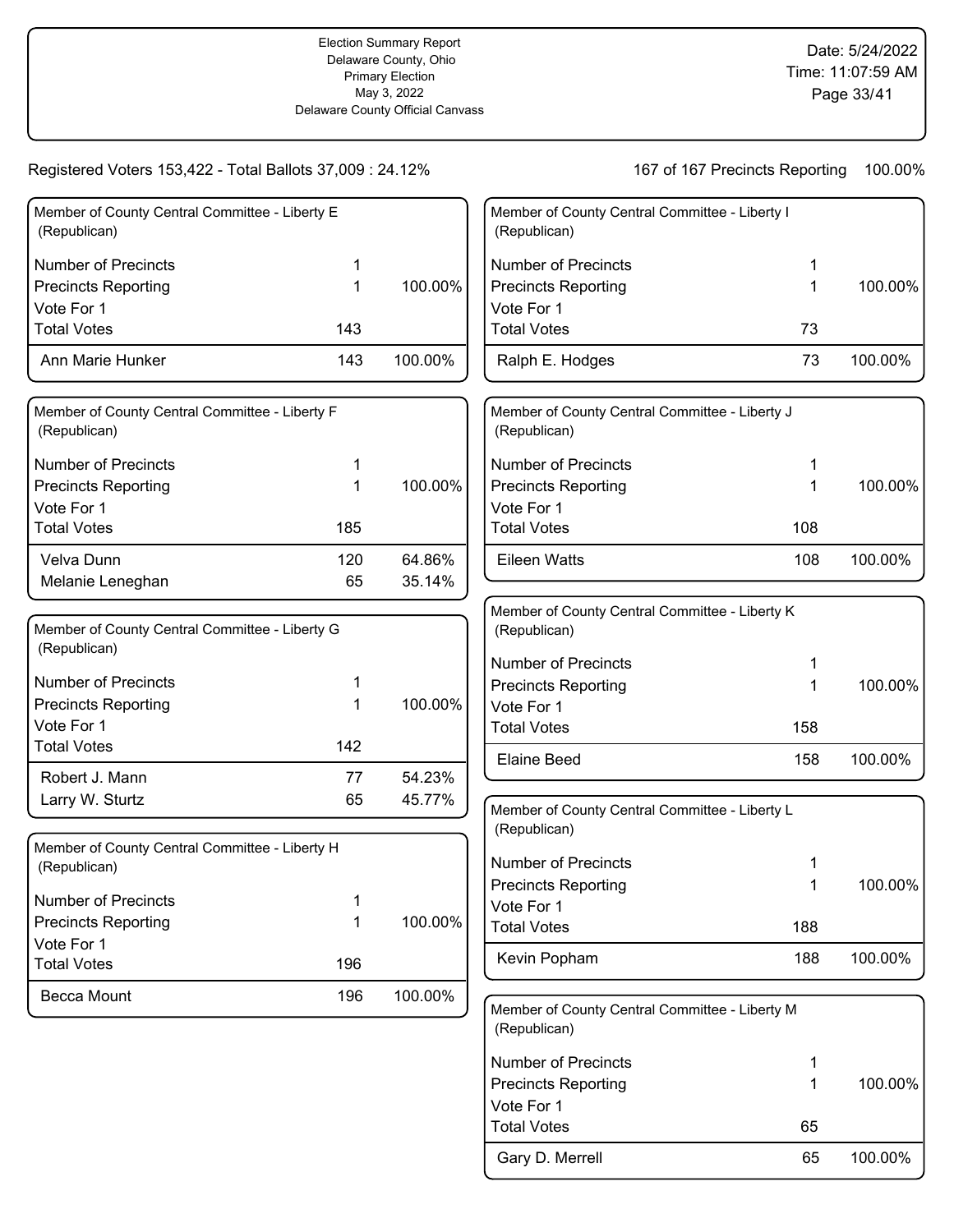Registered Voters 153,422 - Total Ballots 37,009 : 24.12%

167 of 167 Precincts Reporting 100.00%

### Member of County Central Committee - Liberty E (Republican)

| | | |
|---|---|---|
| Number of Precincts | 1 | |
| Precincts Reporting | 1 | 100.00% |
| Vote For 1 | | |
| Total Votes | 143 | |
| Ann Marie Hunker | 143 | 100.00% |

### Member of County Central Committee - Liberty F (Republican)

| | | |
|---|---|---|
| Number of Precincts | 1 | |
| Precincts Reporting | 1 | 100.00% |
| Vote For 1 | | |
| Total Votes | 185 | |
| Velva Dunn | 120 | 64.86% |
| Melanie Leneghan | 65 | 35.14% |

### Member of County Central Committee - Liberty G (Republican)

| | | |
|---|---|---|
| Number of Precincts | 1 | |
| Precincts Reporting | 1 | 100.00% |
| Vote For 1 | | |
| Total Votes | 142 | |
| Robert J. Mann | 77 | 54.23% |
| Larry W. Sturtz | 65 | 45.77% |

### Member of County Central Committee - Liberty H (Republican)

| | | |
|---|---|---|
| Number of Precincts | 1 | |
| Precincts Reporting | 1 | 100.00% |
| Vote For 1 | | |
| Total Votes | 196 | |
| Becca Mount | 196 | 100.00% |

### Member of County Central Committee - Liberty I (Republican)

| | | |
|---|---|---|
| Number of Precincts | 1 | |
| Precincts Reporting | 1 | 100.00% |
| Vote For 1 | | |
| Total Votes | 73 | |
| Ralph E. Hodges | 73 | 100.00% |

### Member of County Central Committee - Liberty J (Republican)

| | | |
|---|---|---|
| Number of Precincts | 1 | |
| Precincts Reporting | 1 | 100.00% |
| Vote For 1 | | |
| Total Votes | 108 | |
| Eileen Watts | 108 | 100.00% |

### Member of County Central Committee - Liberty K (Republican)

| | | |
|---|---|---|
| Number of Precincts | 1 | |
| Precincts Reporting | 1 | 100.00% |
| Vote For 1 | | |
| Total Votes | 158 | |
| Elaine Beed | 158 | 100.00% |

### Member of County Central Committee - Liberty L (Republican)

| | | |
|---|---|---|
| Number of Precincts | 1 | |
| Precincts Reporting | 1 | 100.00% |
| Vote For 1 | | |
| Total Votes | 188 | |
| Kevin Popham | 188 | 100.00% |

### Member of County Central Committee - Liberty M (Republican)

| | | |
|---|---|---|
| Number of Precincts | 1 | |
| Precincts Reporting | 1 | 100.00% |
| Vote For 1 | | |
| Total Votes | 65 | |
| Gary D. Merrell | 65 | 100.00% |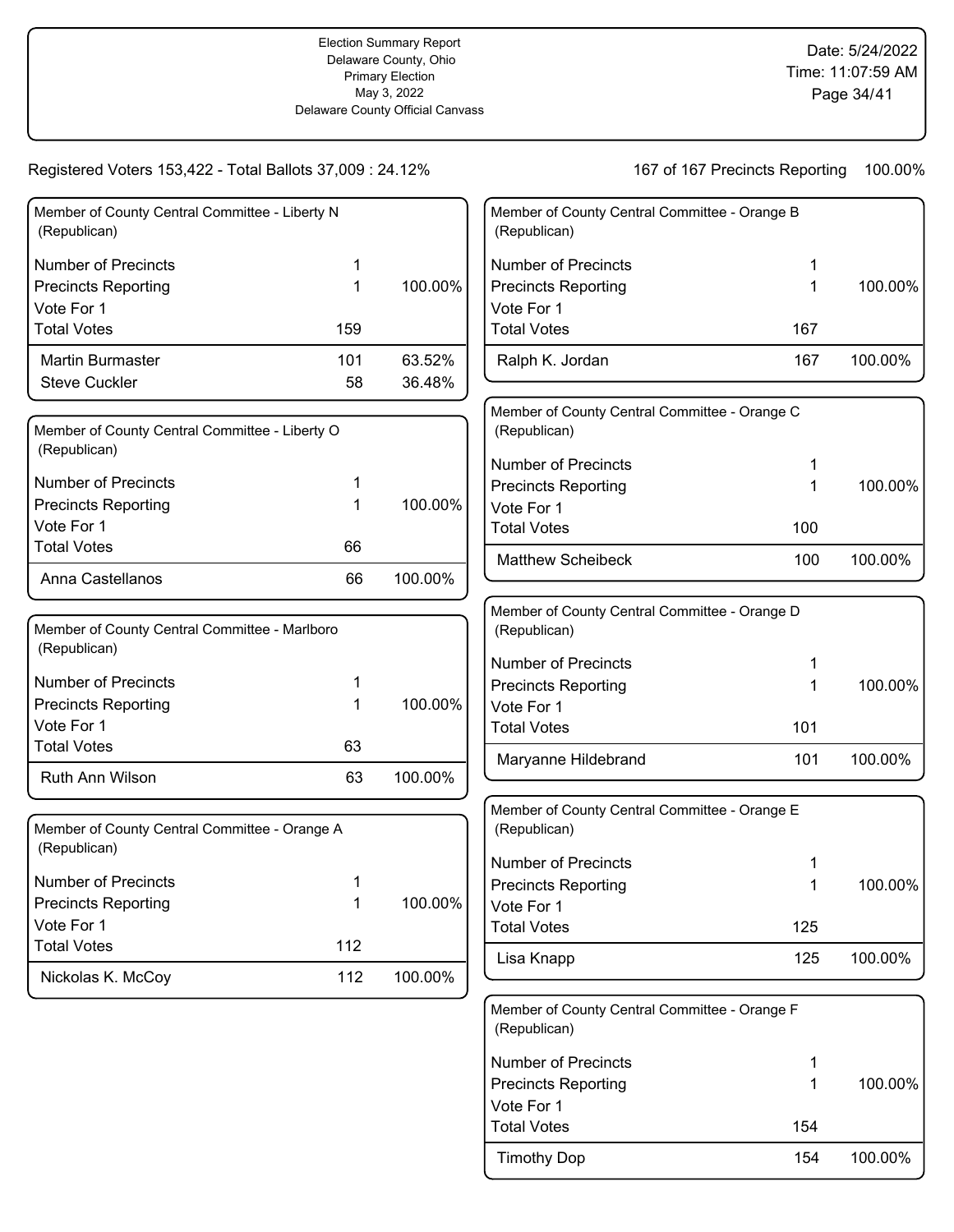Election Summary Report
Delaware County, Ohio
Primary Election
May 3, 2022
Delaware County Official Canvass

Date: 5/24/2022
Time: 11:07:59 AM

Registered Voters 153,422 - Total Ballots 37,009 : 24.12%

167 of 167 Precincts Reporting 100.00%

### Member of County Central Committee - Liberty N (Republican)

| | | |
|---|---|---|
| Number of Precincts | 1 | |
| Precincts Reporting | 1 | 100.00% |
| Vote For 1 | | |
| Total Votes | 159 | |
| Martin Burmaster | 101 | 63.52% |
| Steve Cuckler | 58 | 36.48% |

### Member of County Central Committee - Liberty O (Republican)

| | | |
|---|---|---|
| Number of Precincts | 1 | |
| Precincts Reporting | 1 | 100.00% |
| Vote For 1 | | |
| Total Votes | 66 | |
| Anna Castellanos | 66 | 100.00% |

### Member of County Central Committee - Marlboro (Republican)

| | | |
|---|---|---|
| Number of Precincts | 1 | |
| Precincts Reporting | 1 | 100.00% |
| Vote For 1 | | |
| Total Votes | 63 | |
| Ruth Ann Wilson | 63 | 100.00% |

### Member of County Central Committee - Orange A (Republican)

| | | |
|---|---|---|
| Number of Precincts | 1 | |
| Precincts Reporting | 1 | 100.00% |
| Vote For 1 | | |
| Total Votes | 112 | |
| Nickolas K. McCoy | 112 | 100.00% |

### Member of County Central Committee - Orange B (Republican)

| | | |
|---|---|---|
| Number of Precincts | 1 | |
| Precincts Reporting | 1 | 100.00% |
| Vote For 1 | | |
| Total Votes | 167 | |
| Ralph K. Jordan | 167 | 100.00% |

### Member of County Central Committee - Orange C (Republican)

| | | |
|---|---|---|
| Number of Precincts | 1 | |
| Precincts Reporting | 1 | 100.00% |
| Vote For 1 | | |
| Total Votes | 100 | |
| Matthew Scheibeck | 100 | 100.00% |

### Member of County Central Committee - Orange D (Republican)

| | | |
|---|---|---|
| Number of Precincts | 1 | |
| Precincts Reporting | 1 | 100.00% |
| Vote For 1 | | |
| Total Votes | 101 | |
| Maryanne Hildebrand | 101 | 100.00% |

### Member of County Central Committee - Orange E (Republican)

| | | |
|---|---|---|
| Number of Precincts | 1 | |
| Precincts Reporting | 1 | 100.00% |
| Vote For 1 | | |
| Total Votes | 125 | |
| Lisa Knapp | 125 | 100.00% |

### Member of County Central Committee - Orange F (Republican)

| | | |
|---|---|---|
| Number of Precincts | 1 | |
| Precincts Reporting | 1 | 100.00% |
| Vote For 1 | | |
| Total Votes | 154 | |
| Timothy Dop | 154 | 100.00% |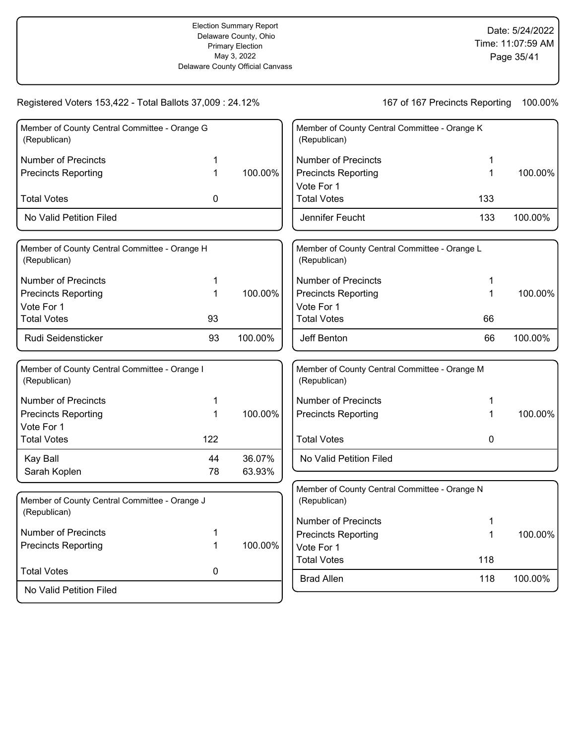Registered Voters 153,422 - Total Ballots 37,009 : 24.12%

167 of 167 Precincts Reporting 100.00%

### Member of County Central Committee - Orange G (Republican)

| | | |
|---|---|---|
| Number of Precincts | 1 | |
| Precincts Reporting | 1 | 100.00% |
| Total Votes | 0 | |
| No Valid Petition Filed | | |

### Member of County Central Committee - Orange H (Republican)

| | | |
|---|---|---|
| Number of Precincts | 1 | |
| Precincts Reporting | 1 | 100.00% |
| Vote For 1 | | |
| Total Votes | 93 | |
| Rudi Seidensticker | 93 | 100.00% |

### Member of County Central Committee - Orange I (Republican)

| | | |
|---|---|---|
| Number of Precincts | 1 | |
| Precincts Reporting | 1 | 100.00% |
| Vote For 1 | | |
| Total Votes | 122 | |
| Kay Ball | 44 | 36.07% |
| Sarah Koplen | 78 | 63.93% |

### Member of County Central Committee - Orange J (Republican)

| | | |
|---|---|---|
| Number of Precincts | 1 | |
| Precincts Reporting | 1 | 100.00% |
| Total Votes | 0 | |
| No Valid Petition Filed | | |

### Member of County Central Committee - Orange K (Republican)

| | | |
|---|---|---|
| Number of Precincts | 1 | |
| Precincts Reporting | 1 | 100.00% |
| Vote For 1 | | |
| Total Votes | 133 | |
| Jennifer Feucht | 133 | 100.00% |

### Member of County Central Committee - Orange L (Republican)

| | | |
|---|---|---|
| Number of Precincts | 1 | |
| Precincts Reporting | 1 | 100.00% |
| Vote For 1 | | |
| Total Votes | 66 | |
| Jeff Benton | 66 | 100.00% |

### Member of County Central Committee - Orange M (Republican)

| | | |
|---|---|---|
| Number of Precincts | 1 | |
| Precincts Reporting | 1 | 100.00% |
| Total Votes | 0 | |
| No Valid Petition Filed | | |

### Member of County Central Committee - Orange N (Republican)

| | | |
|---|---|---|
| Number of Precincts | 1 | |
| Precincts Reporting | 1 | 100.00% |
| Vote For 1 | | |
| Total Votes | 118 | |
| Brad Allen | 118 | 100.00% |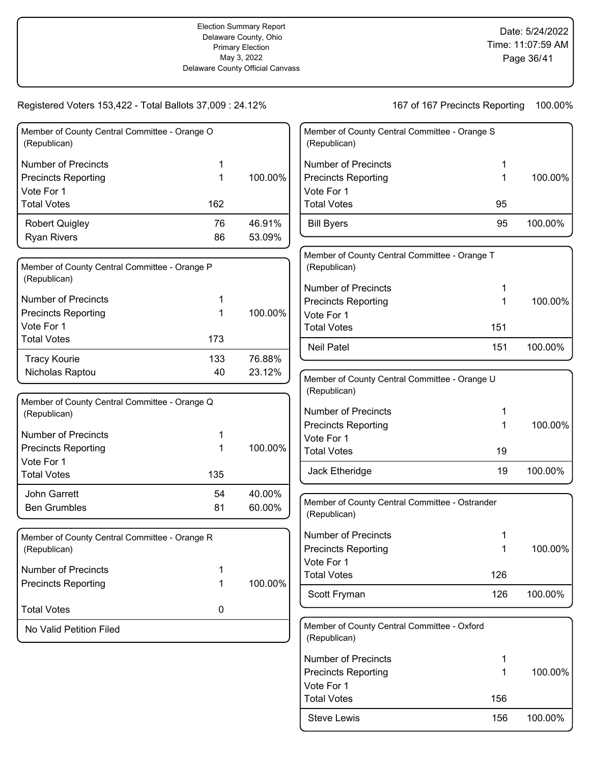Election Summary Report
Delaware County, Ohio
Primary Election
May 3, 2022
Delaware County Official Canvass

Date: 5/24/2022
Time: 11:07:59 AM

Registered Voters 153,422 - Total Ballots 37,009 : 24.12%

167 of 167 Precincts Reporting 100.00%

### Member of County Central Committee - Orange O (Republican)

| | | |
|---|---|---|
| Number of Precincts | 1 | |
| Precincts Reporting | 1 | 100.00% |
| Vote For 1 | | |
| Total Votes | 162 | |
| Robert Quigley | 76 | 46.91% |
| Ryan Rivers | 86 | 53.09% |

### Member of County Central Committee - Orange P (Republican)

| | | |
|---|---|---|
| Number of Precincts | 1 | |
| Precincts Reporting | 1 | 100.00% |
| Vote For 1 | | |
| Total Votes | 173 | |
| Tracy Kourie | 133 | 76.88% |
| Nicholas Raptou | 40 | 23.12% |

### Member of County Central Committee - Orange Q (Republican)

| | | |
|---|---|---|
| Number of Precincts | 1 | |
| Precincts Reporting | 1 | 100.00% |
| Vote For 1 | | |
| Total Votes | 135 | |
| John Garrett | 54 | 40.00% |
| Ben Grumbles | 81 | 60.00% |

### Member of County Central Committee - Orange R (Republican)

| | | |
|---|---|---|
| Number of Precincts | 1 | |
| Precincts Reporting | 1 | 100.00% |
| Total Votes | 0 | |
| No Valid Petition Filed | | |

### Member of County Central Committee - Orange S (Republican)

| | | |
|---|---|---|
| Number of Precincts | 1 | |
| Precincts Reporting | 1 | 100.00% |
| Vote For 1 | | |
| Total Votes | 95 | |
| Bill Byers | 95 | 100.00% |

### Member of County Central Committee - Orange T (Republican)

| | | |
|---|---|---|
| Number of Precincts | 1 | |
| Precincts Reporting | 1 | 100.00% |
| Vote For 1 | | |
| Total Votes | 151 | |
| Neil Patel | 151 | 100.00% |

### Member of County Central Committee - Orange U (Republican)

| | | |
|---|---|---|
| Number of Precincts | 1 | |
| Precincts Reporting | 1 | 100.00% |
| Vote For 1 | | |
| Total Votes | 19 | |
| Jack Etheridge | 19 | 100.00% |

### Member of County Central Committee - Ostrander (Republican)

| | | |
|---|---|---|
| Number of Precincts | 1 | |
| Precincts Reporting | 1 | 100.00% |
| Vote For 1 | | |
| Total Votes | 126 | |
| Scott Fryman | 126 | 100.00% |

### Member of County Central Committee - Oxford (Republican)

| | | |
|---|---|---|
| Number of Precincts | 1 | |
| Precincts Reporting | 1 | 100.00% |
| Vote For 1 | | |
| Total Votes | 156 | |
| Steve Lewis | 156 | 100.00% |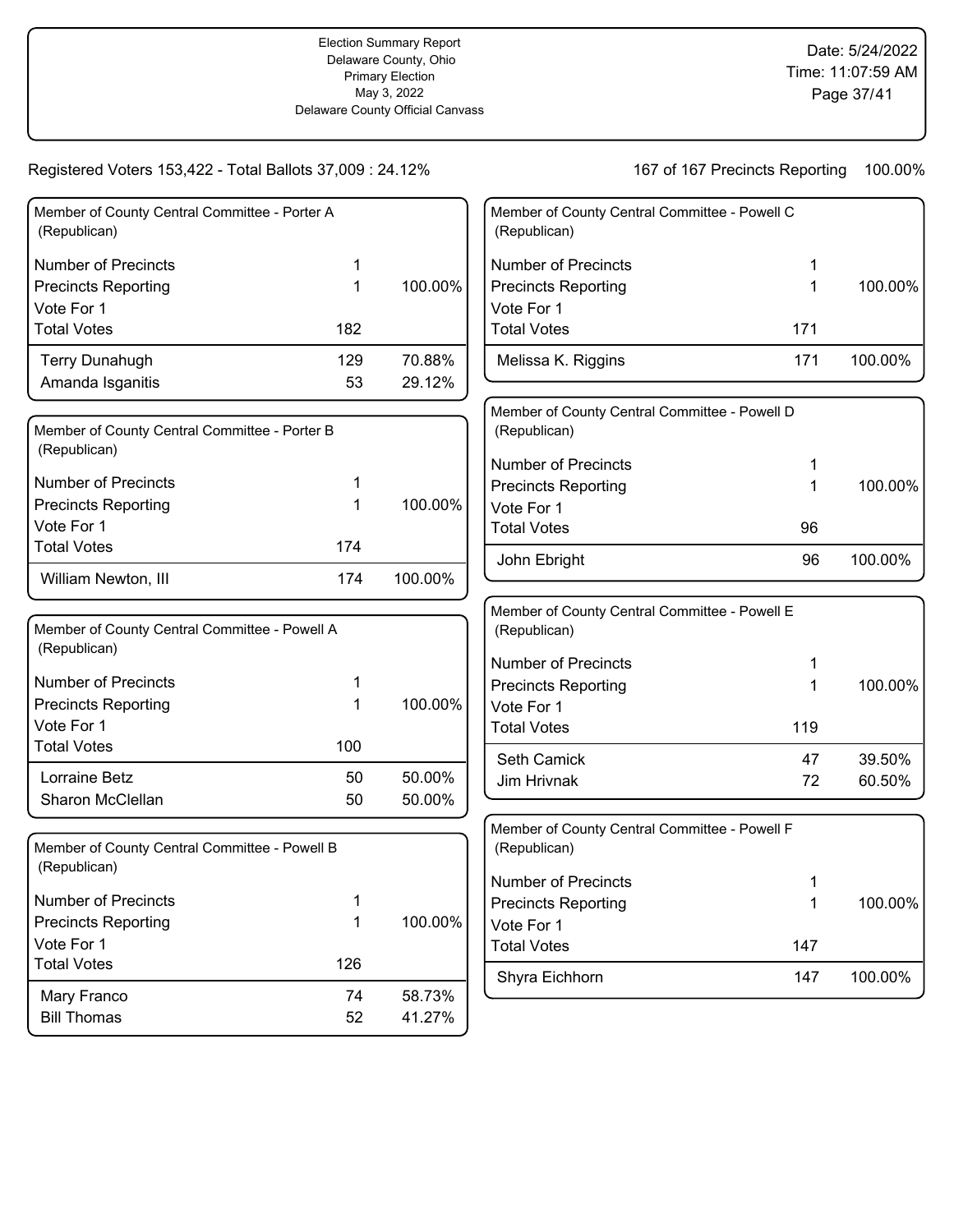Election Summary Report
Delaware County, Ohio
Primary Election
May 3, 2022
Delaware County Official Canvass

Date: 5/24/2022
Time: 11:07:59 AM

Registered Voters 153,422 - Total Ballots 37,009 : 24.12%

167 of 167 Precincts Reporting 100.00%

### Member of County Central Committee - Porter A (Republican)

| | | |
|---|---|---|
| Number of Precincts | 1 | |
| Precincts Reporting | 1 | 100.00% |
| Vote For 1 | | |
| Total Votes | 182 | |
| Terry Dunahugh | 129 | 70.88% |
| Amanda Isganitis | 53 | 29.12% |

### Member of County Central Committee - Porter B (Republican)

| | | |
|---|---|---|
| Number of Precincts | 1 | |
| Precincts Reporting | 1 | 100.00% |
| Vote For 1 | | |
| Total Votes | 174 | |
| William Newton, III | 174 | 100.00% |

### Member of County Central Committee - Powell A (Republican)

| | | |
|---|---|---|
| Number of Precincts | 1 | |
| Precincts Reporting | 1 | 100.00% |
| Vote For 1 | | |
| Total Votes | 100 | |
| Lorraine Betz | 50 | 50.00% |
| Sharon McClellan | 50 | 50.00% |

### Member of County Central Committee - Powell B (Republican)

| | | |
|---|---|---|
| Number of Precincts | 1 | |
| Precincts Reporting | 1 | 100.00% |
| Vote For 1 | | |
| Total Votes | 126 | |
| Mary Franco | 74 | 58.73% |
| Bill Thomas | 52 | 41.27% |

### Member of County Central Committee - Powell C (Republican)

| | | |
|---|---|---|
| Number of Precincts | 1 | |
| Precincts Reporting | 1 | 100.00% |
| Vote For 1 | | |
| Total Votes | 171 | |
| Melissa K. Riggins | 171 | 100.00% |

### Member of County Central Committee - Powell D (Republican)

| | | |
|---|---|---|
| Number of Precincts | 1 | |
| Precincts Reporting | 1 | 100.00% |
| Vote For 1 | | |
| Total Votes | 96 | |
| John Ebright | 96 | 100.00% |

### Member of County Central Committee - Powell E (Republican)

| | | |
|---|---|---|
| Number of Precincts | 1 | |
| Precincts Reporting | 1 | 100.00% |
| Vote For 1 | | |
| Total Votes | 119 | |
| Seth Camick | 47 | 39.50% |
| Jim Hrivnak | 72 | 60.50% |

### Member of County Central Committee - Powell F (Republican)

| | | |
|---|---|---|
| Number of Precincts | 1 | |
| Precincts Reporting | 1 | 100.00% |
| Vote For 1 | | |
| Total Votes | 147 | |
| Shyra Eichhorn | 147 | 100.00% |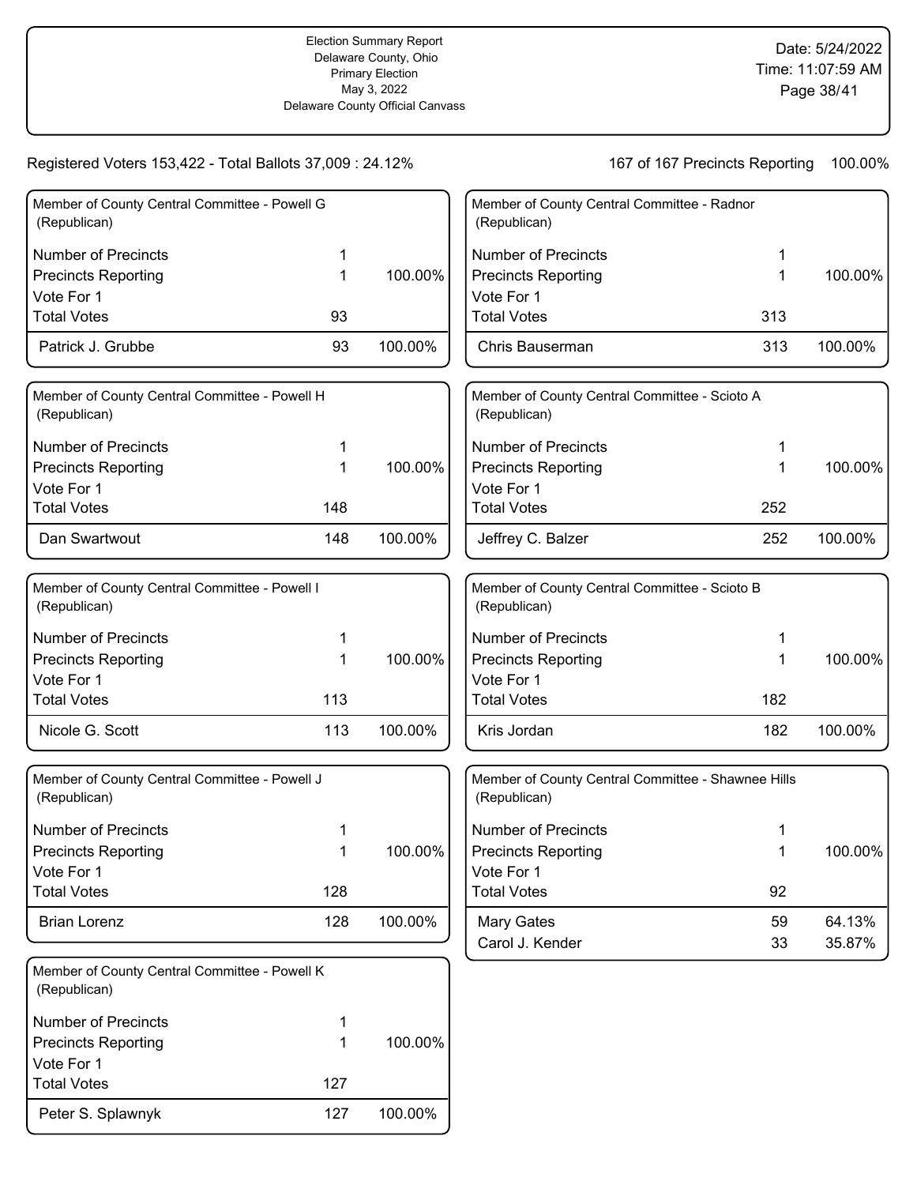Election Summary Report
Delaware County, Ohio
Primary Election
May 3, 2022
Delaware County Official Canvass

Date: 5/24/2022
Time: 11:07:59 AM

Registered Voters 153,422 - Total Ballots 37,009 : 24.12%

167 of 167 Precincts Reporting 100.00%

### Member of County Central Committee - Powell G (Republican)

| | | |
|---|---|---|
| Number of Precincts | 1 | |
| Precincts Reporting | 1 | 100.00% |
| Vote For 1 | | |
| Total Votes | 93 | |
| Patrick J. Grubbe | 93 | 100.00% |

### Member of County Central Committee - Powell H (Republican)

| | | |
|---|---|---|
| Number of Precincts | 1 | |
| Precincts Reporting | 1 | 100.00% |
| Vote For 1 | | |
| Total Votes | 148 | |
| Dan Swartwout | 148 | 100.00% |

### Member of County Central Committee - Powell I (Republican)

| | | |
|---|---|---|
| Number of Precincts | 1 | |
| Precincts Reporting | 1 | 100.00% |
| Vote For 1 | | |
| Total Votes | 113 | |
| Nicole G. Scott | 113 | 100.00% |

### Member of County Central Committee - Powell J (Republican)

| | | |
|---|---|---|
| Number of Precincts | 1 | |
| Precincts Reporting | 1 | 100.00% |
| Vote For 1 | | |
| Total Votes | 128 | |
| Brian Lorenz | 128 | 100.00% |

### Member of County Central Committee - Powell K (Republican)

| | | |
|---|---|---|
| Number of Precincts | 1 | |
| Precincts Reporting | 1 | 100.00% |
| Vote For 1 | | |
| Total Votes | 127 | |
| Peter S. Splawnyk | 127 | 100.00% |

### Member of County Central Committee - Radnor (Republican)

| | | |
|---|---|---|
| Number of Precincts | 1 | |
| Precincts Reporting | 1 | 100.00% |
| Vote For 1 | | |
| Total Votes | 313 | |
| Chris Bauserman | 313 | 100.00% |

### Member of County Central Committee - Scioto A (Republican)

| | | |
|---|---|---|
| Number of Precincts | 1 | |
| Precincts Reporting | 1 | 100.00% |
| Vote For 1 | | |
| Total Votes | 252 | |
| Jeffrey C. Balzer | 252 | 100.00% |

### Member of County Central Committee - Scioto B (Republican)

| | | |
|---|---|---|
| Number of Precincts | 1 | |
| Precincts Reporting | 1 | 100.00% |
| Vote For 1 | | |
| Total Votes | 182 | |
| Kris Jordan | 182 | 100.00% |

### Member of County Central Committee - Shawnee Hills (Republican)

| | | |
|---|---|---|
| Number of Precincts | 1 | |
| Precincts Reporting | 1 | 100.00% |
| Vote For 1 | | |
| Total Votes | 92 | |
| Mary Gates | 59 | 64.13% |
| Carol J. Kender | 33 | 35.87% |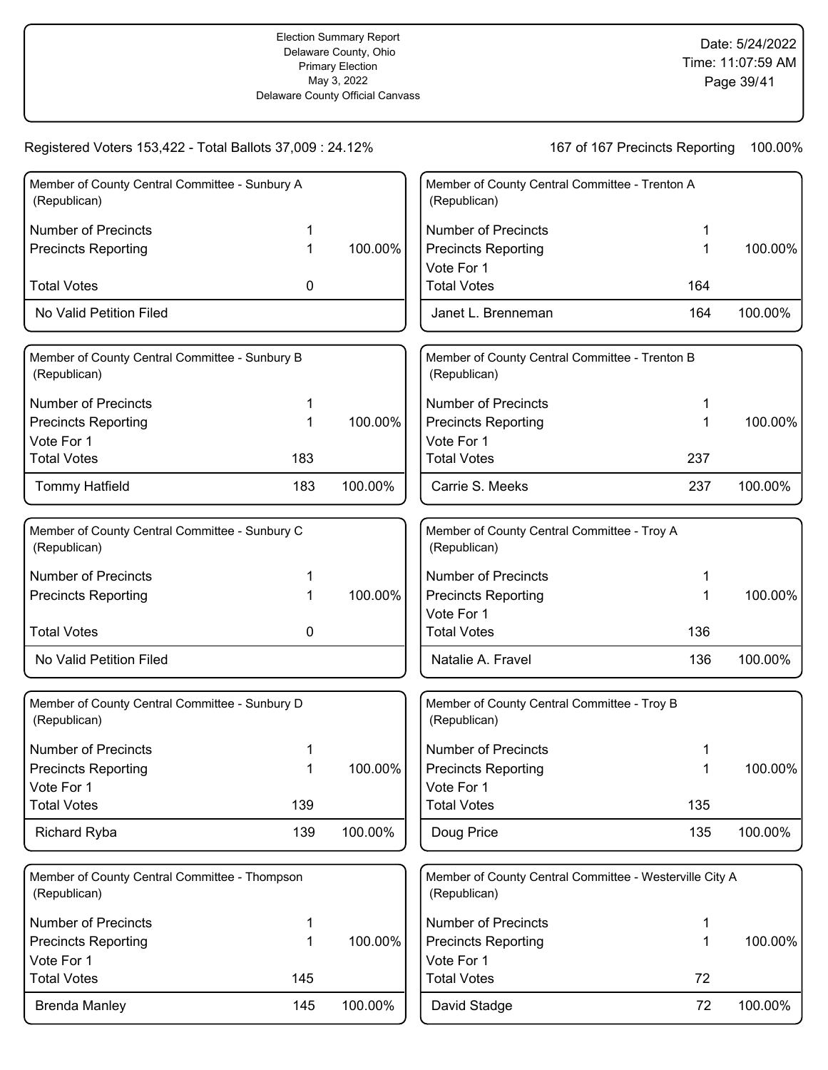Election Summary Report
Delaware County, Ohio
Primary Election
May 3, 2022
Delaware County Official Canvass

Date: 5/24/2022
Time: 11:07:59 AM

Registered Voters 153,422 - Total Ballots 37,009 : 24.12%

167 of 167 Precincts Reporting 100.00%

### Member of County Central Committee - Sunbury A (Republican)

| | | |
|---|---|---|
| Number of Precincts | 1 | |
| Precincts Reporting | 1 | 100.00% |
| Total Votes | 0 | |
| No Valid Petition Filed | | |

### Member of County Central Committee - Sunbury B (Republican)

| | | |
|---|---|---|
| Number of Precincts | 1 | |
| Precincts Reporting | 1 | 100.00% |
| Vote For 1 | | |
| Total Votes | 183 | |
| Tommy Hatfield | 183 | 100.00% |

### Member of County Central Committee - Sunbury C (Republican)

| | | |
|---|---|---|
| Number of Precincts | 1 | |
| Precincts Reporting | 1 | 100.00% |
| Total Votes | 0 | |
| No Valid Petition Filed | | |

### Member of County Central Committee - Sunbury D (Republican)

| | | |
|---|---|---|
| Number of Precincts | 1 | |
| Precincts Reporting | 1 | 100.00% |
| Vote For 1 | | |
| Total Votes | 139 | |
| Richard Ryba | 139 | 100.00% |

### Member of County Central Committee - Thompson (Republican)

| | | |
|---|---|---|
| Number of Precincts | 1 | |
| Precincts Reporting | 1 | 100.00% |
| Vote For 1 | | |
| Total Votes | 145 | |
| Brenda Manley | 145 | 100.00% |

### Member of County Central Committee - Trenton A (Republican)

| | | |
|---|---|---|
| Number of Precincts | 1 | |
| Precincts Reporting | 1 | 100.00% |
| Vote For 1 | | |
| Total Votes | 164 | |
| Janet L. Brenneman | 164 | 100.00% |

### Member of County Central Committee - Trenton B (Republican)

| | | |
|---|---|---|
| Number of Precincts | 1 | |
| Precincts Reporting | 1 | 100.00% |
| Vote For 1 | | |
| Total Votes | 237 | |
| Carrie S. Meeks | 237 | 100.00% |

### Member of County Central Committee - Troy A (Republican)

| | | |
|---|---|---|
| Number of Precincts | 1 | |
| Precincts Reporting | 1 | 100.00% |
| Vote For 1 | | |
| Total Votes | 136 | |
| Natalie A. Fravel | 136 | 100.00% |

### Member of County Central Committee - Troy B (Republican)

| | | |
|---|---|---|
| Number of Precincts | 1 | |
| Precincts Reporting | 1 | 100.00% |
| Vote For 1 | | |
| Total Votes | 135 | |
| Doug Price | 135 | 100.00% |

### Member of County Central Committee - Westerville City A (Republican)

| | | |
|---|---|---|
| Number of Precincts | 1 | |
| Precincts Reporting | 1 | 100.00% |
| Vote For 1 | | |
| Total Votes | 72 | |
| David Stadge | 72 | 100.00% |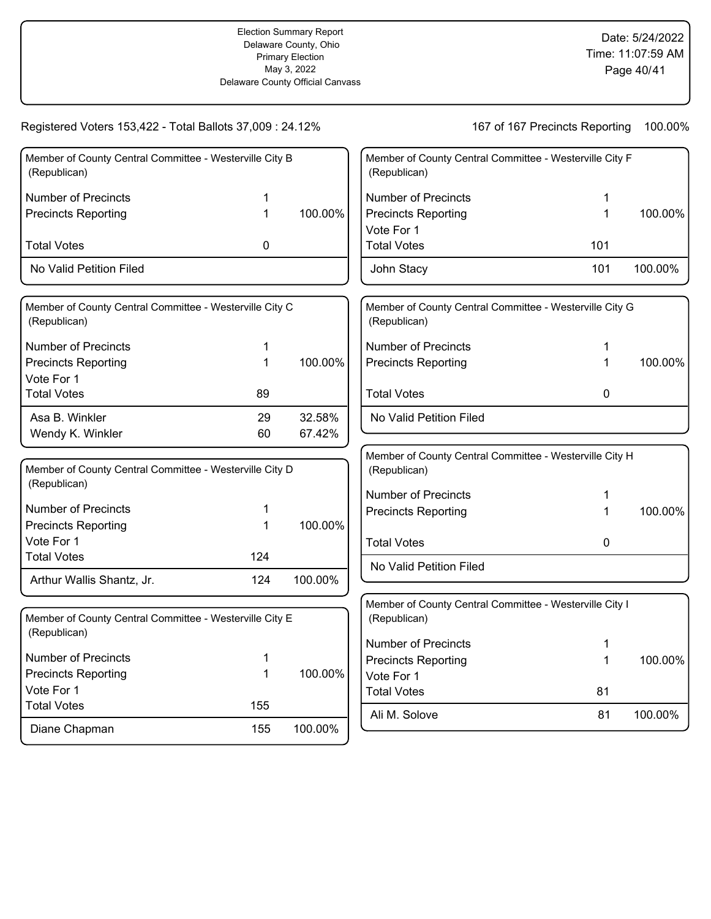Election Summary Report
Delaware County, Ohio
Primary Election
May 3, 2022
Delaware County Official Canvass

Date: 5/24/2022
Time: 11:07:59 AM

Registered Voters 153,422 - Total Ballots 37,009 : 24.12%

167 of 167 Precincts Reporting 100.00%

### Member of County Central Committee - Westerville City B (Republican)

| | | |
|---|---|---|
| Number of Precincts | 1 | |
| Precincts Reporting | 1 | 100.00% |
| Total Votes | 0 | |
| No Valid Petition Filed | | |

### Member of County Central Committee - Westerville City C (Republican)

| | | |
|---|---|---|
| Number of Precincts | 1 | |
| Precincts Reporting | 1 | 100.00% |
| Vote For 1 | | |
| Total Votes | 89 | |
| Asa B. Winkler | 29 | 32.58% |
| Wendy K. Winkler | 60 | 67.42% |

### Member of County Central Committee - Westerville City D (Republican)

| | | |
|---|---|---|
| Number of Precincts | 1 | |
| Precincts Reporting | 1 | 100.00% |
| Vote For 1 | | |
| Total Votes | 124 | |
| Arthur Wallis Shantz, Jr. | 124 | 100.00% |

### Member of County Central Committee - Westerville City E (Republican)

| | | |
|---|---|---|
| Number of Precincts | 1 | |
| Precincts Reporting | 1 | 100.00% |
| Vote For 1 | | |
| Total Votes | 155 | |
| Diane Chapman | 155 | 100.00% |

### Member of County Central Committee - Westerville City F (Republican)

| | | |
|---|---|---|
| Number of Precincts | 1 | |
| Precincts Reporting | 1 | 100.00% |
| Vote For 1 | | |
| Total Votes | 101 | |
| John Stacy | 101 | 100.00% |

### Member of County Central Committee - Westerville City G (Republican)

| | | |
|---|---|---|
| Number of Precincts | 1 | |
| Precincts Reporting | 1 | 100.00% |
| Total Votes | 0 | |
| No Valid Petition Filed | | |

### Member of County Central Committee - Westerville City H (Republican)

| | | |
|---|---|---|
| Number of Precincts | 1 | |
| Precincts Reporting | 1 | 100.00% |
| Total Votes | 0 | |
| No Valid Petition Filed | | |

### Member of County Central Committee - Westerville City I (Republican)

| | | |
|---|---|---|
| Number of Precincts | 1 | |
| Precincts Reporting | 1 | 100.00% |
| Vote For 1 | | |
| Total Votes | 81 | |
| Ali M. Solove | 81 | 100.00% |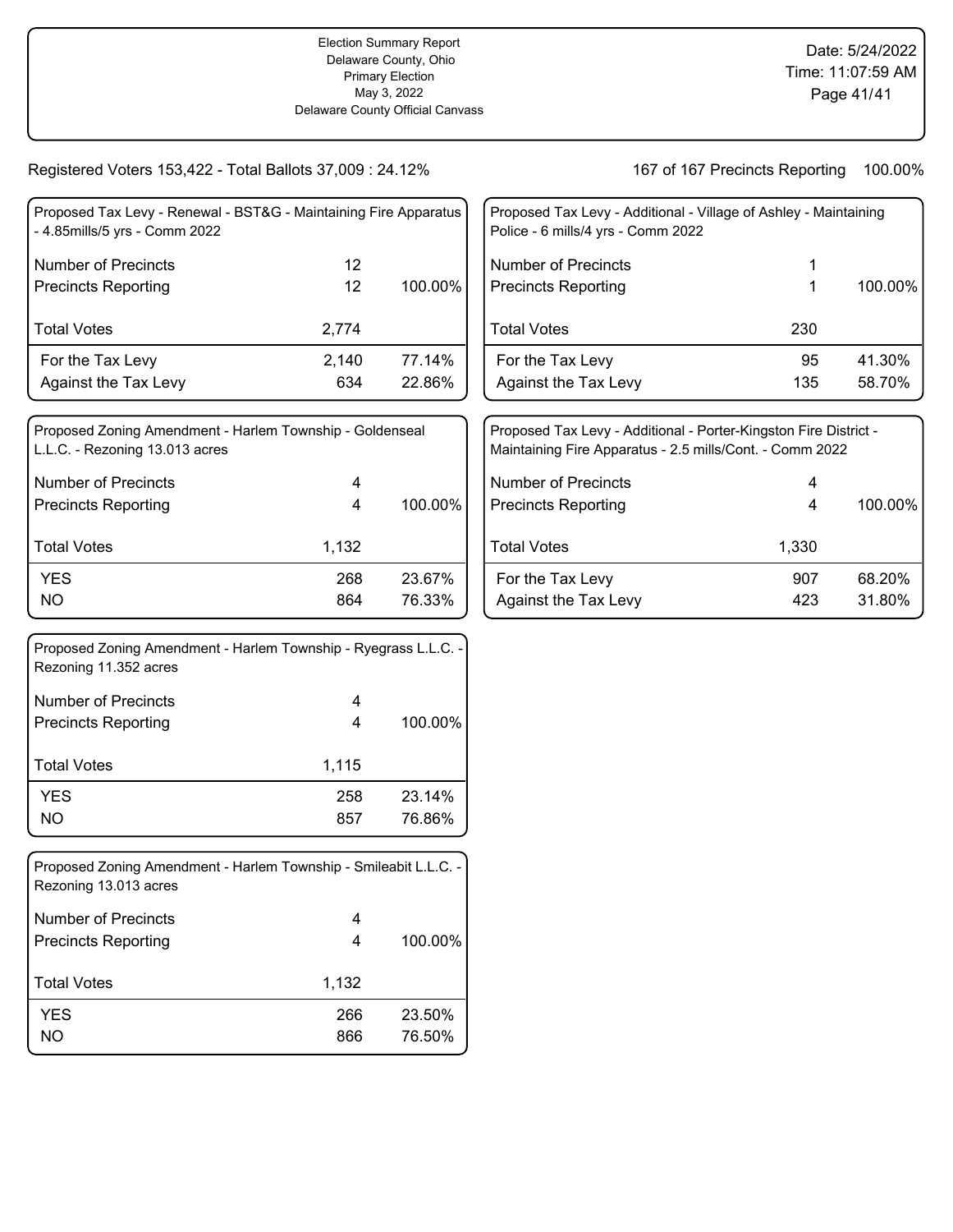Registered Voters 153,422 - Total Ballots 37,009 : 24.12%

167 of 167 Precincts Reporting 100.00%

### Proposed Tax Levy - Renewal - BST&G - Maintaining Fire Apparatus - 4.85mills/5 yrs - Comm 2022

| | | |
|---|---|---|
| Number of Precincts | 12 | |
| Precincts Reporting | 12 | 100.00% |
| Total Votes | 2,774 | |
| For the Tax Levy | 2,140 | 77.14% |
| Against the Tax Levy | 634 | 22.86% |

### Proposed Zoning Amendment - Harlem Township - Goldenseal L.L.C. - Rezoning 13.013 acres

| | | |
|---|---|---|
| Number of Precincts | 4 | |
| Precincts Reporting | 4 | 100.00% |
| Total Votes | 1,132 | |
| YES | 268 | 23.67% |
| NO | 864 | 76.33% |

### Proposed Zoning Amendment - Harlem Township - Ryegrass L.L.C. - Rezoning 11.352 acres

| | | |
|---|---|---|
| Number of Precincts | 4 | |
| Precincts Reporting | 4 | 100.00% |
| Total Votes | 1,115 | |
| YES | 258 | 23.14% |
| NO | 857 | 76.86% |

### Proposed Zoning Amendment - Harlem Township - Smileabit L.L.C. - Rezoning 13.013 acres

| | | |
|---|---|---|
| Number of Precincts | 4 | |
| Precincts Reporting | 4 | 100.00% |
| Total Votes | 1,132 | |
| YES | 266 | 23.50% |
| NO | 866 | 76.50% |

### Proposed Tax Levy - Additional - Village of Ashley - Maintaining Police - 6 mills/4 yrs - Comm 2022

| | | |
|---|---|---|
| Number of Precincts | 1 | |
| Precincts Reporting | 1 | 100.00% |
| Total Votes | 230 | |
| For the Tax Levy | 95 | 41.30% |
| Against the Tax Levy | 135 | 58.70% |

### Proposed Tax Levy - Additional - Porter-Kingston Fire District - Maintaining Fire Apparatus - 2.5 mills/Cont. - Comm 2022

| | | |
|---|---|---|
| Number of Precincts | 4 | |
| Precincts Reporting | 4 | 100.00% |
| Total Votes | 1,330 | |
| For the Tax Levy | 907 | 68.20% |
| Against the Tax Levy | 423 | 31.80% |